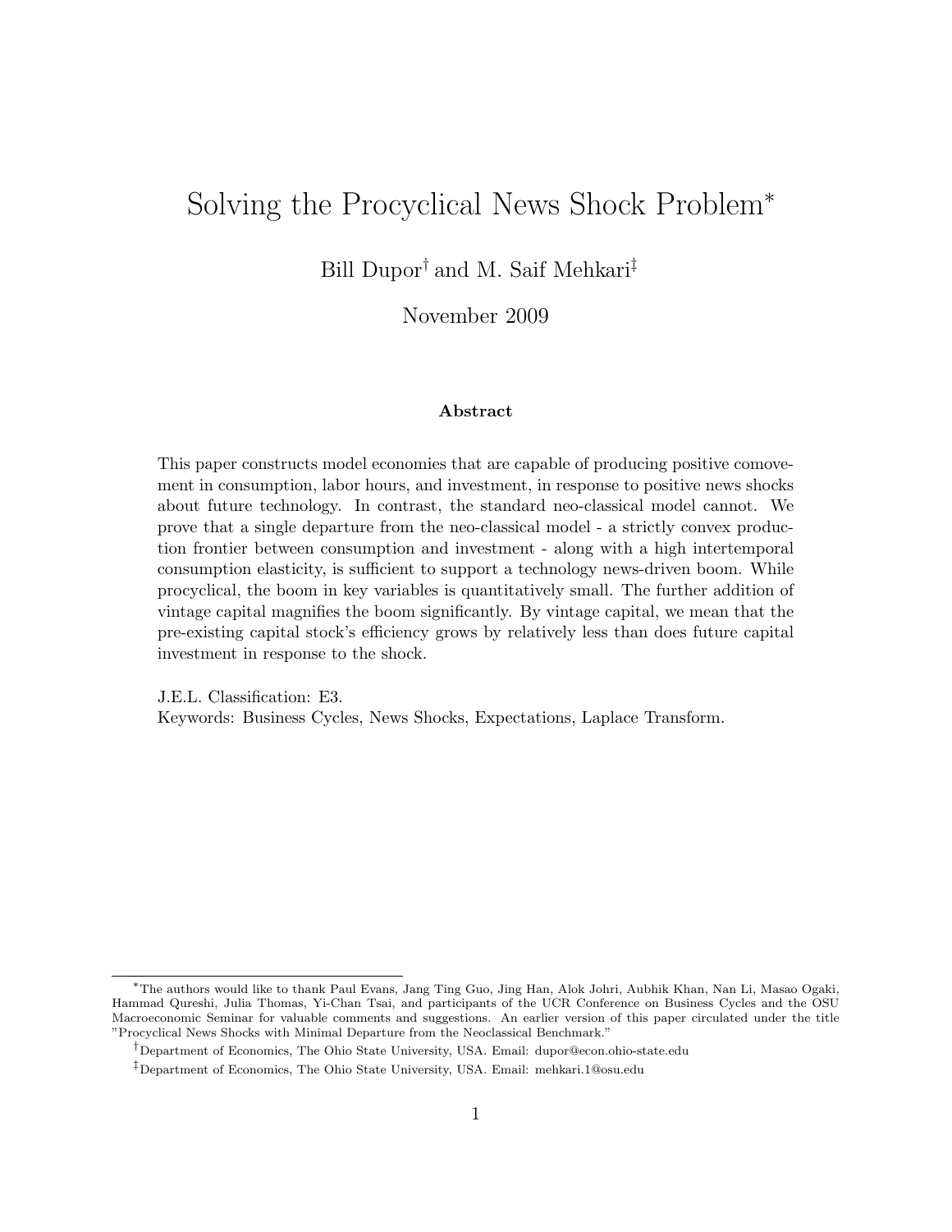# Solving the Procyclical News Shock Problem*

Bill Dupor† and M. Saif Mehkari‡

November 2009

### Abstract

This paper constructs model economies that are capable of producing positive comovement in consumption, labor hours, and investment, in response to positive news shocks about future technology. In contrast, the standard neo-classical model cannot. We prove that a single departure from the neo-classical model - a strictly convex production frontier between consumption and investment - along with a high intertemporal consumption elasticity, is sufficient to support a technology news-driven boom. While procyclical, the boom in key variables is quantitatively small. The further addition of vintage capital magnifies the boom significantly. By vintage capital, we mean that the pre-existing capital stock's efficiency grows by relatively less than does future capital investment in response to the shock.

J.E.L. Classification: E3.
Keywords: Business Cycles, News Shocks, Expectations, Laplace Transform.

---

*The authors would like to thank Paul Evans, Jang Ting Guo, Jing Han, Alok Johri, Aubhik Khan, Nan Li, Masao Ogaki, Hammad Qureshi, Julia Thomas, Yi-Chan Tsai, and participants of the UCR Conference on Business Cycles and the OSU Macroeconomic Seminar for valuable comments and suggestions. An earlier version of this paper circulated under the title "Procyclical News Shocks with Minimal Departure from the Neoclassical Benchmark."

†Department of Economics, The Ohio State University, USA. Email: dupor@econ.ohio-state.edu

‡Department of Economics, The Ohio State University, USA. Email: mehkari.1@osu.edu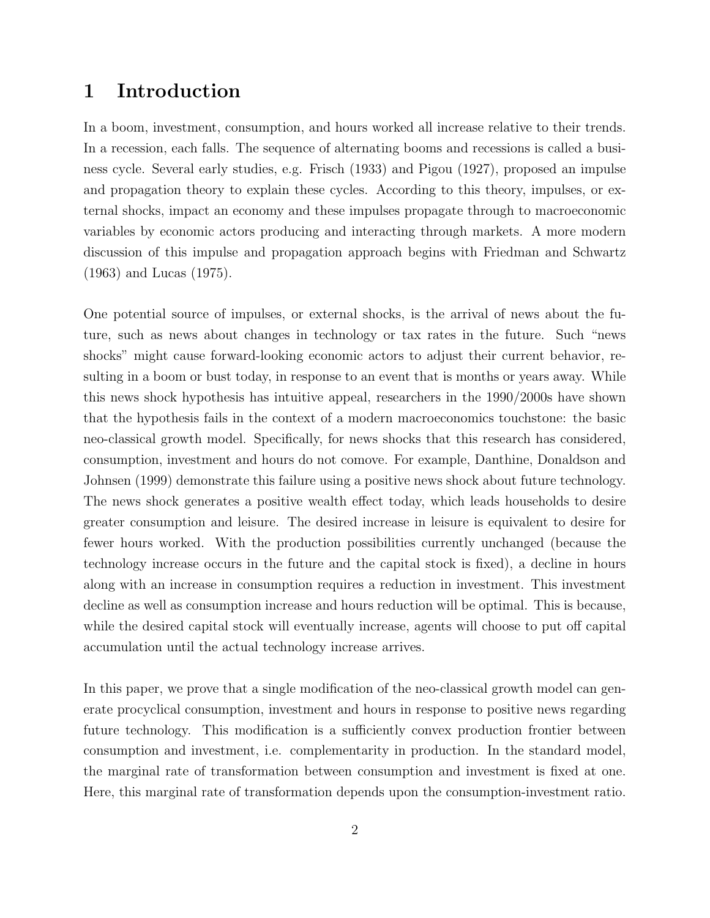# 1 Introduction

In a boom, investment, consumption, and hours worked all increase relative to their trends. In a recession, each falls. The sequence of alternating booms and recessions is called a business cycle. Several early studies, e.g. Frisch (1933) and Pigou (1927), proposed an impulse and propagation theory to explain these cycles. According to this theory, impulses, or external shocks, impact an economy and these impulses propagate through to macroeconomic variables by economic actors producing and interacting through markets. A more modern discussion of this impulse and propagation approach begins with Friedman and Schwartz (1963) and Lucas (1975).

One potential source of impulses, or external shocks, is the arrival of news about the future, such as news about changes in technology or tax rates in the future. Such "news shocks" might cause forward-looking economic actors to adjust their current behavior, resulting in a boom or bust today, in response to an event that is months or years away. While this news shock hypothesis has intuitive appeal, researchers in the 1990/2000s have shown that the hypothesis fails in the context of a modern macroeconomics touchstone: the basic neo-classical growth model. Specifically, for news shocks that this research has considered, consumption, investment and hours do not comove. For example, Danthine, Donaldson and Johnsen (1999) demonstrate this failure using a positive news shock about future technology. The news shock generates a positive wealth effect today, which leads households to desire greater consumption and leisure. The desired increase in leisure is equivalent to desire for fewer hours worked. With the production possibilities currently unchanged (because the technology increase occurs in the future and the capital stock is fixed), a decline in hours along with an increase in consumption requires a reduction in investment. This investment decline as well as consumption increase and hours reduction will be optimal. This is because, while the desired capital stock will eventually increase, agents will choose to put off capital accumulation until the actual technology increase arrives.

In this paper, we prove that a single modification of the neo-classical growth model can generate procyclical consumption, investment and hours in response to positive news regarding future technology. This modification is a sufficiently convex production frontier between consumption and investment, i.e. complementarity in production. In the standard model, the marginal rate of transformation between consumption and investment is fixed at one. Here, this marginal rate of transformation depends upon the consumption-investment ratio.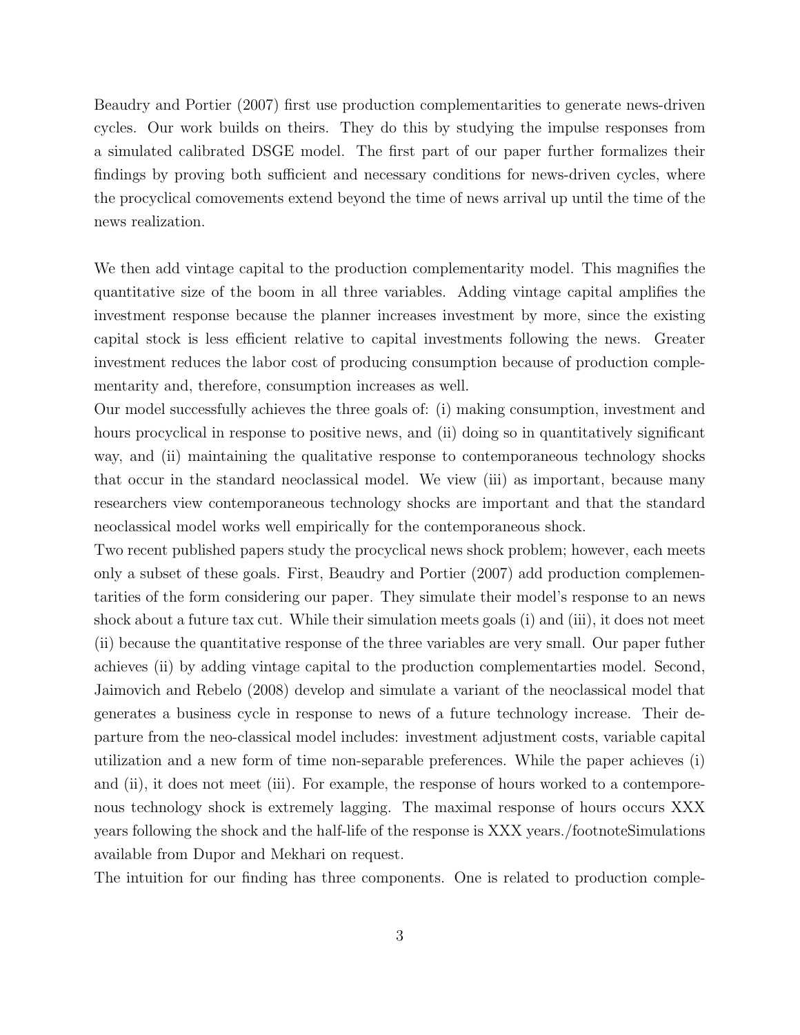Beaudry and Portier (2007) first use production complementarities to generate news-driven cycles. Our work builds on theirs. They do this by studying the impulse responses from a simulated calibrated DSGE model. The first part of our paper further formalizes their findings by proving both sufficient and necessary conditions for news-driven cycles, where the procyclical comovements extend beyond the time of news arrival up until the time of the news realization.

We then add vintage capital to the production complementarity model. This magnifies the quantitative size of the boom in all three variables. Adding vintage capital amplifies the investment response because the planner increases investment by more, since the existing capital stock is less efficient relative to capital investments following the news. Greater investment reduces the labor cost of producing consumption because of production complementarity and, therefore, consumption increases as well.

Our model successfully achieves the three goals of: (i) making consumption, investment and hours procyclical in response to positive news, and (ii) doing so in quantitatively significant way, and (ii) maintaining the qualitative response to contemporaneous technology shocks that occur in the standard neoclassical model. We view (iii) as important, because many researchers view contemporaneous technology shocks are important and that the standard neoclassical model works well empirically for the contemporaneous shock.

Two recent published papers study the procyclical news shock problem; however, each meets only a subset of these goals. First, Beaudry and Portier (2007) add production complementarities of the form considering our paper. They simulate their model's response to an news shock about a future tax cut. While their simulation meets goals (i) and (iii), it does not meet (ii) because the quantitative response of the three variables are very small. Our paper futher achieves (ii) by adding vintage capital to the production complementarties model. Second, Jaimovich and Rebelo (2008) develop and simulate a variant of the neoclassical model that generates a business cycle in response to news of a future technology increase. Their departure from the neo-classical model includes: investment adjustment costs, variable capital utilization and a new form of time non-separable preferences. While the paper achieves (i) and (ii), it does not meet (iii). For example, the response of hours worked to a contemporenous technology shock is extremely lagging. The maximal response of hours occurs XXX years following the shock and the half-life of the response is XXX years./footnoteSimulations available from Dupor and Mekhari on request.

The intuition for our finding has three components. One is related to production comple-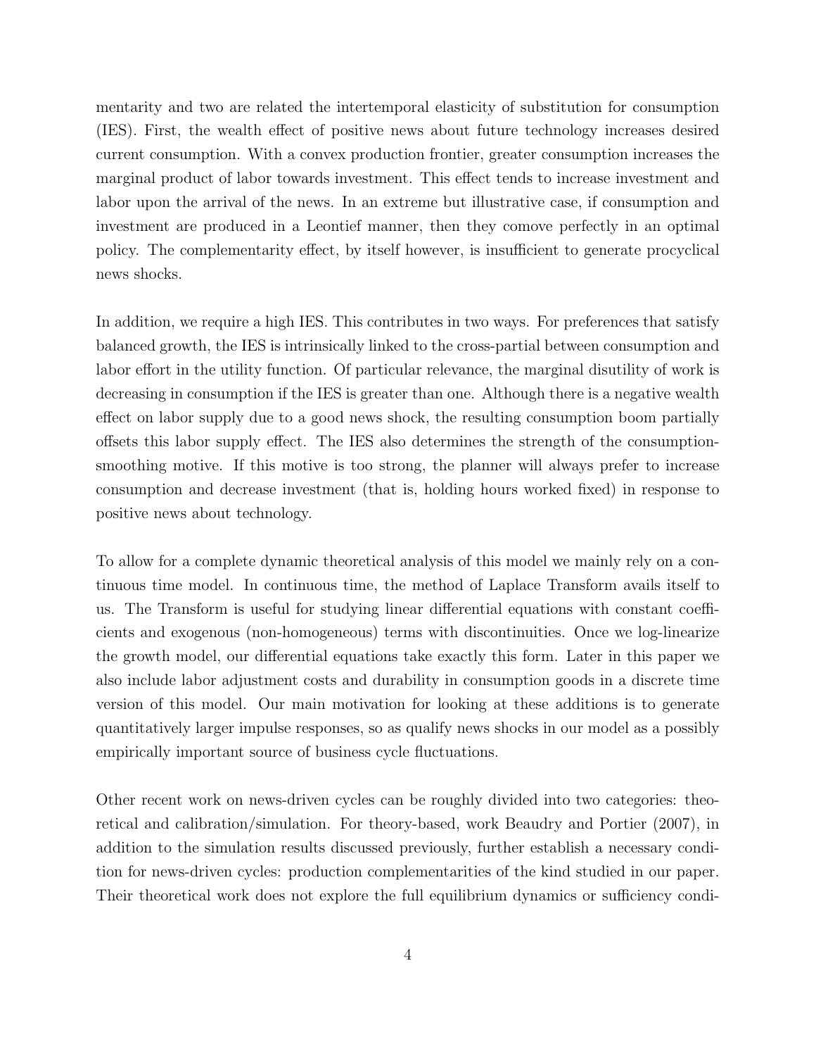mentarity and two are related the intertemporal elasticity of substitution for consumption (IES). First, the wealth effect of positive news about future technology increases desired current consumption. With a convex production frontier, greater consumption increases the marginal product of labor towards investment. This effect tends to increase investment and labor upon the arrival of the news. In an extreme but illustrative case, if consumption and investment are produced in a Leontief manner, then they comove perfectly in an optimal policy. The complementarity effect, by itself however, is insufficient to generate procyclical news shocks.

In addition, we require a high IES. This contributes in two ways. For preferences that satisfy balanced growth, the IES is intrinsically linked to the cross-partial between consumption and labor effort in the utility function. Of particular relevance, the marginal disutility of work is decreasing in consumption if the IES is greater than one. Although there is a negative wealth effect on labor supply due to a good news shock, the resulting consumption boom partially offsets this labor supply effect. The IES also determines the strength of the consumption-smoothing motive. If this motive is too strong, the planner will always prefer to increase consumption and decrease investment (that is, holding hours worked fixed) in response to positive news about technology.

To allow for a complete dynamic theoretical analysis of this model we mainly rely on a continuous time model. In continuous time, the method of Laplace Transform avails itself to us. The Transform is useful for studying linear differential equations with constant coefficients and exogenous (non-homogeneous) terms with discontinuities. Once we log-linearize the growth model, our differential equations take exactly this form. Later in this paper we also include labor adjustment costs and durability in consumption goods in a discrete time version of this model. Our main motivation for looking at these additions is to generate quantitatively larger impulse responses, so as qualify news shocks in our model as a possibly empirically important source of business cycle fluctuations.

Other recent work on news-driven cycles can be roughly divided into two categories: theoretical and calibration/simulation. For theory-based, work Beaudry and Portier (2007), in addition to the simulation results discussed previously, further establish a necessary condition for news-driven cycles: production complementarities of the kind studied in our paper. Their theoretical work does not explore the full equilibrium dynamics or sufficiency condi-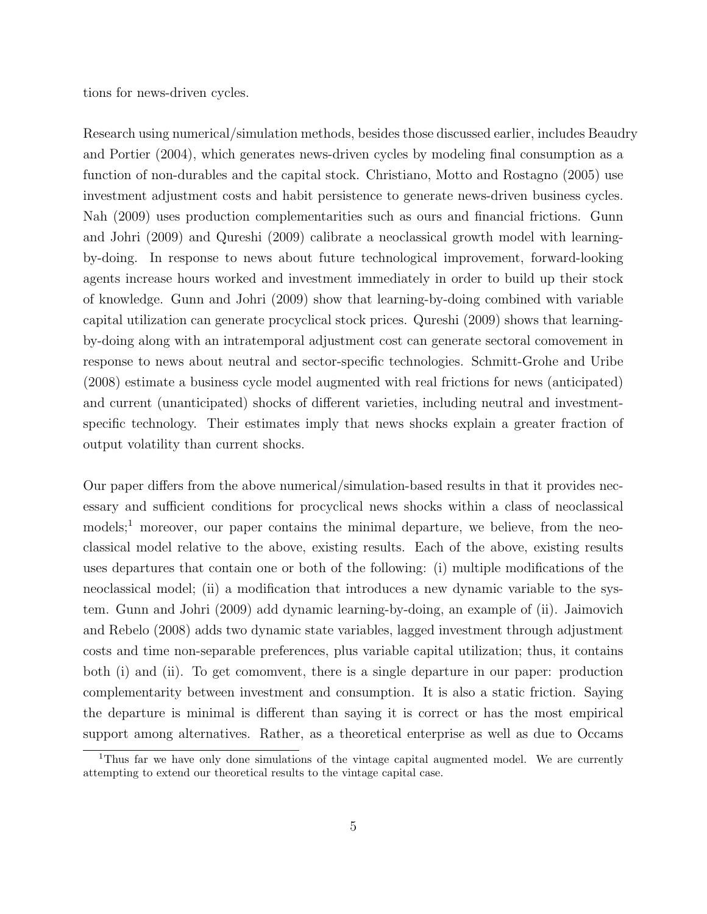tions for news-driven cycles.

Research using numerical/simulation methods, besides those discussed earlier, includes Beaudry and Portier (2004), which generates news-driven cycles by modeling final consumption as a function of non-durables and the capital stock. Christiano, Motto and Rostagno (2005) use investment adjustment costs and habit persistence to generate news-driven business cycles. Nah (2009) uses production complementarities such as ours and financial frictions. Gunn and Johri (2009) and Qureshi (2009) calibrate a neoclassical growth model with learning-by-doing. In response to news about future technological improvement, forward-looking agents increase hours worked and investment immediately in order to build up their stock of knowledge. Gunn and Johri (2009) show that learning-by-doing combined with variable capital utilization can generate procyclical stock prices. Qureshi (2009) shows that learning-by-doing along with an intratemporal adjustment cost can generate sectoral comovement in response to news about neutral and sector-specific technologies. Schmitt-Grohe and Uribe (2008) estimate a business cycle model augmented with real frictions for news (anticipated) and current (unanticipated) shocks of different varieties, including neutral and investment-specific technology. Their estimates imply that news shocks explain a greater fraction of output volatility than current shocks.

Our paper differs from the above numerical/simulation-based results in that it provides necessary and sufficient conditions for procyclical news shocks within a class of neoclassical models;[1] moreover, our paper contains the minimal departure, we believe, from the neoclassical model relative to the above, existing results. Each of the above, existing results uses departures that contain one or both of the following: (i) multiple modifications of the neoclassical model; (ii) a modification that introduces a new dynamic variable to the system. Gunn and Johri (2009) add dynamic learning-by-doing, an example of (ii). Jaimovich and Rebelo (2008) adds two dynamic state variables, lagged investment through adjustment costs and time non-separable preferences, plus variable capital utilization; thus, it contains both (i) and (ii). To get comomvent, there is a single departure in our paper: production complementarity between investment and consumption. It is also a static friction. Saying the departure is minimal is different than saying it is correct or has the most empirical support among alternatives. Rather, as a theoretical enterprise as well as due to Occams

[1] Thus far we have only done simulations of the vintage capital augmented model. We are currently attempting to extend our theoretical results to the vintage capital case.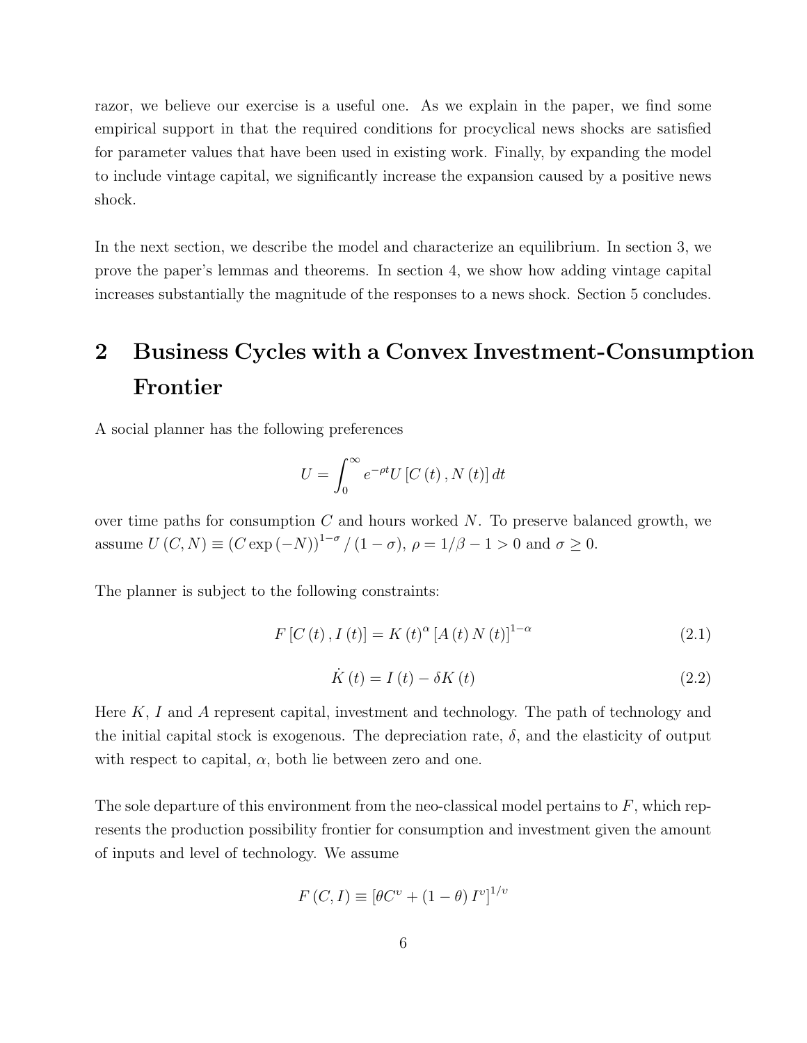razor, we believe our exercise is a useful one. As we explain in the paper, we find some empirical support in that the required conditions for procyclical news shocks are satisfied for parameter values that have been used in existing work. Finally, by expanding the model to include vintage capital, we significantly increase the expansion caused by a positive news shock.

In the next section, we describe the model and characterize an equilibrium. In section 3, we prove the paper's lemmas and theorems. In section 4, we show how adding vintage capital increases substantially the magnitude of the responses to a news shock. Section 5 concludes.

## 2 Business Cycles with a Convex Investment-Consumption Frontier

A social planner has the following preferences

$$U = \int_0^\infty e^{-\rho t} U\left[C\left(t\right), N\left(t\right)\right] dt$$

over time paths for consumption $C$ and hours worked $N$. To preserve balanced growth, we assume $U\left(C, N\right) \equiv \left(C \exp\left(-N\right)\right)^{1-\sigma} / \left(1-\sigma\right)$, $\rho = 1/\beta - 1 > 0$ and $\sigma \geq 0$.

The planner is subject to the following constraints:

$$F\left[C\left(t\right), I\left(t\right)\right] = K\left(t\right)^{\alpha}\left[A\left(t\right)N\left(t\right)\right]^{1-\alpha} \tag{2.1}$$

$$\dot{K}\left(t\right) = I\left(t\right) - \delta K\left(t\right) \tag{2.2}$$

Here $K$, $I$ and $A$ represent capital, investment and technology. The path of technology and the initial capital stock is exogenous. The depreciation rate, $\delta$, and the elasticity of output with respect to capital, $\alpha$, both lie between zero and one.

The sole departure of this environment from the neo-classical model pertains to $F$, which represents the production possibility frontier for consumption and investment given the amount of inputs and level of technology. We assume

$$F\left(C, I\right) \equiv \left[\theta C^{\upsilon} + \left(1-\theta\right) I^{\upsilon}\right]^{1/\upsilon}$$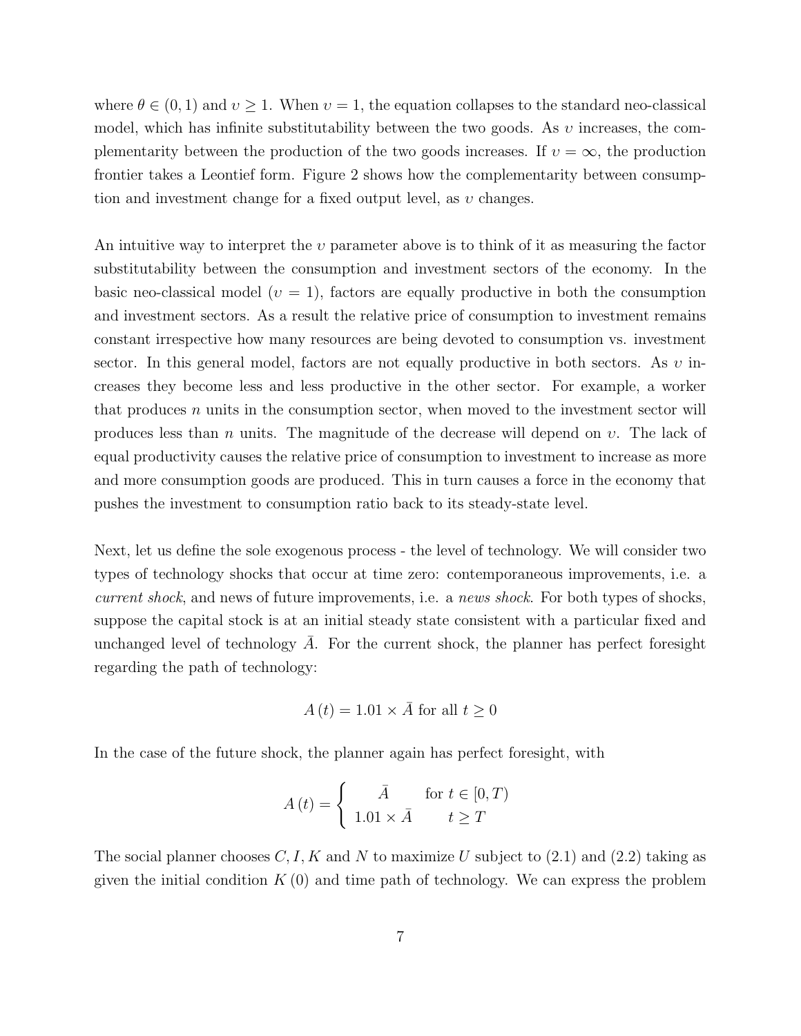where $\theta \in (0, 1)$ and $\upsilon \geq 1$. When $\upsilon = 1$, the equation collapses to the standard neo-classical model, which has infinite substitutability between the two goods. As $\upsilon$ increases, the complementarity between the production of the two goods increases. If $\upsilon = \infty$, the production frontier takes a Leontief form. Figure 2 shows how the complementarity between consumption and investment change for a fixed output level, as $\upsilon$ changes.

An intuitive way to interpret the $\upsilon$ parameter above is to think of it as measuring the factor substitutability between the consumption and investment sectors of the economy. In the basic neo-classical model ($\upsilon = 1$), factors are equally productive in both the consumption and investment sectors. As a result the relative price of consumption to investment remains constant irrespective how many resources are being devoted to consumption vs. investment sector. In this general model, factors are not equally productive in both sectors. As $\upsilon$ increases they become less and less productive in the other sector. For example, a worker that produces $n$ units in the consumption sector, when moved to the investment sector will produces less than $n$ units. The magnitude of the decrease will depend on $\upsilon$. The lack of equal productivity causes the relative price of consumption to investment to increase as more and more consumption goods are produced. This in turn causes a force in the economy that pushes the investment to consumption ratio back to its steady-state level.

Next, let us define the sole exogenous process - the level of technology. We will consider two types of technology shocks that occur at time zero: contemporaneous improvements, i.e. a *current shock*, and news of future improvements, i.e. a *news shock*. For both types of shocks, suppose the capital stock is at an initial steady state consistent with a particular fixed and unchanged level of technology $\bar{A}$. For the current shock, the planner has perfect foresight regarding the path of technology:

$$A(t) = 1.01 \times \bar{A} \text{ for all } t \geq 0$$

In the case of the future shock, the planner again has perfect foresight, with

$$A(t) = \begin{cases} \bar{A} & \text{for } t \in [0, T) \\ 1.01 \times \bar{A} & t \geq T \end{cases}$$

The social planner chooses $C, I, K$ and $N$ to maximize $U$ subject to (2.1) and (2.2) taking as given the initial condition $K(0)$ and time path of technology. We can express the problem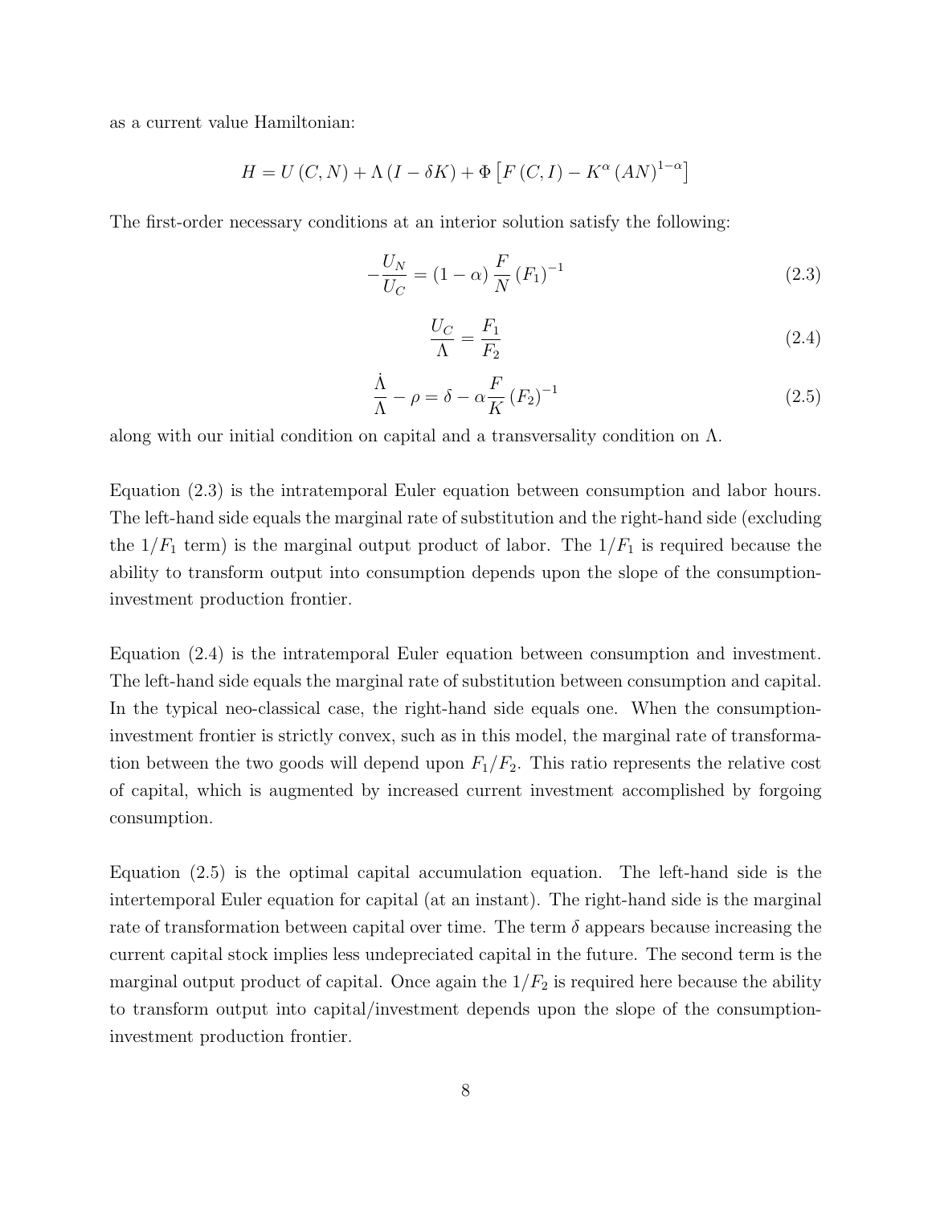as a current value Hamiltonian:

$$H = U(C, N) + \Lambda (I - \delta K) + \Phi \left[ F(C, I) - K^{\alpha} (AN)^{1-\alpha} \right]$$

The first-order necessary conditions at an interior solution satisfy the following:

$$-\frac{U_N}{U_C} = (1-\alpha) \frac{F}{N} (F_1)^{-1} \tag{2.3}$$

$$\frac{U_C}{\Lambda} = \frac{F_1}{F_2} \tag{2.4}$$

$$\frac{\dot{\Lambda}}{\Lambda} - \rho = \delta - \alpha \frac{F}{K} (F_2)^{-1} \tag{2.5}$$

along with our initial condition on capital and a transversality condition on $\Lambda$.

Equation (2.3) is the intratemporal Euler equation between consumption and labor hours. The left-hand side equals the marginal rate of substitution and the right-hand side (excluding the $1/F_1$ term) is the marginal output product of labor. The $1/F_1$ is required because the ability to transform output into consumption depends upon the slope of the consumption-investment production frontier.

Equation (2.4) is the intratemporal Euler equation between consumption and investment. The left-hand side equals the marginal rate of substitution between consumption and capital. In the typical neo-classical case, the right-hand side equals one. When the consumption-investment frontier is strictly convex, such as in this model, the marginal rate of transformation between the two goods will depend upon $F_1/F_2$. This ratio represents the relative cost of capital, which is augmented by increased current investment accomplished by forgoing consumption.

Equation (2.5) is the optimal capital accumulation equation. The left-hand side is the intertemporal Euler equation for capital (at an instant). The right-hand side is the marginal rate of transformation between capital over time. The term $\delta$ appears because increasing the current capital stock implies less undepreciated capital in the future. The second term is the marginal output product of capital. Once again the $1/F_2$ is required here because the ability to transform output into capital/investment depends upon the slope of the consumption-investment production frontier.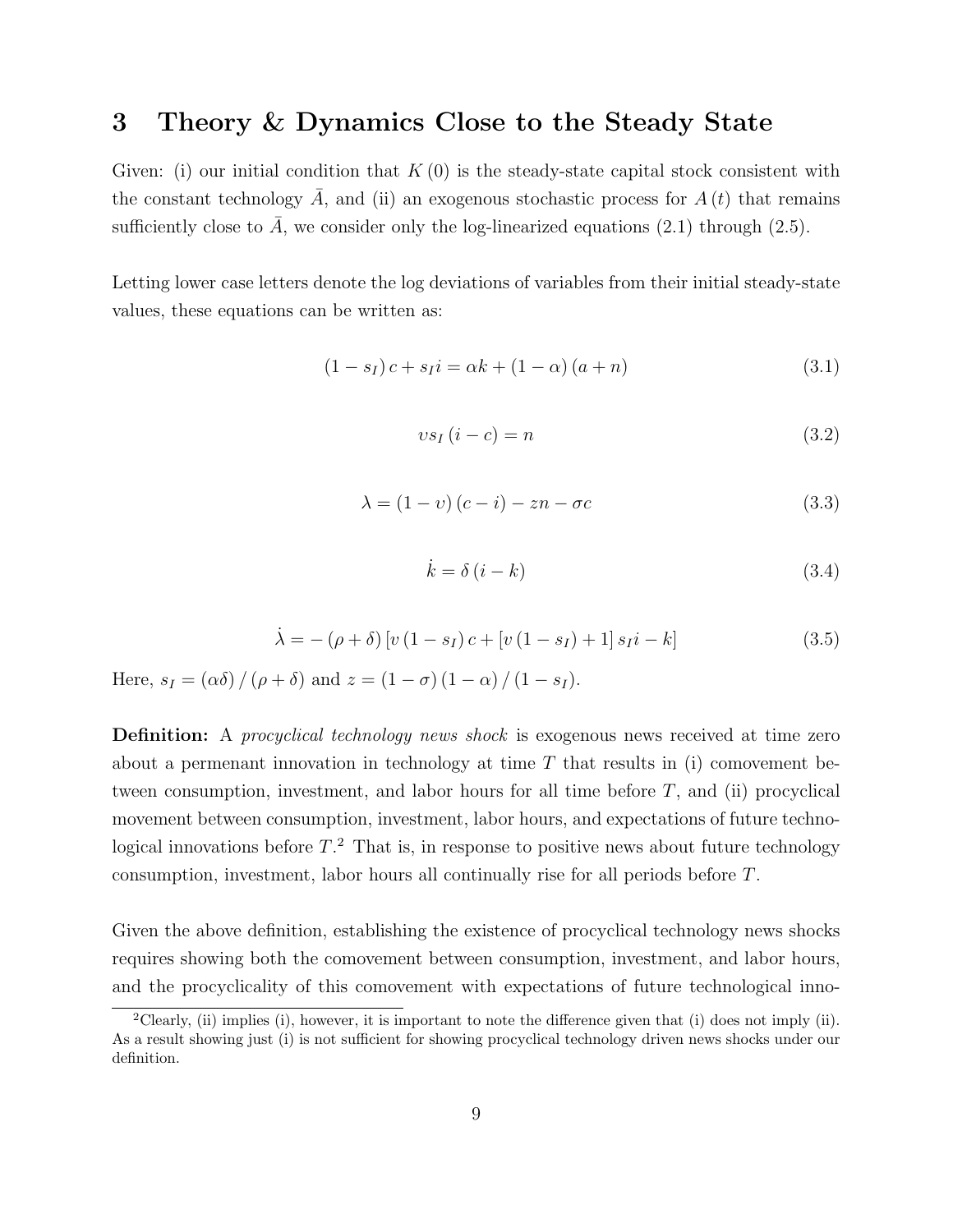# 3 Theory & Dynamics Close to the Steady State

Given: (i) our initial condition that $K(0)$ is the steady-state capital stock consistent with the constant technology $\bar{A}$, and (ii) an exogenous stochastic process for $A(t)$ that remains sufficiently close to $\bar{A}$, we consider only the log-linearized equations (2.1) through (2.5).

Letting lower case letters denote the log deviations of variables from their initial steady-state values, these equations can be written as:

$$(1 - s_I)\, c + s_I i = \alpha k + (1 - \alpha)(a + n) \tag{3.1}$$

$$\upsilon s_I (i - c) = n \tag{3.2}$$

$$\lambda = (1 - \upsilon)(c - i) - zn - \sigma c \tag{3.3}$$

$$\dot{k} = \delta (i - k) \tag{3.4}$$

$$\dot{\lambda} = -(\rho + \delta)\left[v (1 - s_I)\, c + \left[v (1 - s_I) + 1\right] s_I i - k\right] \tag{3.5}$$

Here, $s_I = (\alpha\delta)/(\rho + \delta)$ and $z = (1 - \sigma)(1 - \alpha)/(1 - s_I)$.

**Definition:** A *procyclical technology news shock* is exogenous news received at time zero about a permenant innovation in technology at time $T$ that results in (i) comovement between consumption, investment, and labor hours for all time before $T$, and (ii) procyclical movement between consumption, investment, labor hours, and expectations of future technological innovations before $T$.[2] That is, in response to positive news about future technology consumption, investment, labor hours all continually rise for all periods before $T$.

Given the above definition, establishing the existence of procyclical technology news shocks requires showing both the comovement between consumption, investment, and labor hours, and the procyclicality of this comovement with expectations of future technological inno-

[2] Clearly, (ii) implies (i), however, it is important to note the difference given that (i) does not imply (ii). As a result showing just (i) is not sufficient for showing procyclical technology driven news shocks under our definition.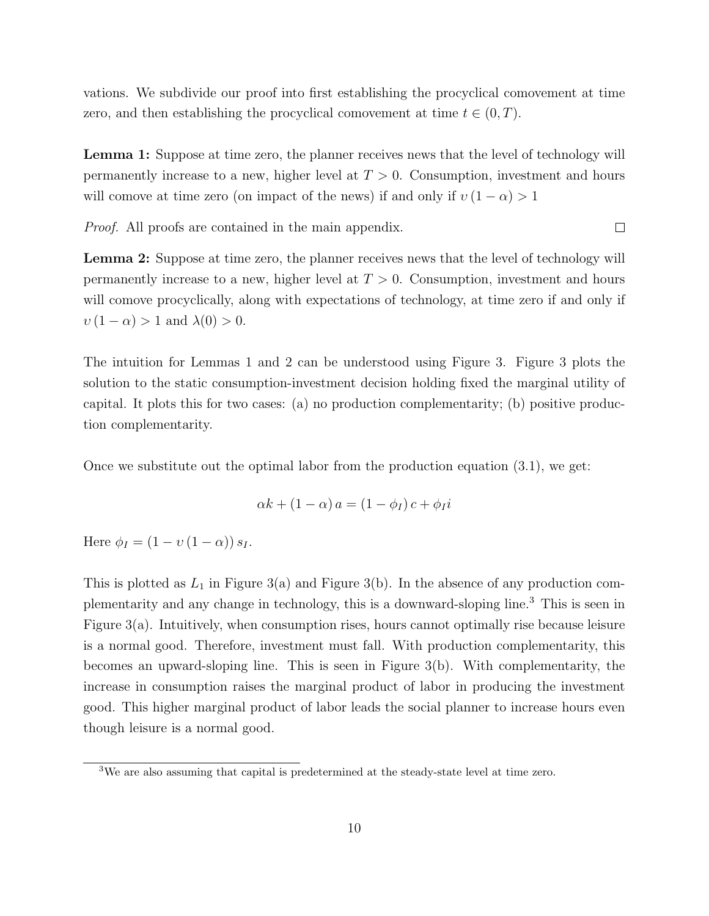vations. We subdivide our proof into first establishing the procyclical comovement at time zero, and then establishing the procyclical comovement at time $t \in (0, T)$.

**Lemma 1:** Suppose at time zero, the planner receives news that the level of technology will permanently increase to a new, higher level at $T > 0$. Consumption, investment and hours will comove at time zero (on impact of the news) if and only if $\upsilon (1 - \alpha) > 1$

*Proof.* All proofs are contained in the main appendix. □

**Lemma 2:** Suppose at time zero, the planner receives news that the level of technology will permanently increase to a new, higher level at $T > 0$. Consumption, investment and hours will comove procyclically, along with expectations of technology, at time zero if and only if $\upsilon (1 - \alpha) > 1$ and $\lambda(0) > 0$.

The intuition for Lemmas 1 and 2 can be understood using Figure 3. Figure 3 plots the solution to the static consumption-investment decision holding fixed the marginal utility of capital. It plots this for two cases: (a) no production complementarity; (b) positive production complementarity.

Once we substitute out the optimal labor from the production equation (3.1), we get:

$$\alpha k + (1 - \alpha) a = (1 - \phi_I) c + \phi_I i$$

Here $\phi_I = (1 - \upsilon (1 - \alpha)) s_I$.

This is plotted as $L_1$ in Figure 3(a) and Figure 3(b). In the absence of any production complementarity and any change in technology, this is a downward-sloping line.[3] This is seen in Figure 3(a). Intuitively, when consumption rises, hours cannot optimally rise because leisure is a normal good. Therefore, investment must fall. With production complementarity, this becomes an upward-sloping line. This is seen in Figure 3(b). With complementarity, the increase in consumption raises the marginal product of labor in producing the investment good. This higher marginal product of labor leads the social planner to increase hours even though leisure is a normal good.

[3] We are also assuming that capital is predetermined at the steady-state level at time zero.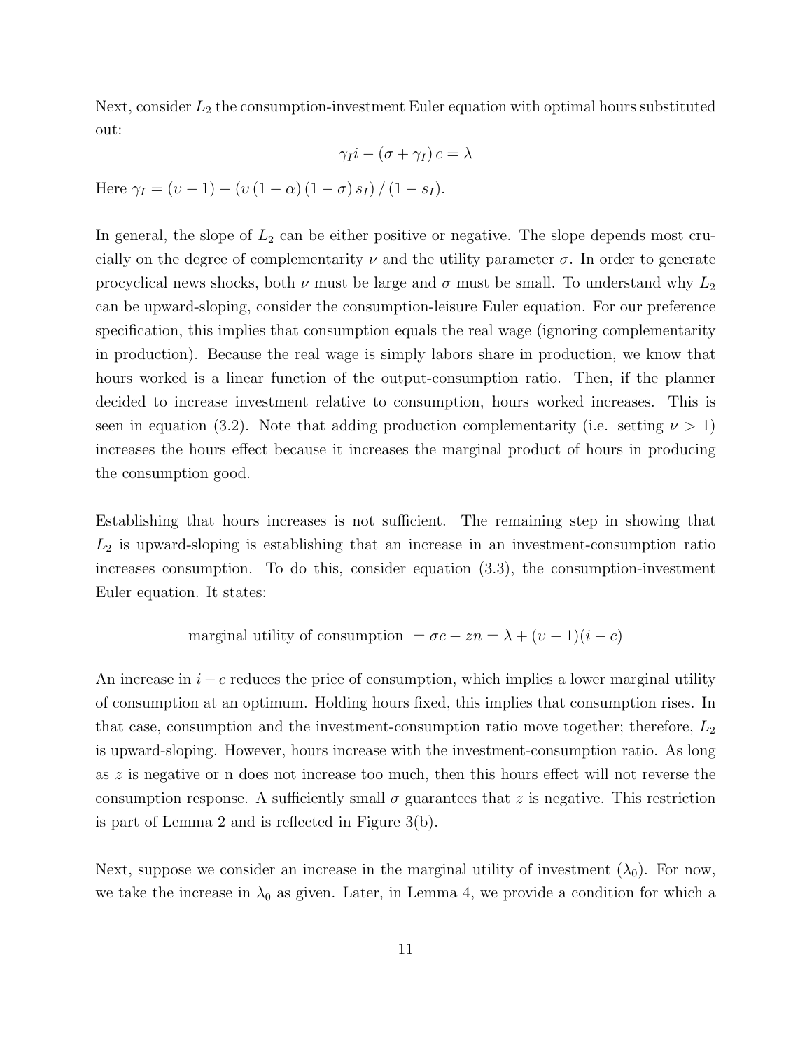Next, consider $L_2$ the consumption-investment Euler equation with optimal hours substituted out:

$$\gamma_I i - (\sigma + \gamma_I) c = \lambda$$

Here $\gamma_I = (\upsilon - 1) - (\upsilon (1 - \alpha)(1 - \sigma) s_I) / (1 - s_I)$.

In general, the slope of $L_2$ can be either positive or negative. The slope depends most crucially on the degree of complementarity $\nu$ and the utility parameter $\sigma$. In order to generate procyclical news shocks, both $\nu$ must be large and $\sigma$ must be small. To understand why $L_2$ can be upward-sloping, consider the consumption-leisure Euler equation. For our preference specification, this implies that consumption equals the real wage (ignoring complementarity in production). Because the real wage is simply labors share in production, we know that hours worked is a linear function of the output-consumption ratio. Then, if the planner decided to increase investment relative to consumption, hours worked increases. This is seen in equation (3.2). Note that adding production complementarity (i.e. setting $\nu > 1$) increases the hours effect because it increases the marginal product of hours in producing the consumption good.

Establishing that hours increases is not sufficient. The remaining step in showing that $L_2$ is upward-sloping is establishing that an increase in an investment-consumption ratio increases consumption. To do this, consider equation (3.3), the consumption-investment Euler equation. It states:

$$\text{marginal utility of consumption } = \sigma c - zn = \lambda + (\upsilon - 1)(i - c)$$

An increase in $i - c$ reduces the price of consumption, which implies a lower marginal utility of consumption at an optimum. Holding hours fixed, this implies that consumption rises. In that case, consumption and the investment-consumption ratio move together; therefore, $L_2$ is upward-sloping. However, hours increase with the investment-consumption ratio. As long as $z$ is negative or n does not increase too much, then this hours effect will not reverse the consumption response. A sufficiently small $\sigma$ guarantees that $z$ is negative. This restriction is part of Lemma 2 and is reflected in Figure 3(b).

Next, suppose we consider an increase in the marginal utility of investment ($\lambda_0$). For now, we take the increase in $\lambda_0$ as given. Later, in Lemma 4, we provide a condition for which a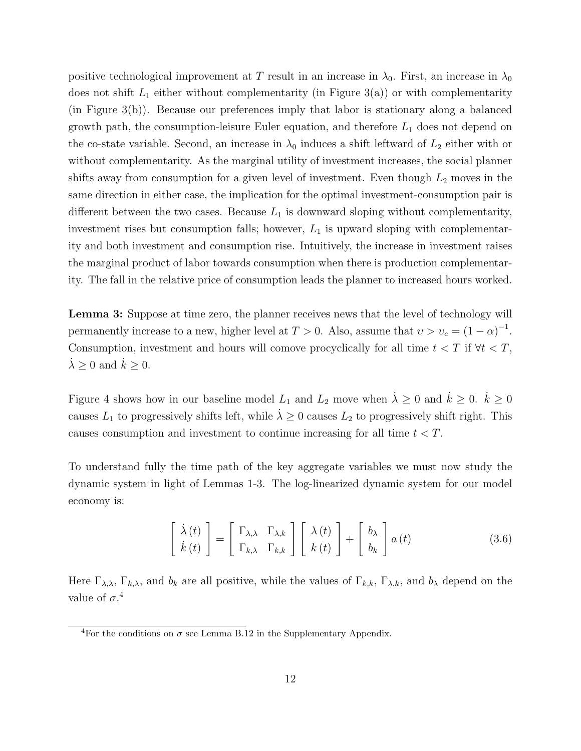positive technological improvement at $T$ result in an increase in $\lambda_0$. First, an increase in $\lambda_0$ does not shift $L_1$ either without complementarity (in Figure 3(a)) or with complementarity (in Figure 3(b)). Because our preferences imply that labor is stationary along a balanced growth path, the consumption-leisure Euler equation, and therefore $L_1$ does not depend on the co-state variable. Second, an increase in $\lambda_0$ induces a shift leftward of $L_2$ either with or without complementarity. As the marginal utility of investment increases, the social planner shifts away from consumption for a given level of investment. Even though $L_2$ moves in the same direction in either case, the implication for the optimal investment-consumption pair is different between the two cases. Because $L_1$ is downward sloping without complementarity, investment rises but consumption falls; however, $L_1$ is upward sloping with complementarity and both investment and consumption rise. Intuitively, the increase in investment raises the marginal product of labor towards consumption when there is production complementarity. The fall in the relative price of consumption leads the planner to increased hours worked.

**Lemma 3:** Suppose at time zero, the planner receives news that the level of technology will permanently increase to a new, higher level at $T > 0$. Also, assume that $\upsilon > \upsilon_c = (1-\alpha)^{-1}$. Consumption, investment and hours will comove procyclically for all time $t < T$ if $\forall t < T$, $\dot{\lambda} \geq 0$ and $\dot{k} \geq 0$.

Figure 4 shows how in our baseline model $L_1$ and $L_2$ move when $\dot{\lambda} \geq 0$ and $\dot{k} \geq 0$. $\dot{k} \geq 0$ causes $L_1$ to progressively shifts left, while $\dot{\lambda} \geq 0$ causes $L_2$ to progressively shift right. This causes consumption and investment to continue increasing for all time $t < T$.

To understand fully the time path of the key aggregate variables we must now study the dynamic system in light of Lemmas 1-3. The log-linearized dynamic system for our model economy is:

$$
\begin{bmatrix} \dot{\lambda}(t) \\ \dot{k}(t) \end{bmatrix} = \begin{bmatrix} \Gamma_{\lambda,\lambda} & \Gamma_{\lambda,k} \\ \Gamma_{k,\lambda} & \Gamma_{k,k} \end{bmatrix} \begin{bmatrix} \lambda(t) \\ k(t) \end{bmatrix} + \begin{bmatrix} b_\lambda \\ b_k \end{bmatrix} a(t) \tag{3.6}
$$

Here $\Gamma_{\lambda,\lambda}$, $\Gamma_{k,\lambda}$, and $b_k$ are all positive, while the values of $\Gamma_{k,k}$, $\Gamma_{\lambda,k}$, and $b_\lambda$ depend on the value of $\sigma$.[4]

[4] For the conditions on $\sigma$ see Lemma B.12 in the Supplementary Appendix.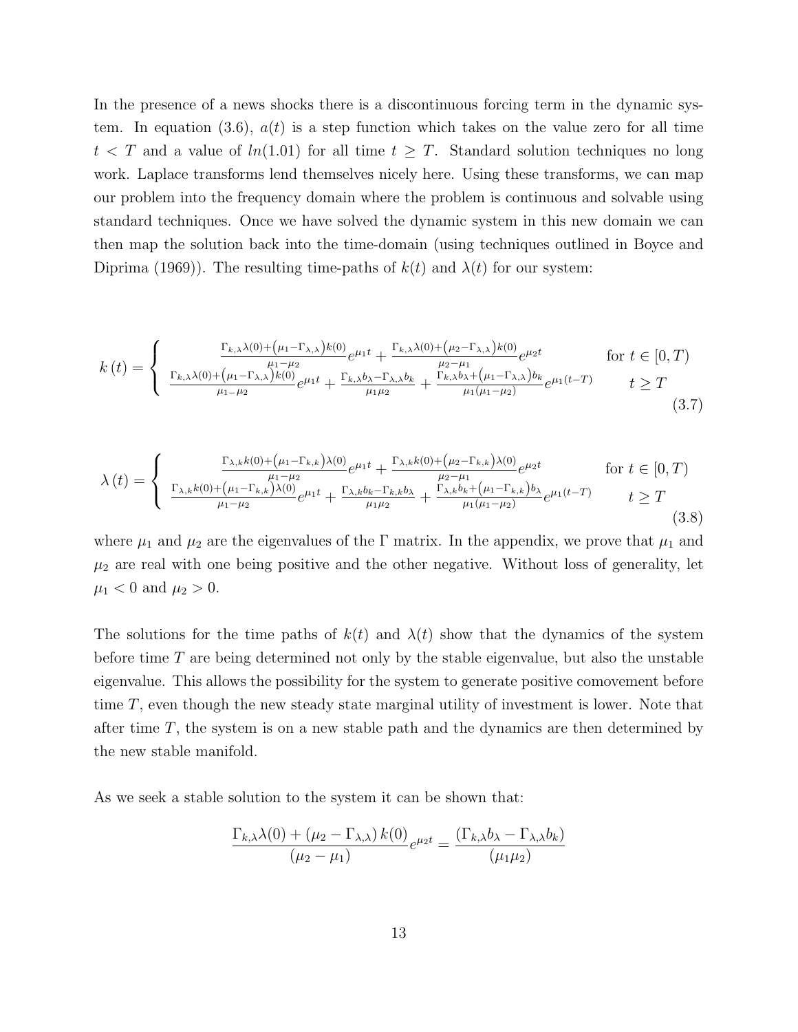In the presence of a news shocks there is a discontinuous forcing term in the dynamic system. In equation (3.6), $a(t)$ is a step function which takes on the value zero for all time $t < T$ and a value of $ln(1.01)$ for all time $t \geq T$. Standard solution techniques no long work. Laplace transforms lend themselves nicely here. Using these transforms, we can map our problem into the frequency domain where the problem is continuous and solvable using standard techniques. Once we have solved the dynamic system in this new domain we can then map the solution back into the time-domain (using techniques outlined in Boyce and Diprima (1969)). The resulting time-paths of $k(t)$ and $\lambda(t)$ for our system:

$$k\left(t\right) = \begin{cases} \frac{\Gamma_{k,\lambda}\lambda(0)+\left(\mu_1-\Gamma_{\lambda,\lambda}\right)k(0)}{\mu_1-\mu_2}e^{\mu_1 t} + \frac{\Gamma_{k,\lambda}\lambda(0)+\left(\mu_2-\Gamma_{\lambda,\lambda}\right)k(0)}{\mu_2-\mu_1}e^{\mu_2 t} & \text{for } t \in [0,T) \\ \frac{\Gamma_{k,\lambda}\lambda(0)+\left(\mu_1-\Gamma_{\lambda,\lambda}\right)k(0)}{\mu_1-\mu_2}e^{\mu_1 t} + \frac{\Gamma_{\lambda,k}b_\lambda-\Gamma_{\lambda,\lambda}b_k}{\mu_1\mu_2} + \frac{\Gamma_{k,\lambda}b_\lambda+\left(\mu_1-\Gamma_{\lambda,\lambda}\right)b_k}{\mu_1(\mu_1-\mu_2)}e^{\mu_1(t-T)} & t \geq T \end{cases} \tag{3.7}$$

$$\lambda\left(t\right) = \begin{cases} \frac{\Gamma_{\lambda,k}k(0)+\left(\mu_1-\Gamma_{k,k}\right)\lambda(0)}{\mu_1-\mu_2}e^{\mu_1 t} + \frac{\Gamma_{\lambda,k}k(0)+\left(\mu_2-\Gamma_{k,k}\right)\lambda(0)}{\mu_2-\mu_1}e^{\mu_2 t} & \text{for } t \in [0,T) \\ \frac{\Gamma_{\lambda,k}k(0)+\left(\mu_1-\Gamma_{k,k}\right)\lambda(0)}{\mu_1-\mu_2}e^{\mu_1 t} + \frac{\Gamma_{\lambda,k}b_k-\Gamma_{k,k}b_\lambda}{\mu_1\mu_2} + \frac{\Gamma_{\lambda,k}b_k+\left(\mu_1-\Gamma_{k,k}\right)b_\lambda}{\mu_1(\mu_1-\mu_2)}e^{\mu_1(t-T)} & t \geq T \end{cases} \tag{3.8}$$

where $\mu_1$ and $\mu_2$ are the eigenvalues of the $\Gamma$ matrix. In the appendix, we prove that $\mu_1$ and $\mu_2$ are real with one being positive and the other negative. Without loss of generality, let $\mu_1 < 0$ and $\mu_2 > 0$.

The solutions for the time paths of $k(t)$ and $\lambda(t)$ show that the dynamics of the system before time $T$ are being determined not only by the stable eigenvalue, but also the unstable eigenvalue. This allows the possibility for the system to generate positive comovement before time $T$, even though the new steady state marginal utility of investment is lower. Note that after time $T$, the system is on a new stable path and the dynamics are then determined by the new stable manifold.

As we seek a stable solution to the system it can be shown that:

$$\frac{\Gamma_{k,\lambda}\lambda(0) + \left(\mu_2 - \Gamma_{\lambda,\lambda}\right)k(0)}{\left(\mu_2 - \mu_1\right)}e^{\mu_2 t} = \frac{\left(\Gamma_{k,\lambda}b_\lambda - \Gamma_{\lambda,\lambda}b_k\right)}{\left(\mu_1\mu_2\right)}$$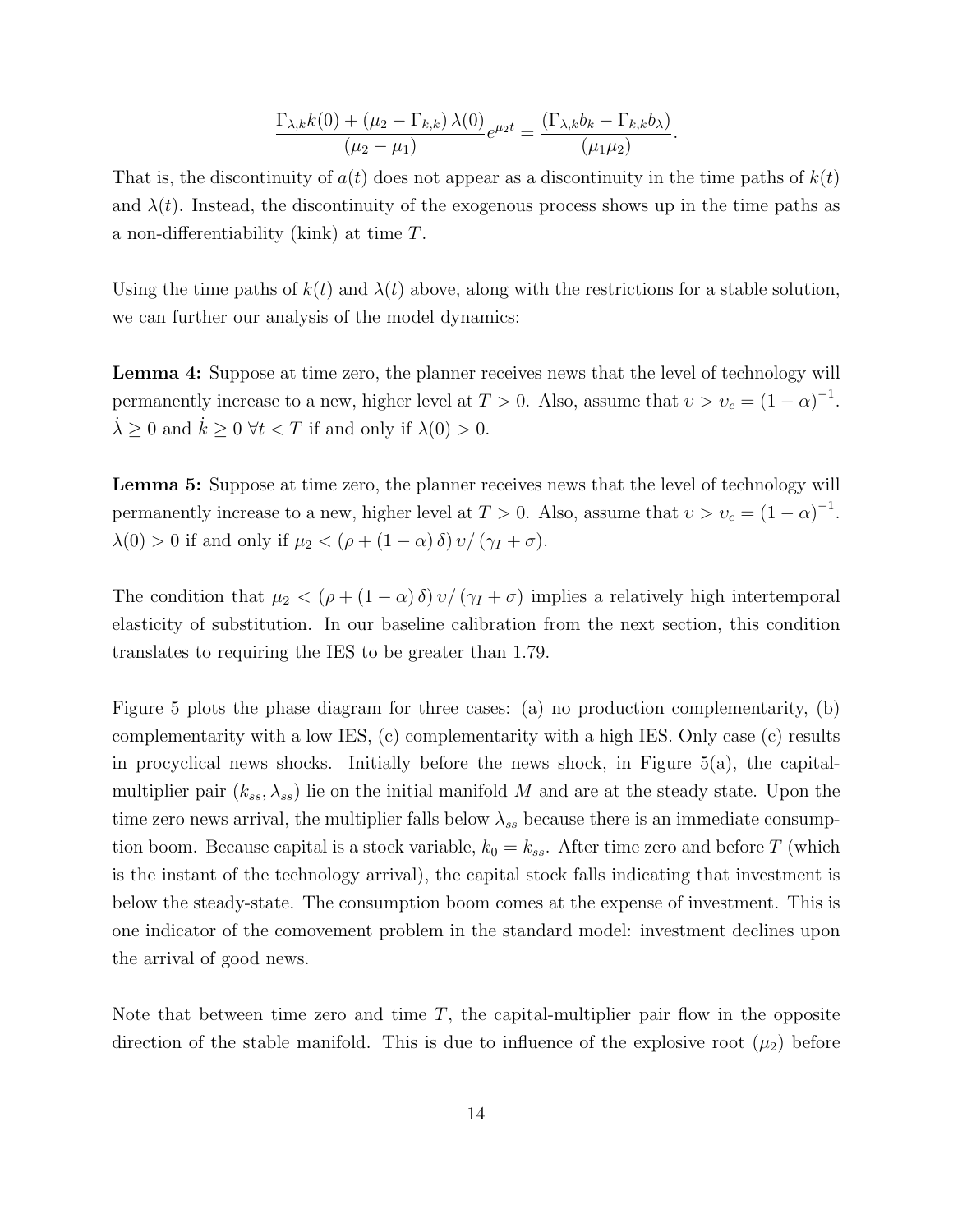$$\frac{\Gamma_{\lambda,k}k(0) + (\mu_2 - \Gamma_{k,k})\,\lambda(0)}{(\mu_2 - \mu_1)}e^{\mu_2 t} = \frac{(\Gamma_{\lambda,k}b_k - \Gamma_{k,k}b_\lambda)}{(\mu_1\mu_2)}.$$

That is, the discontinuity of $a(t)$ does not appear as a discontinuity in the time paths of $k(t)$ and $\lambda(t)$. Instead, the discontinuity of the exogenous process shows up in the time paths as a non-differentiability (kink) at time $T$.

Using the time paths of $k(t)$ and $\lambda(t)$ above, along with the restrictions for a stable solution, we can further our analysis of the model dynamics:

**Lemma 4:** Suppose at time zero, the planner receives news that the level of technology will permanently increase to a new, higher level at $T > 0$. Also, assume that $\upsilon > \upsilon_c = (1-\alpha)^{-1}$. $\dot{\lambda} \geq 0$ and $\dot{k} \geq 0$ $\forall t < T$ if and only if $\lambda(0) > 0$.

**Lemma 5:** Suppose at time zero, the planner receives news that the level of technology will permanently increase to a new, higher level at $T > 0$. Also, assume that $\upsilon > \upsilon_c = (1-\alpha)^{-1}$. $\lambda(0) > 0$ if and only if $\mu_2 < (\rho + (1-\alpha)\,\delta)\,\upsilon/\,(\gamma_I + \sigma)$.

The condition that $\mu_2 < (\rho + (1-\alpha)\,\delta)\,\upsilon/\,(\gamma_I + \sigma)$ implies a relatively high intertemporal elasticity of substitution. In our baseline calibration from the next section, this condition translates to requiring the IES to be greater than 1.79.

Figure 5 plots the phase diagram for three cases: (a) no production complementarity, (b) complementarity with a low IES, (c) complementarity with a high IES. Only case (c) results in procyclical news shocks. Initially before the news shock, in Figure 5(a), the capital-multiplier pair $(k_{ss}, \lambda_{ss})$ lie on the initial manifold $M$ and are at the steady state. Upon the time zero news arrival, the multiplier falls below $\lambda_{ss}$ because there is an immediate consumption boom. Because capital is a stock variable, $k_0 = k_{ss}$. After time zero and before $T$ (which is the instant of the technology arrival), the capital stock falls indicating that investment is below the steady-state. The consumption boom comes at the expense of investment. This is one indicator of the comovement problem in the standard model: investment declines upon the arrival of good news.

Note that between time zero and time $T$, the capital-multiplier pair flow in the opposite direction of the stable manifold. This is due to influence of the explosive root ($\mu_2$) before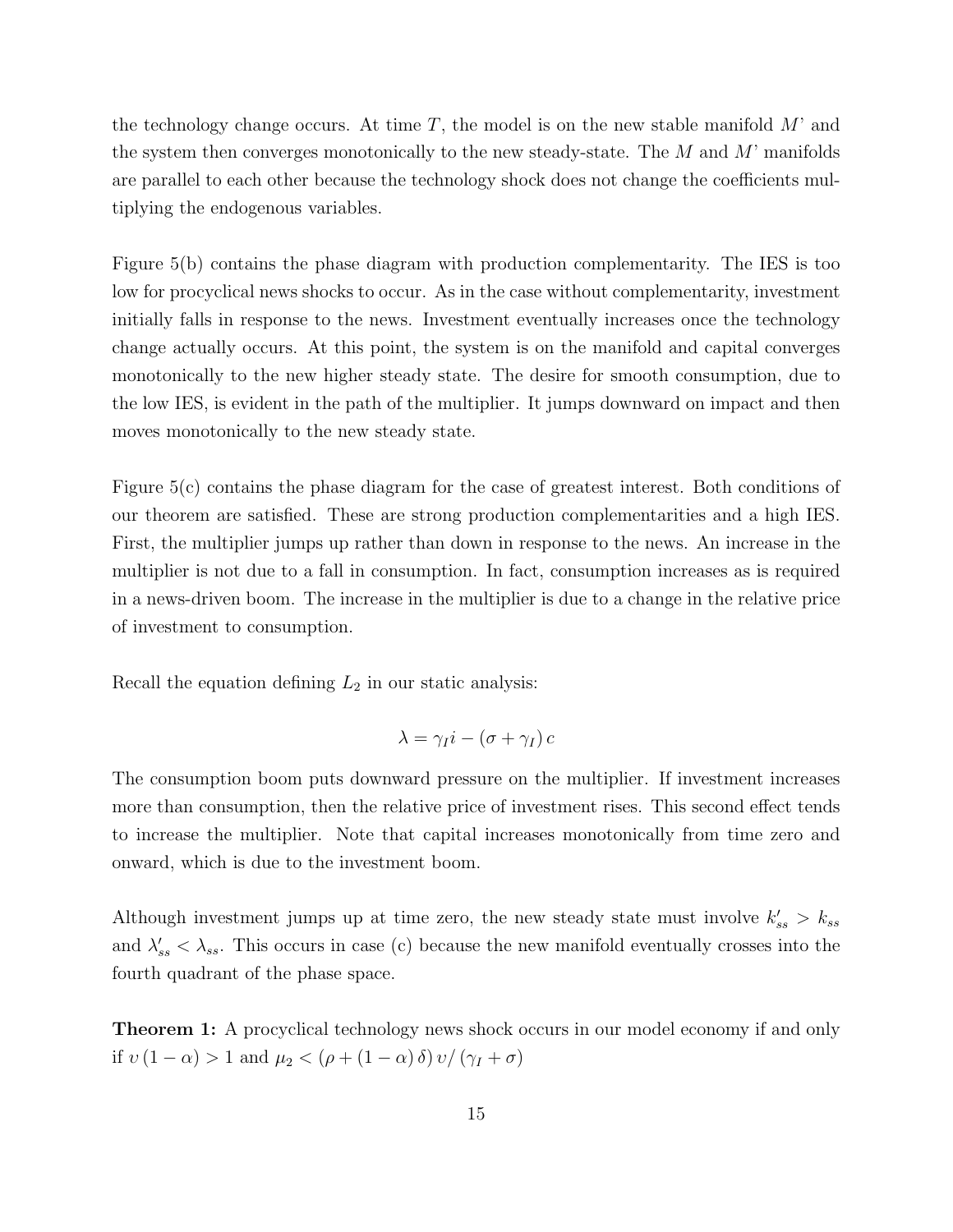the technology change occurs. At time $T$, the model is on the new stable manifold $M$' and the system then converges monotonically to the new steady-state. The $M$ and $M$' manifolds are parallel to each other because the technology shock does not change the coefficients multiplying the endogenous variables.

Figure 5(b) contains the phase diagram with production complementarity. The IES is too low for procyclical news shocks to occur. As in the case without complementarity, investment initially falls in response to the news. Investment eventually increases once the technology change actually occurs. At this point, the system is on the manifold and capital converges monotonically to the new higher steady state. The desire for smooth consumption, due to the low IES, is evident in the path of the multiplier. It jumps downward on impact and then moves monotonically to the new steady state.

Figure 5(c) contains the phase diagram for the case of greatest interest. Both conditions of our theorem are satisfied. These are strong production complementarities and a high IES. First, the multiplier jumps up rather than down in response to the news. An increase in the multiplier is not due to a fall in consumption. In fact, consumption increases as is required in a news-driven boom. The increase in the multiplier is due to a change in the relative price of investment to consumption.

Recall the equation defining $L_2$ in our static analysis:

$$\lambda = \gamma_I i - (\sigma + \gamma_I) c$$

The consumption boom puts downward pressure on the multiplier. If investment increases more than consumption, then the relative price of investment rises. This second effect tends to increase the multiplier. Note that capital increases monotonically from time zero and onward, which is due to the investment boom.

Although investment jumps up at time zero, the new steady state must involve $k'_{ss} > k_{ss}$ and $\lambda'_{ss} < \lambda_{ss}$. This occurs in case (c) because the new manifold eventually crosses into the fourth quadrant of the phase space.

**Theorem 1:** A procyclical technology news shock occurs in our model economy if and only if $\upsilon (1 - \alpha) > 1$ and $\mu_2 < (\rho + (1 - \alpha) \delta) \upsilon / (\gamma_I + \sigma)$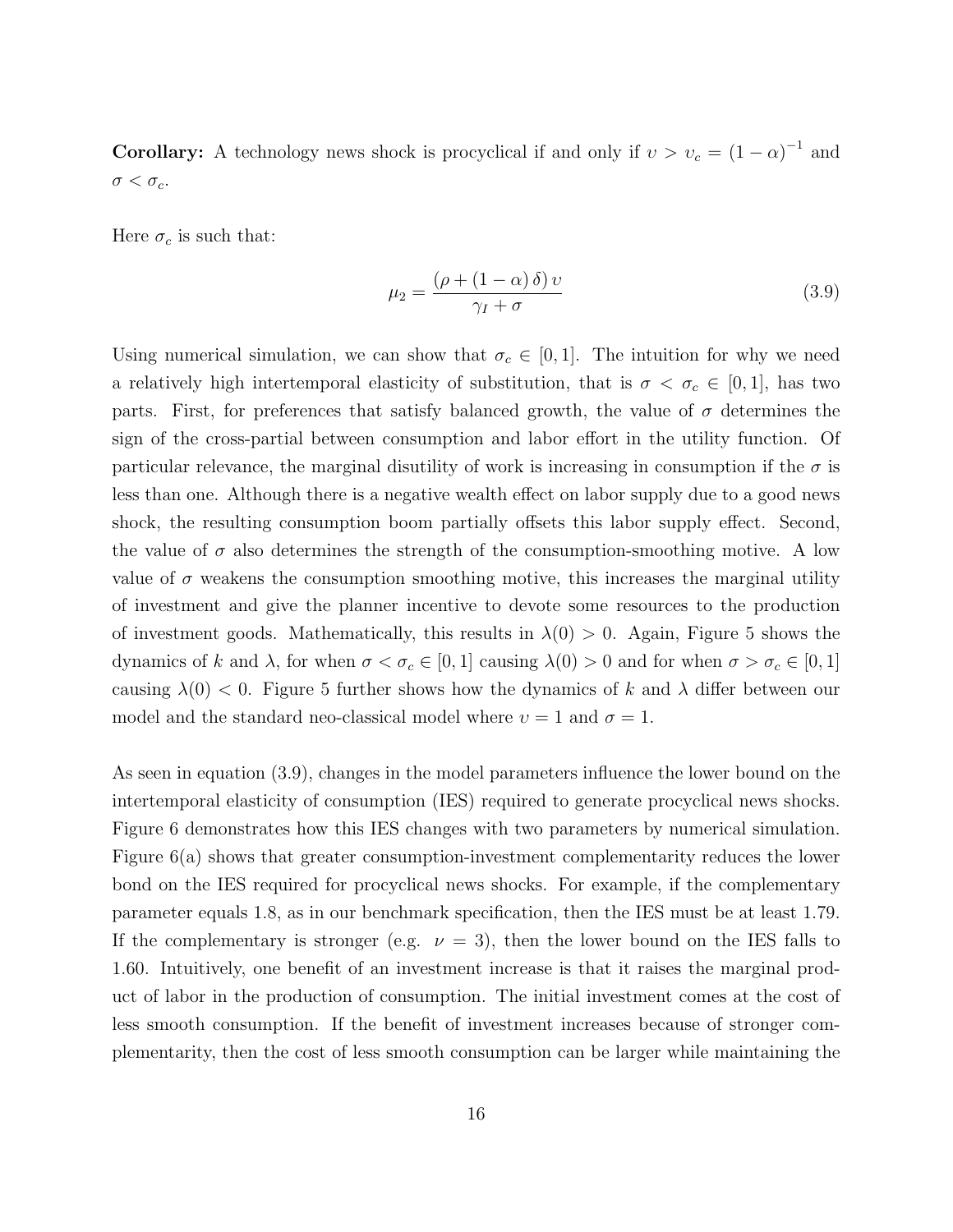**Corollary:** A technology news shock is procyclical if and only if $\upsilon > \upsilon_c = (1-\alpha)^{-1}$ and $\sigma < \sigma_c$.

Here $\sigma_c$ is such that:

$$
\mu_2 = \frac{(\rho + (1-\alpha)\,\delta)\,\upsilon}{\gamma_I + \sigma} \tag{3.9}
$$

Using numerical simulation, we can show that $\sigma_c \in [0, 1]$. The intuition for why we need a relatively high intertemporal elasticity of substitution, that is $\sigma < \sigma_c \in [0, 1]$, has two parts. First, for preferences that satisfy balanced growth, the value of $\sigma$ determines the sign of the cross-partial between consumption and labor effort in the utility function. Of particular relevance, the marginal disutility of work is increasing in consumption if the $\sigma$ is less than one. Although there is a negative wealth effect on labor supply due to a good news shock, the resulting consumption boom partially offsets this labor supply effect. Second, the value of $\sigma$ also determines the strength of the consumption-smoothing motive. A low value of $\sigma$ weakens the consumption smoothing motive, this increases the marginal utility of investment and give the planner incentive to devote some resources to the production of investment goods. Mathematically, this results in $\lambda(0) > 0$. Again, Figure 5 shows the dynamics of $k$ and $\lambda$, for when $\sigma < \sigma_c \in [0, 1]$ causing $\lambda(0) > 0$ and for when $\sigma > \sigma_c \in [0, 1]$ causing $\lambda(0) < 0$. Figure 5 further shows how the dynamics of $k$ and $\lambda$ differ between our model and the standard neo-classical model where $\upsilon = 1$ and $\sigma = 1$.

As seen in equation (3.9), changes in the model parameters influence the lower bound on the intertemporal elasticity of consumption (IES) required to generate procyclical news shocks. Figure 6 demonstrates how this IES changes with two parameters by numerical simulation. Figure 6(a) shows that greater consumption-investment complementarity reduces the lower bond on the IES required for procyclical news shocks. For example, if the complementary parameter equals 1.8, as in our benchmark specification, then the IES must be at least 1.79. If the complementary is stronger (e.g. $\nu = 3$), then the lower bound on the IES falls to 1.60. Intuitively, one benefit of an investment increase is that it raises the marginal product of labor in the production of consumption. The initial investment comes at the cost of less smooth consumption. If the benefit of investment increases because of stronger complementarity, then the cost of less smooth consumption can be larger while maintaining the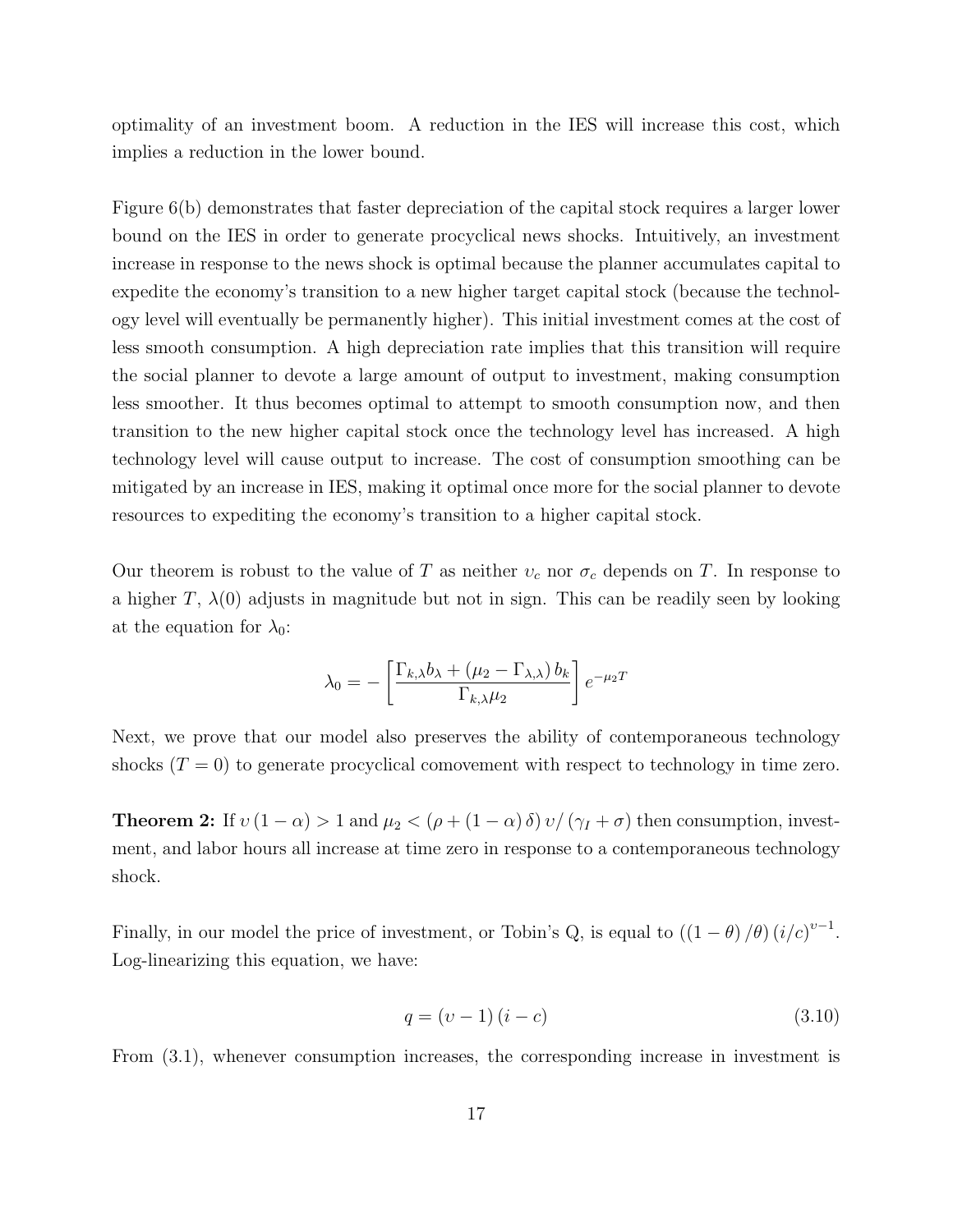optimality of an investment boom. A reduction in the IES will increase this cost, which implies a reduction in the lower bound.

Figure 6(b) demonstrates that faster depreciation of the capital stock requires a larger lower bound on the IES in order to generate procyclical news shocks. Intuitively, an investment increase in response to the news shock is optimal because the planner accumulates capital to expedite the economy's transition to a new higher target capital stock (because the technology level will eventually be permanently higher). This initial investment comes at the cost of less smooth consumption. A high depreciation rate implies that this transition will require the social planner to devote a large amount of output to investment, making consumption less smoother. It thus becomes optimal to attempt to smooth consumption now, and then transition to the new higher capital stock once the technology level has increased. A high technology level will cause output to increase. The cost of consumption smoothing can be mitigated by an increase in IES, making it optimal once more for the social planner to devote resources to expediting the economy's transition to a higher capital stock.

Our theorem is robust to the value of $T$ as neither $\upsilon_c$ nor $\sigma_c$ depends on $T$. In response to a higher $T$, $\lambda(0)$ adjusts in magnitude but not in sign. This can be readily seen by looking at the equation for $\lambda_0$:

$$\lambda_0 = -\left[\frac{\Gamma_{k,\lambda} b_\lambda + (\mu_2 - \Gamma_{\lambda,\lambda})\, b_k}{\Gamma_{k,\lambda}\mu_2}\right] e^{-\mu_2 T}$$

Next, we prove that our model also preserves the ability of contemporaneous technology shocks ($T = 0$) to generate procyclical comovement with respect to technology in time zero.

**Theorem 2:** If $\upsilon(1-\alpha) > 1$ and $\mu_2 < (\rho + (1-\alpha)\delta)\,\upsilon/(\gamma_I + \sigma)$ then consumption, investment, and labor hours all increase at time zero in response to a contemporaneous technology shock.

Finally, in our model the price of investment, or Tobin's Q, is equal to $((1-\theta)/\theta)\,(i/c)^{\upsilon-1}$. Log-linearizing this equation, we have:

$$q = (\upsilon - 1)(i - c) \tag{3.10}$$

From (3.1), whenever consumption increases, the corresponding increase in investment is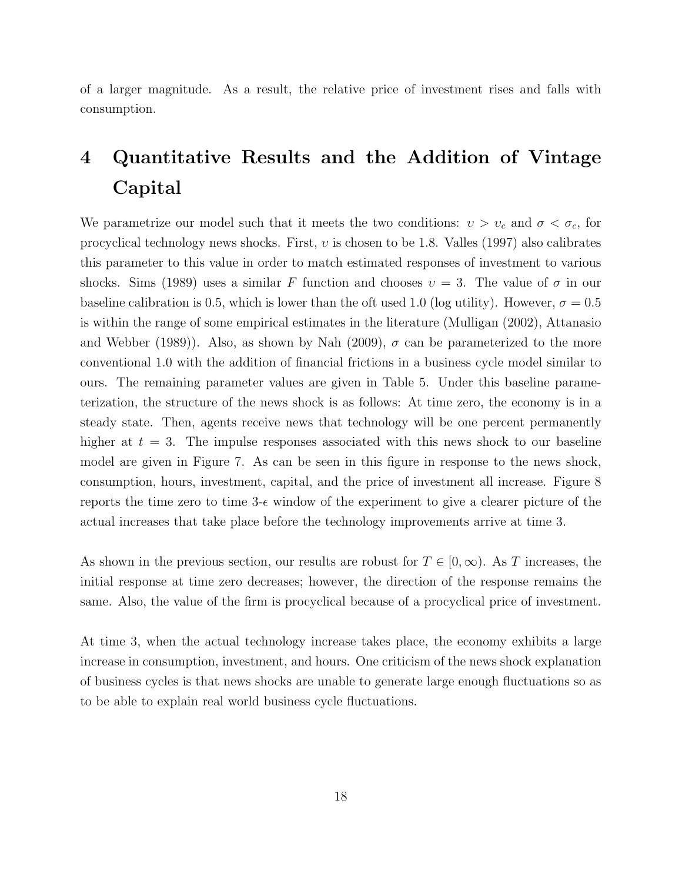of a larger magnitude. As a result, the relative price of investment rises and falls with consumption.

# 4 Quantitative Results and the Addition of Vintage Capital

We parametrize our model such that it meets the two conditions: $\upsilon > \upsilon_c$ and $\sigma < \sigma_c$, for procyclical technology news shocks. First, $\upsilon$ is chosen to be 1.8. Valles (1997) also calibrates this parameter to this value in order to match estimated responses of investment to various shocks. Sims (1989) uses a similar $F$ function and chooses $\upsilon = 3$. The value of $\sigma$ in our baseline calibration is 0.5, which is lower than the oft used 1.0 (log utility). However, $\sigma = 0.5$ is within the range of some empirical estimates in the literature (Mulligan (2002), Attanasio and Webber (1989)). Also, as shown by Nah (2009), $\sigma$ can be parameterized to the more conventional 1.0 with the addition of financial frictions in a business cycle model similar to ours. The remaining parameter values are given in Table 5. Under this baseline parameterization, the structure of the news shock is as follows: At time zero, the economy is in a steady state. Then, agents receive news that technology will be one percent permanently higher at $t = 3$. The impulse responses associated with this news shock to our baseline model are given in Figure 7. As can be seen in this figure in response to the news shock, consumption, hours, investment, capital, and the price of investment all increase. Figure 8 reports the time zero to time 3-$\epsilon$ window of the experiment to give a clearer picture of the actual increases that take place before the technology improvements arrive at time 3.

As shown in the previous section, our results are robust for $T \in [0, \infty)$. As $T$ increases, the initial response at time zero decreases; however, the direction of the response remains the same. Also, the value of the firm is procyclical because of a procyclical price of investment.

At time 3, when the actual technology increase takes place, the economy exhibits a large increase in consumption, investment, and hours. One criticism of the news shock explanation of business cycles is that news shocks are unable to generate large enough fluctuations so as to be able to explain real world business cycle fluctuations.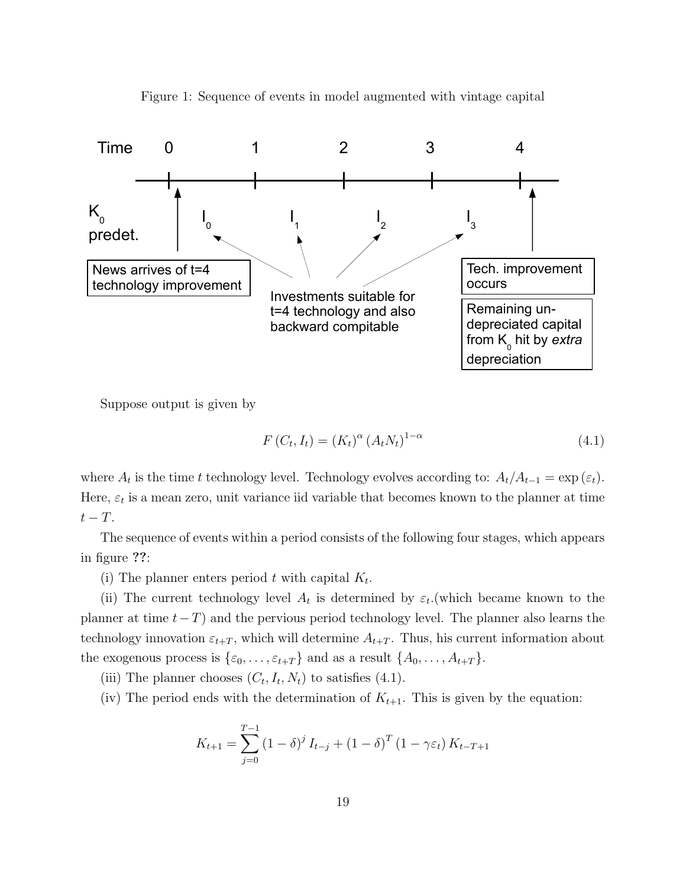Figure 1: Sequence of events in model augmented with vintage capital

Suppose output is given by

$$F(C_t, I_t) = (K_t)^{\alpha} (A_t N_t)^{1-\alpha} \tag{4.1}$$

where $A_t$ is the time $t$ technology level. Technology evolves according to: $A_t/A_{t-1} = \exp(\varepsilon_t)$. Here, $\varepsilon_t$ is a mean zero, unit variance iid variable that becomes known to the planner at time $t - T$.

The sequence of events within a period consists of the following four stages, which appears in figure **??**:

(i) The planner enters period $t$ with capital $K_t$.

(ii) The current technology level $A_t$ is determined by $\varepsilon_t$.(which became known to the planner at time $t - T$) and the pervious period technology level. The planner also learns the technology innovation $\varepsilon_{t+T}$, which will determine $A_{t+T}$. Thus, his current information about the exogenous process is $\{\varepsilon_0, \ldots, \varepsilon_{t+T}\}$ and as a result $\{A_0, \ldots, A_{t+T}\}$.

(iii) The planner chooses $(C_t, I_t, N_t)$ to satisfies (4.1).

(iv) The period ends with the determination of $K_{t+1}$. This is given by the equation:

$$K_{t+1} = \sum_{j=0}^{T-1} (1-\delta)^j I_{t-j} + (1-\delta)^T (1 - \gamma\varepsilon_t) K_{t-T+1}$$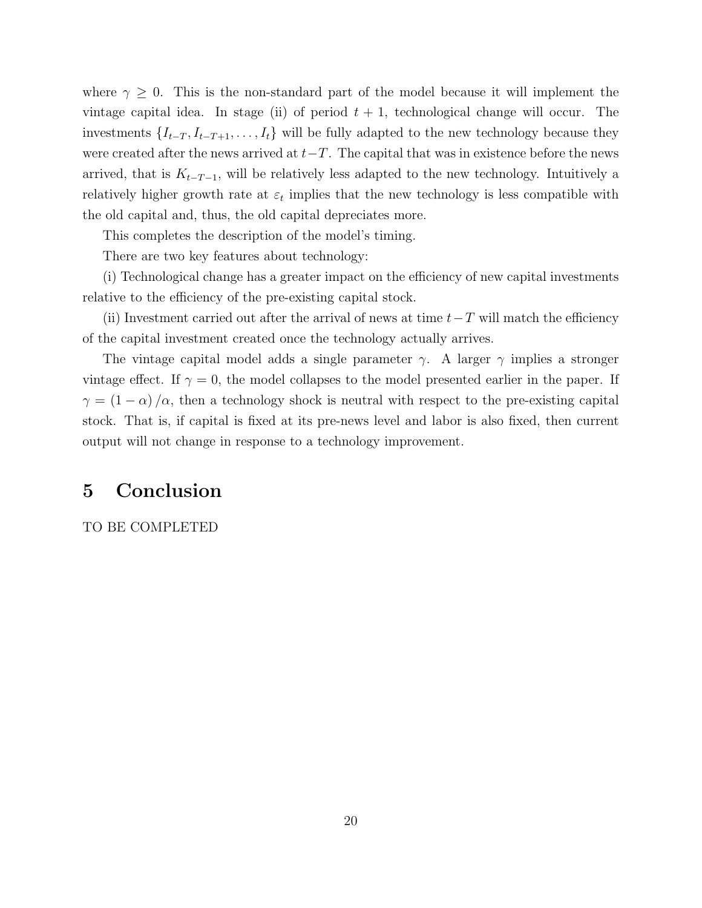where $\gamma \geq 0$. This is the non-standard part of the model because it will implement the vintage capital idea. In stage (ii) of period $t+1$, technological change will occur. The investments $\{I_{t-T}, I_{t-T+1}, \ldots, I_t\}$ will be fully adapted to the new technology because they were created after the news arrived at $t-T$. The capital that was in existence before the news arrived, that is $K_{t-T-1}$, will be relatively less adapted to the new technology. Intuitively a relatively higher growth rate at $\varepsilon_t$ implies that the new technology is less compatible with the old capital and, thus, the old capital depreciates more.

This completes the description of the model's timing.

There are two key features about technology:

(i) Technological change has a greater impact on the efficiency of new capital investments relative to the efficiency of the pre-existing capital stock.

(ii) Investment carried out after the arrival of news at time $t-T$ will match the efficiency of the capital investment created once the technology actually arrives.

The vintage capital model adds a single parameter $\gamma$. A larger $\gamma$ implies a stronger vintage effect. If $\gamma = 0$, the model collapses to the model presented earlier in the paper. If $\gamma = (1-\alpha)/\alpha$, then a technology shock is neutral with respect to the pre-existing capital stock. That is, if capital is fixed at its pre-news level and labor is also fixed, then current output will not change in response to a technology improvement.

# 5 Conclusion

TO BE COMPLETED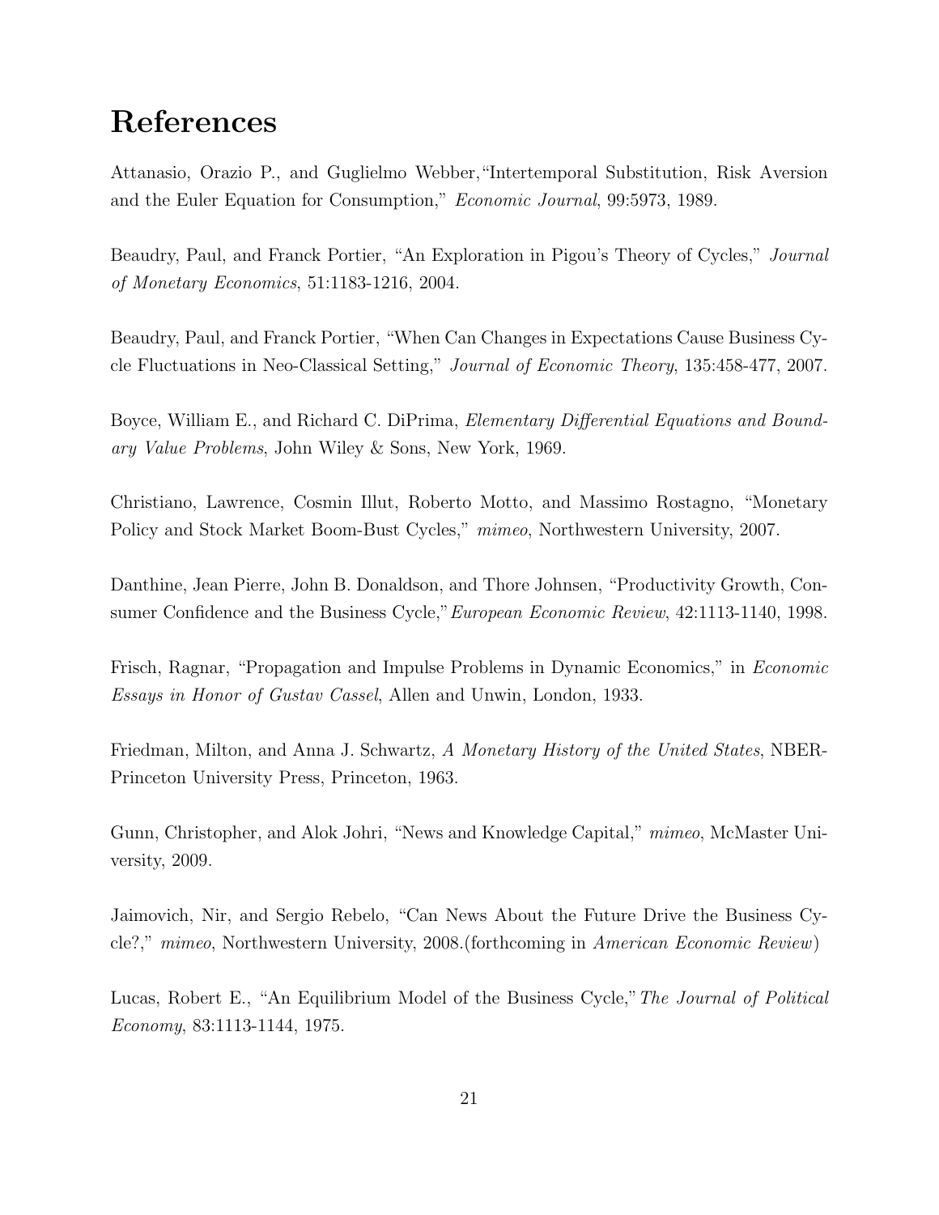# References

Attanasio, Orazio P., and Guglielmo Webber,"Intertemporal Substitution, Risk Aversion and the Euler Equation for Consumption," *Economic Journal*, 99:5973, 1989.

Beaudry, Paul, and Franck Portier, "An Exploration in Pigou's Theory of Cycles," *Journal of Monetary Economics*, 51:1183-1216, 2004.

Beaudry, Paul, and Franck Portier, "When Can Changes in Expectations Cause Business Cycle Fluctuations in Neo-Classical Setting," *Journal of Economic Theory*, 135:458-477, 2007.

Boyce, William E., and Richard C. DiPrima, *Elementary Differential Equations and Boundary Value Problems*, John Wiley & Sons, New York, 1969.

Christiano, Lawrence, Cosmin Illut, Roberto Motto, and Massimo Rostagno, "Monetary Policy and Stock Market Boom-Bust Cycles," *mimeo*, Northwestern University, 2007.

Danthine, Jean Pierre, John B. Donaldson, and Thore Johnsen, "Productivity Growth, Consumer Confidence and the Business Cycle,"*European Economic Review*, 42:1113-1140, 1998.

Frisch, Ragnar, "Propagation and Impulse Problems in Dynamic Economics," in *Economic Essays in Honor of Gustav Cassel*, Allen and Unwin, London, 1933.

Friedman, Milton, and Anna J. Schwartz, *A Monetary History of the United States*, NBER-Princeton University Press, Princeton, 1963.

Gunn, Christopher, and Alok Johri, "News and Knowledge Capital," *mimeo*, McMaster University, 2009.

Jaimovich, Nir, and Sergio Rebelo, "Can News About the Future Drive the Business Cycle?," *mimeo*, Northwestern University, 2008.(forthcoming in *American Economic Review*)

Lucas, Robert E., "An Equilibrium Model of the Business Cycle,"*The Journal of Political Economy*, 83:1113-1144, 1975.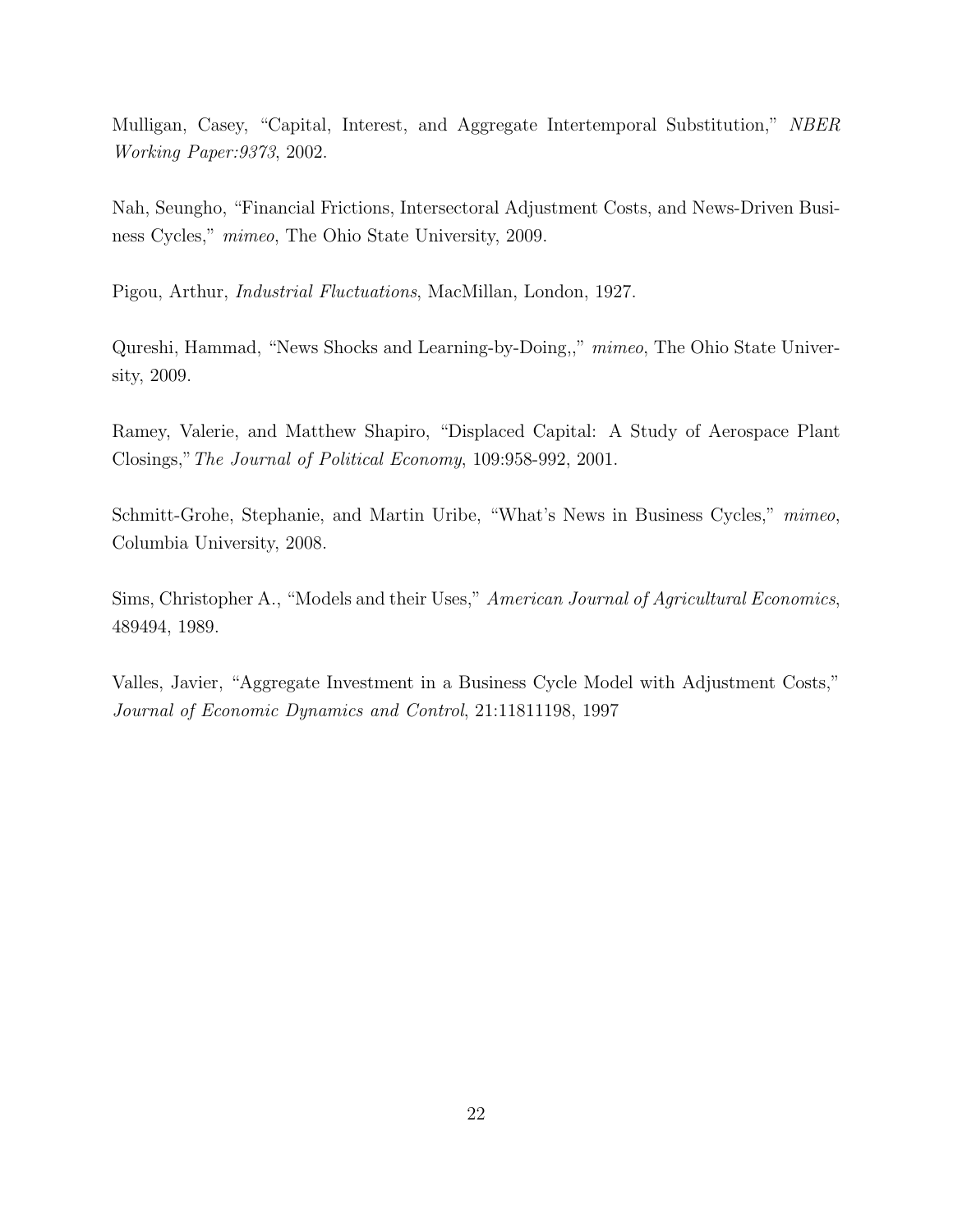Mulligan, Casey, "Capital, Interest, and Aggregate Intertemporal Substitution," *NBER Working Paper:9373*, 2002.

Nah, Seungho, "Financial Frictions, Intersectoral Adjustment Costs, and News-Driven Business Cycles," *mimeo*, The Ohio State University, 2009.

Pigou, Arthur, *Industrial Fluctuations*, MacMillan, London, 1927.

Qureshi, Hammad, "News Shocks and Learning-by-Doing,," *mimeo*, The Ohio State University, 2009.

Ramey, Valerie, and Matthew Shapiro, "Displaced Capital: A Study of Aerospace Plant Closings," *The Journal of Political Economy*, 109:958-992, 2001.

Schmitt-Grohe, Stephanie, and Martin Uribe, "What's News in Business Cycles," *mimeo*, Columbia University, 2008.

Sims, Christopher A., "Models and their Uses," *American Journal of Agricultural Economics*, 489494, 1989.

Valles, Javier, "Aggregate Investment in a Business Cycle Model with Adjustment Costs," *Journal of Economic Dynamics and Control*, 21:11811198, 1997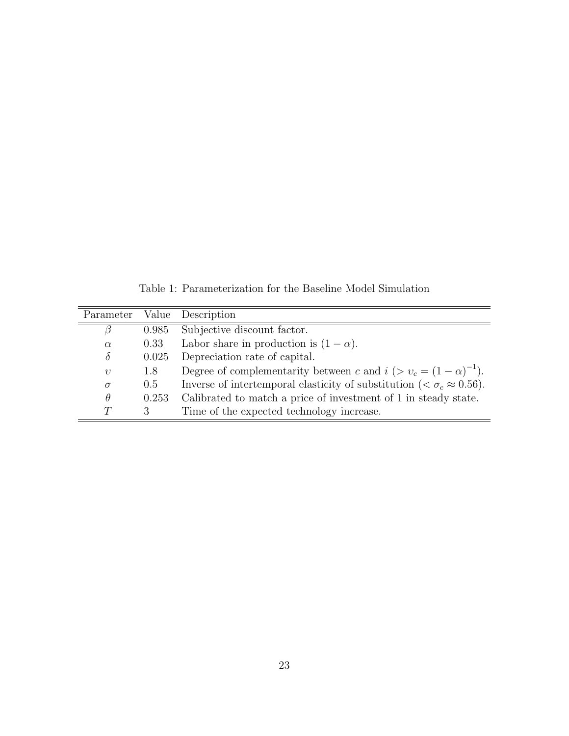Table 1: Parameterization for the Baseline Model Simulation

| Parameter | Value | Description |
|---|---|---|
| $\beta$ | 0.985 | Subjective discount factor. |
| $\alpha$ | 0.33 | Labor share in production is $(1-\alpha)$. |
| $\delta$ | 0.025 | Depreciation rate of capital. |
| $\upsilon$ | 1.8 | Degree of complementarity between $c$ and $i$ ($> \upsilon_c = (1-\alpha)^{-1}$). |
| $\sigma$ | 0.5 | Inverse of intertemporal elasticity of substitution ($< \sigma_c \approx 0.56$). |
| $\theta$ | 0.253 | Calibrated to match a price of investment of 1 in steady state. |
| $T$ | 3 | Time of the expected technology increase. |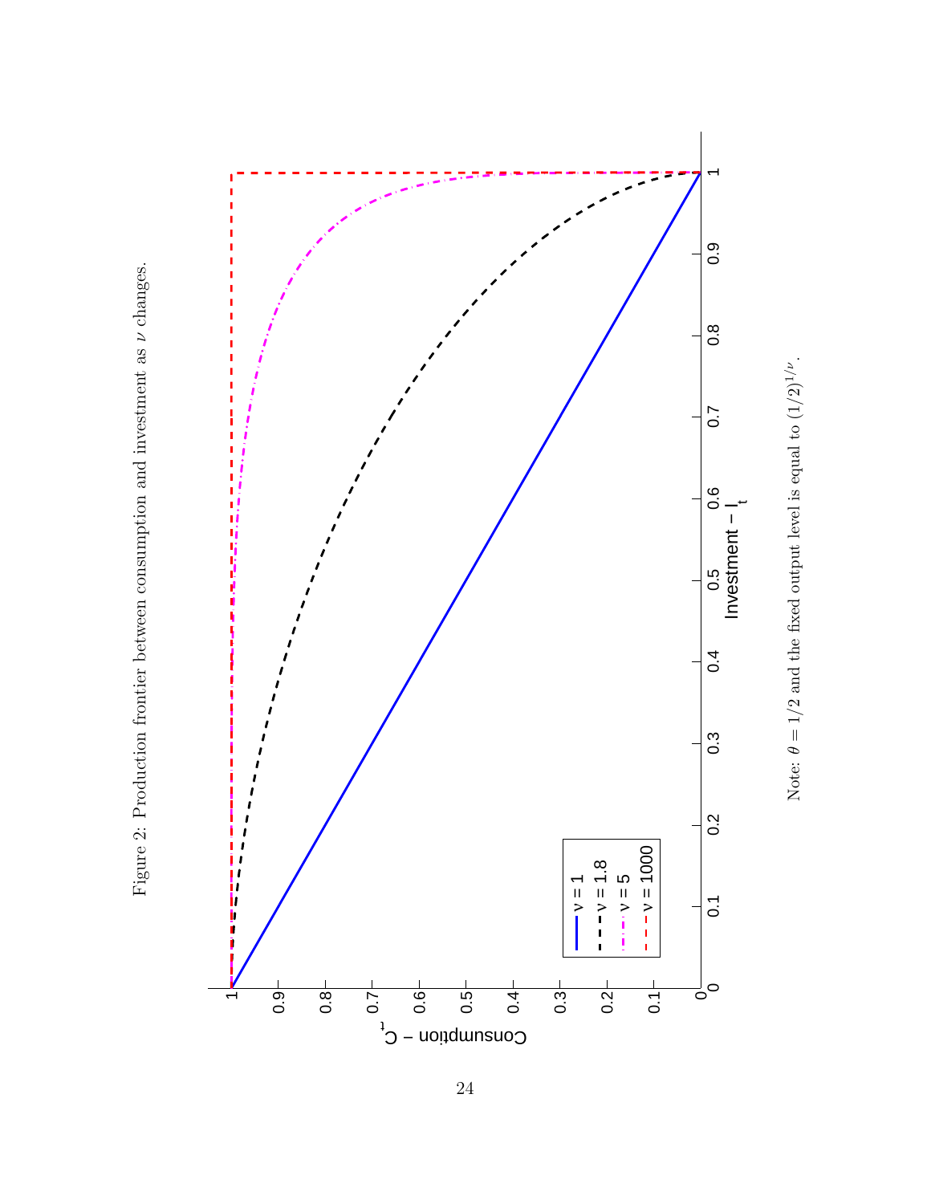Figure 2: Production frontier between consumption and investment as $\nu$ changes.

Note: $\theta = 1/2$ and the fixed output level is equal to $(1/2)^{1/\nu}$.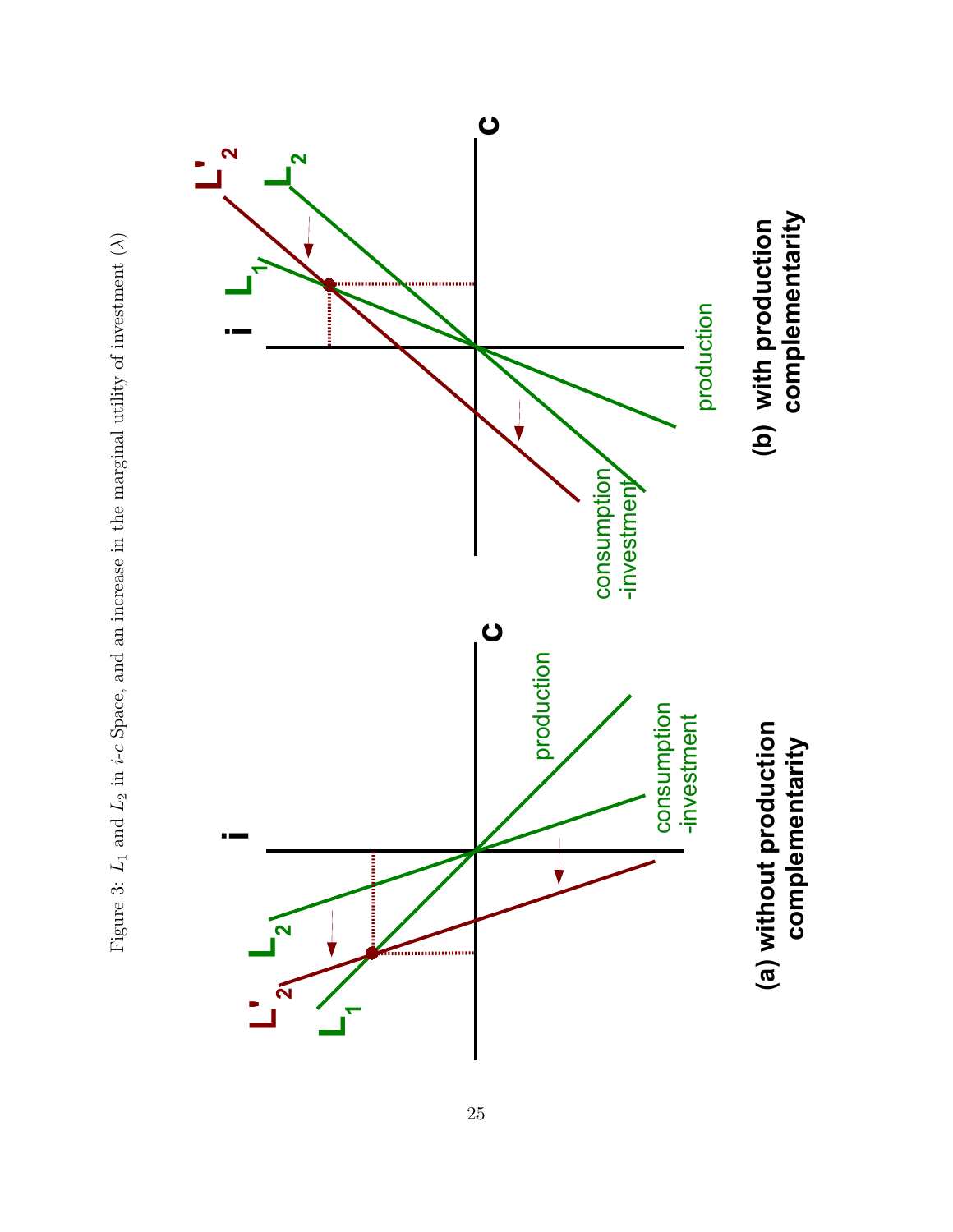Figure 3: $L_1$ and $L_2$ in $i$-$c$ Space, and an increase in the marginal utility of investment ($\lambda$)

(a) without production complementarity

(b) with production complementarity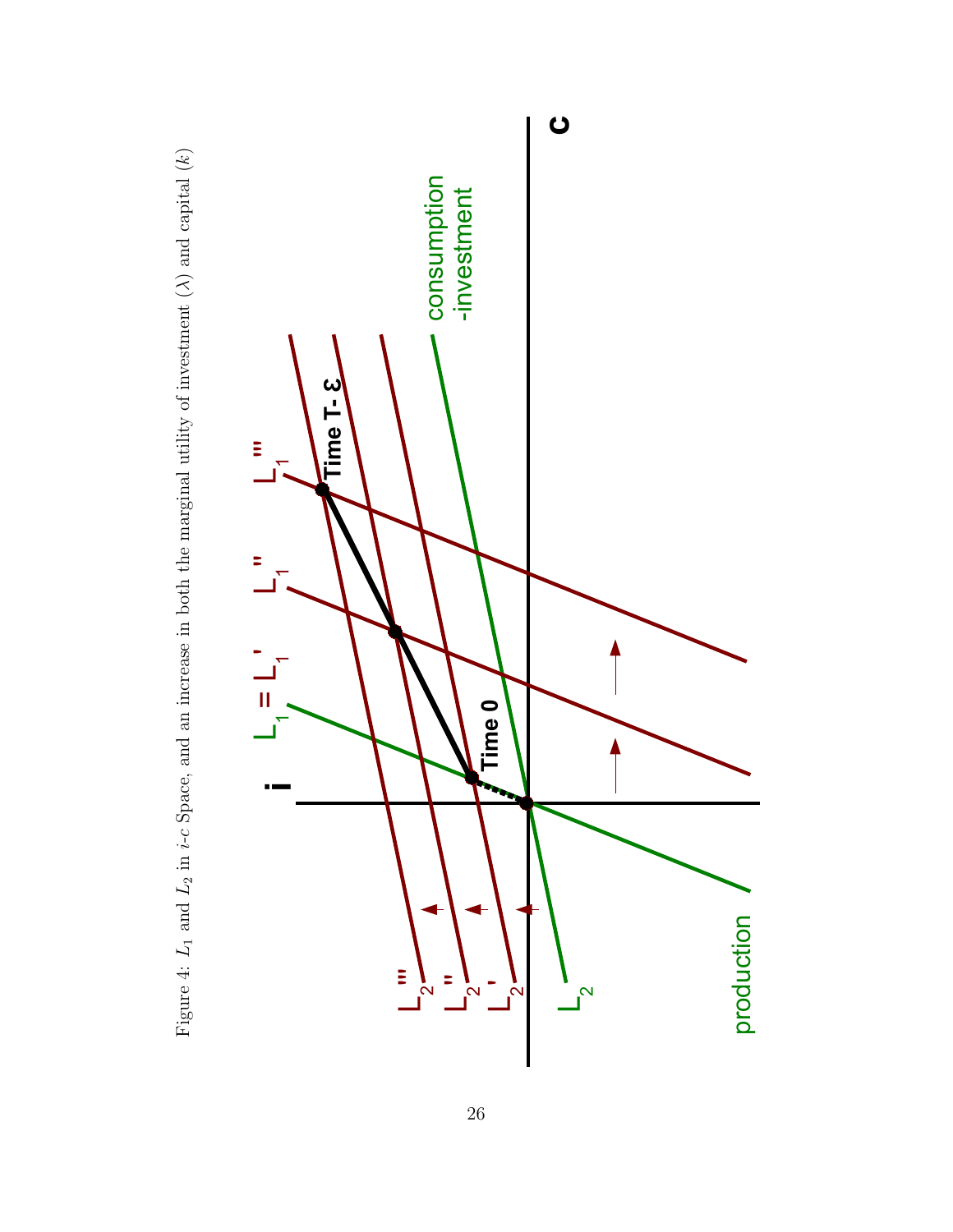Figure 4: $L_1$ and $L_2$ in $i$-$c$ Space, and an increase in both the marginal utility of investment ($\lambda$) and capital ($k$)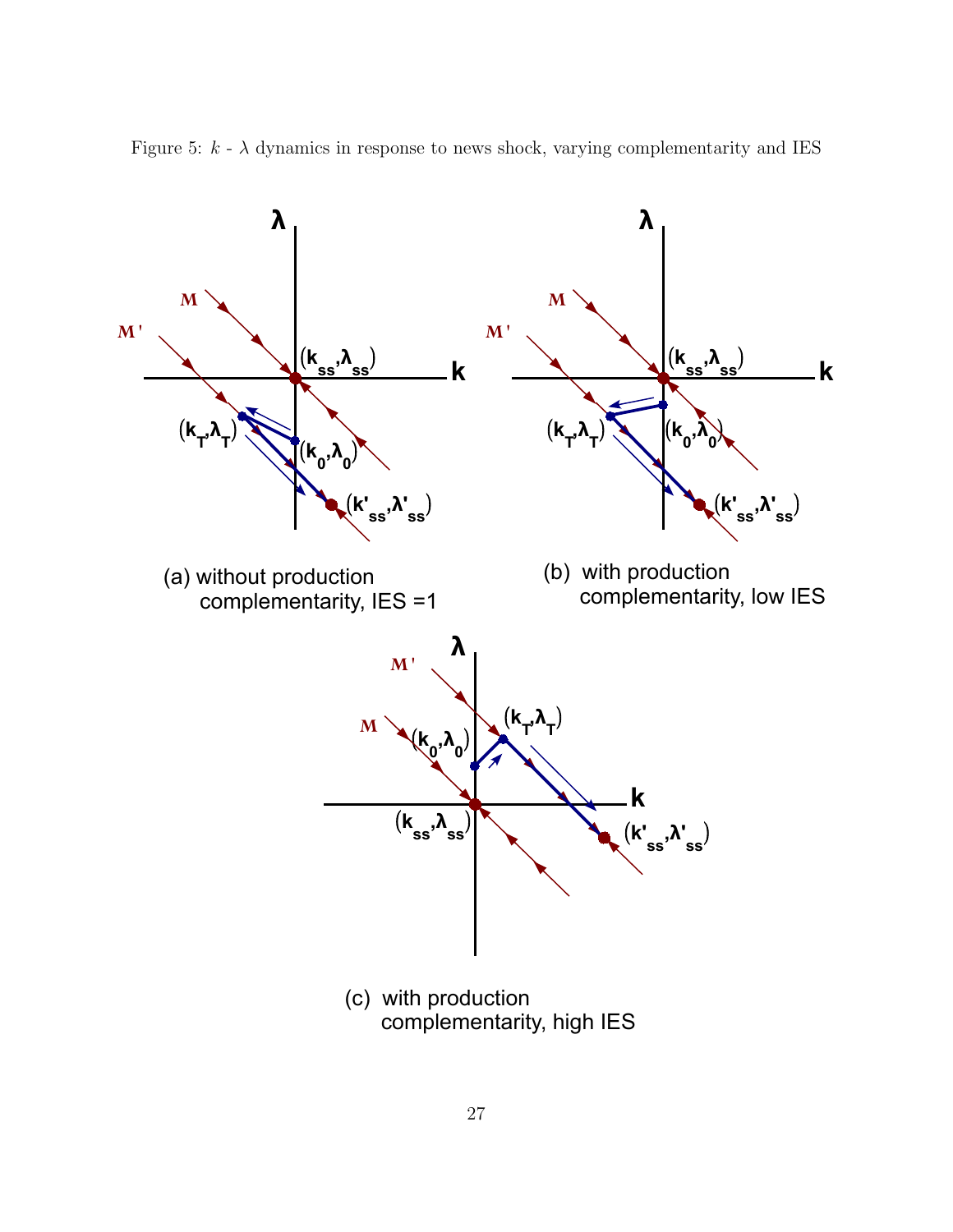Figure 5: $k$ - $\lambda$ dynamics in response to news shock, varying complementarity and IES

(a) without production complementarity, IES =1

(b) with production complementarity, low IES

(c) with production complementarity, high IES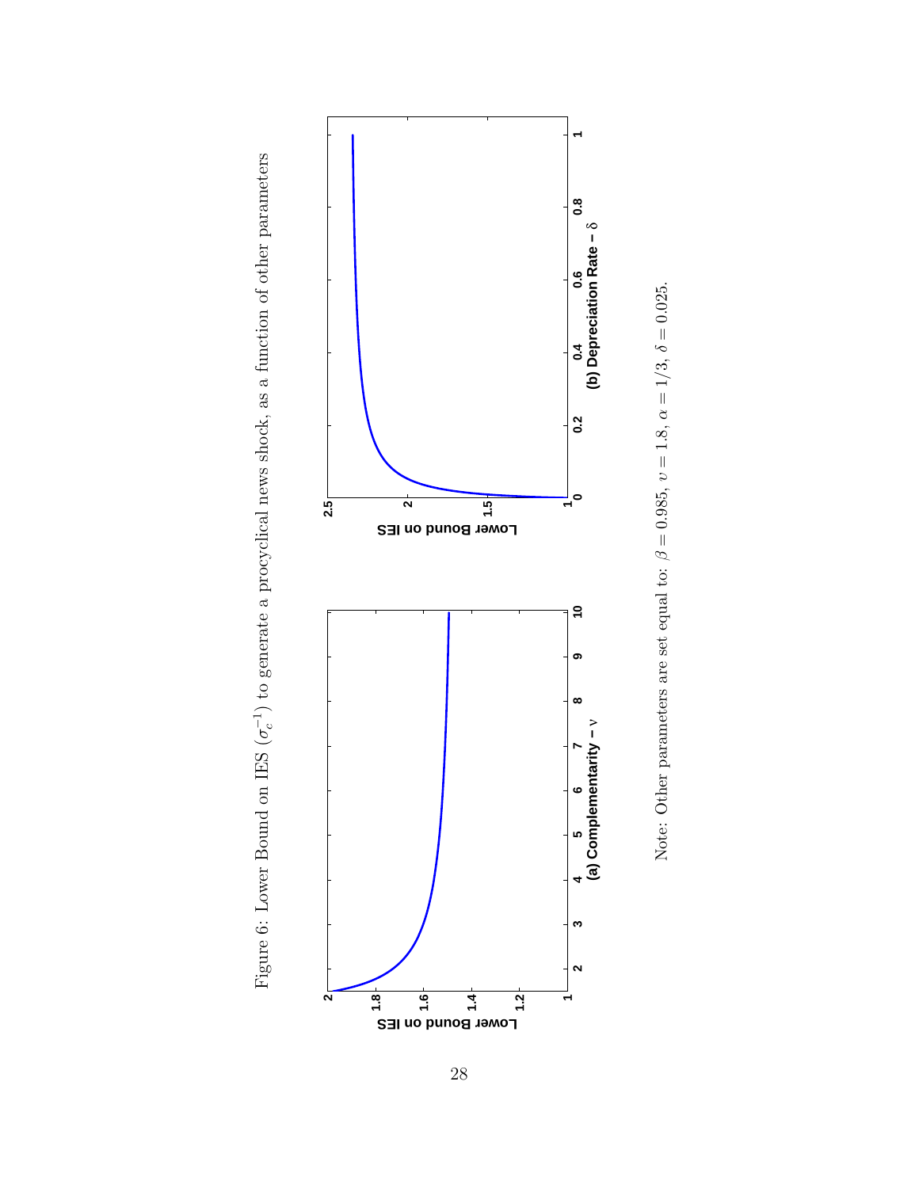Figure 6: Lower Bound on IES ($\sigma_c^{-1}$) to generate a procyclical news shock, as a function of other parameters

Note: Other parameters are set equal to: $\beta = 0.985$, $\upsilon = 1.8$, $\alpha = 1/3$, $\delta = 0.025$.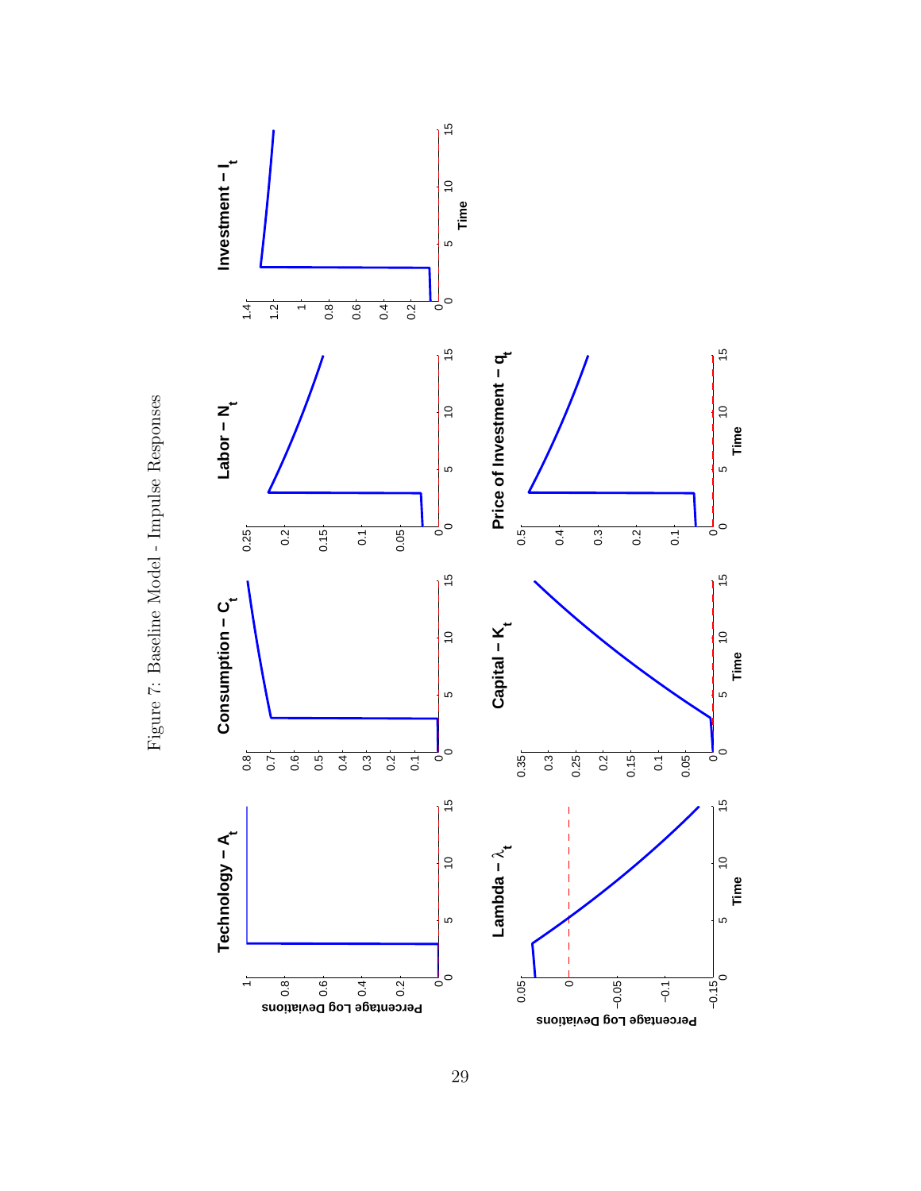Figure 7: Baseline Model - Impulse Responses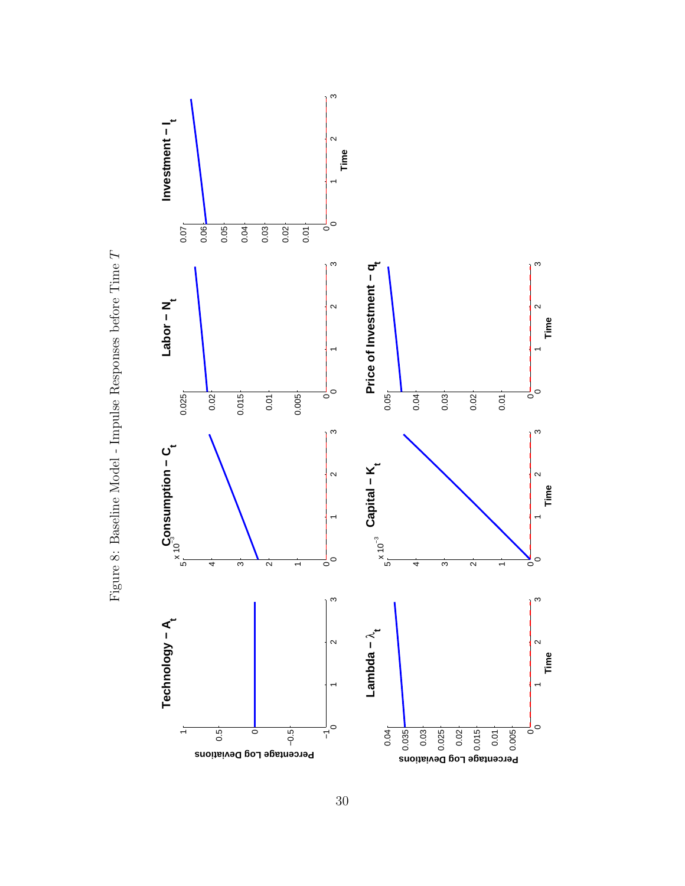Figure 8: Baseline Model - Impulse Responses before Time $T$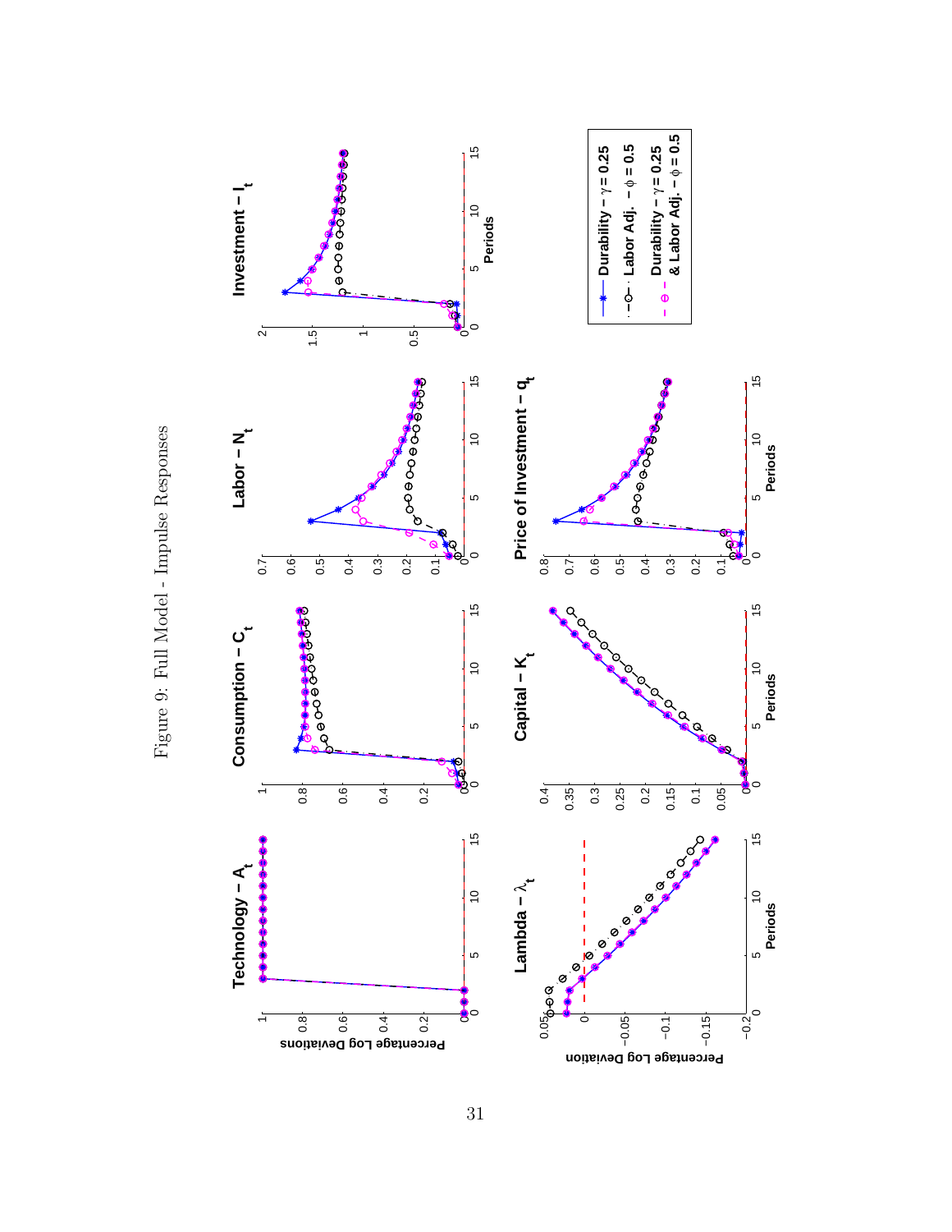Figure 9: Full Model - Impulse Responses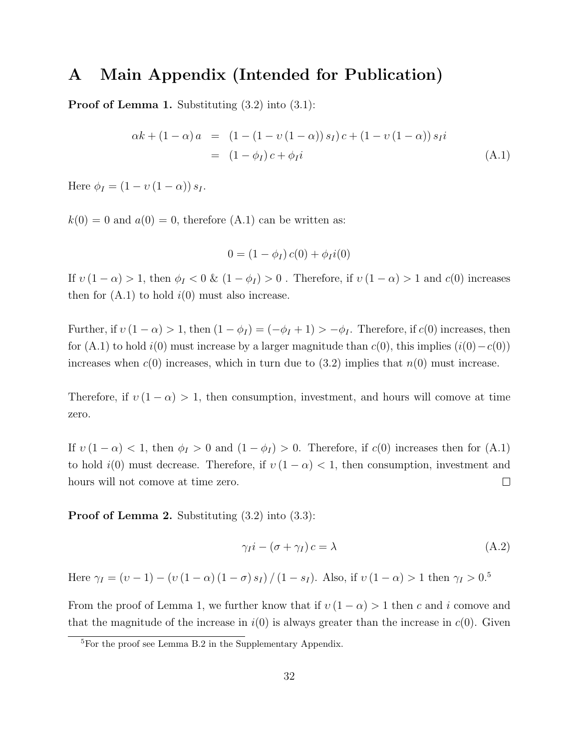# A Main Appendix (Intended for Publication)

**Proof of Lemma 1.** Substituting (3.2) into (3.1):

$$
\begin{aligned}
\alpha k + (1-\alpha) a &= (1 - (1 - \upsilon(1-\alpha)) s_I) c + (1 - \upsilon(1-\alpha)) s_I i \\
&= (1 - \phi_I) c + \phi_I i \qquad \text{(A.1)}
\end{aligned}
$$

Here $\phi_I = (1 - \upsilon(1-\alpha)) s_I$.

$k(0) = 0$ and $a(0) = 0$, therefore (A.1) can be written as:

$$
0 = (1 - \phi_I) c(0) + \phi_I i(0)
$$

If $\upsilon(1-\alpha) > 1$, then $\phi_I < 0$ & $(1 - \phi_I) > 0$ . Therefore, if $\upsilon(1-\alpha) > 1$ and $c(0)$ increases then for (A.1) to hold $i(0)$ must also increase.

Further, if $\upsilon(1-\alpha) > 1$, then $(1 - \phi_I) = (-\phi_I + 1) > -\phi_I$. Therefore, if $c(0)$ increases, then for (A.1) to hold $i(0)$ must increase by a larger magnitude than $c(0)$, this implies $(i(0) - c(0))$ increases when $c(0)$ increases, which in turn due to (3.2) implies that $n(0)$ must increase.

Therefore, if $\upsilon(1-\alpha) > 1$, then consumption, investment, and hours will comove at time zero.

If $\upsilon(1-\alpha) < 1$, then $\phi_I > 0$ and $(1 - \phi_I) > 0$. Therefore, if $c(0)$ increases then for (A.1) to hold $i(0)$ must decrease. Therefore, if $\upsilon(1-\alpha) < 1$, then consumption, investment and hours will not comove at time zero. □

**Proof of Lemma 2.** Substituting (3.2) into (3.3):

$$
\gamma_I i - (\sigma + \gamma_I) c = \lambda \qquad \text{(A.2)}
$$

Here $\gamma_I = (\upsilon - 1) - (\upsilon(1-\alpha)(1-\sigma) s_I) / (1 - s_I)$. Also, if $\upsilon(1-\alpha) > 1$ then $\gamma_I > 0$.[5]

From the proof of Lemma 1, we further know that if $\upsilon(1-\alpha) > 1$ then $c$ and $i$ comove and that the magnitude of the increase in $i(0)$ is always greater than the increase in $c(0)$. Given

[5] For the proof see Lemma B.2 in the Supplementary Appendix.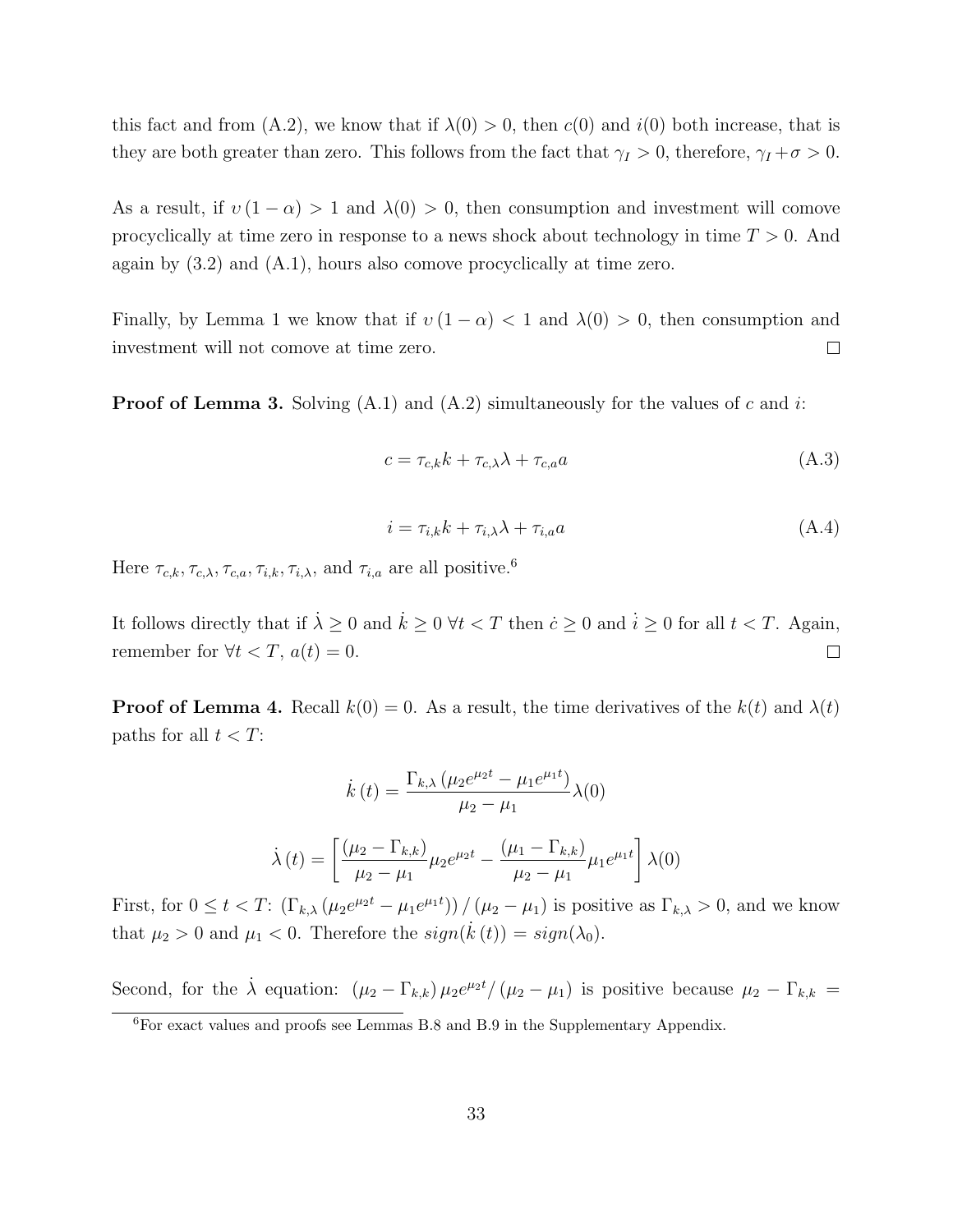this fact and from (A.2), we know that if $\lambda(0) > 0$, then $c(0)$ and $i(0)$ both increase, that is they are both greater than zero. This follows from the fact that $\gamma_I > 0$, therefore, $\gamma_I + \sigma > 0$.

As a result, if $\upsilon(1-\alpha) > 1$ and $\lambda(0) > 0$, then consumption and investment will comove procyclically at time zero in response to a news shock about technology in time $T > 0$. And again by (3.2) and (A.1), hours also comove procyclically at time zero.

Finally, by Lemma 1 we know that if $\upsilon(1-\alpha) < 1$ and $\lambda(0) > 0$, then consumption and investment will not comove at time zero. □

**Proof of Lemma 3.** Solving (A.1) and (A.2) simultaneously for the values of $c$ and $i$:

$$c = \tau_{c,k}k + \tau_{c,\lambda}\lambda + \tau_{c,a}a \tag{A.3}$$

$$i = \tau_{i,k}k + \tau_{i,\lambda}\lambda + \tau_{i,a}a \tag{A.4}$$

Here $\tau_{c,k}, \tau_{c,\lambda}, \tau_{c,a}, \tau_{i,k}, \tau_{i,\lambda}$, and $\tau_{i,a}$ are all positive.[6]

It follows directly that if $\dot{\lambda} \geq 0$ and $\dot{k} \geq 0$ $\forall t < T$ then $\dot{c} \geq 0$ and $\dot{i} \geq 0$ for all $t < T$. Again, remember for $\forall t < T$, $a(t) = 0$. □

**Proof of Lemma 4.** Recall $k(0) = 0$. As a result, the time derivatives of the $k(t)$ and $\lambda(t)$ paths for all $t < T$:

$$\dot{k}(t) = \frac{\Gamma_{k,\lambda}\left(\mu_2 e^{\mu_2 t} - \mu_1 e^{\mu_1 t}\right)}{\mu_2 - \mu_1}\lambda(0)$$

$$\dot{\lambda}(t) = \left[\frac{(\mu_2 - \Gamma_{k,k})}{\mu_2 - \mu_1}\mu_2 e^{\mu_2 t} - \frac{(\mu_1 - \Gamma_{k,k})}{\mu_2 - \mu_1}\mu_1 e^{\mu_1 t}\right]\lambda(0)$$

First, for $0 \leq t < T$: $\left(\Gamma_{k,\lambda}\left(\mu_2 e^{\mu_2 t} - \mu_1 e^{\mu_1 t}\right)\right)/\left(\mu_2 - \mu_1\right)$ is positive as $\Gamma_{k,\lambda} > 0$, and we know that $\mu_2 > 0$ and $\mu_1 < 0$. Therefore the $sign(\dot{k}(t)) = sign(\lambda_0)$.

Second, for the $\dot{\lambda}$ equation: $\left(\mu_2 - \Gamma_{k,k}\right)\mu_2 e^{\mu_2 t}/\left(\mu_2 - \mu_1\right)$ is positive because $\mu_2 - \Gamma_{k,k} =$

[6] For exact values and proofs see Lemmas B.8 and B.9 in the Supplementary Appendix.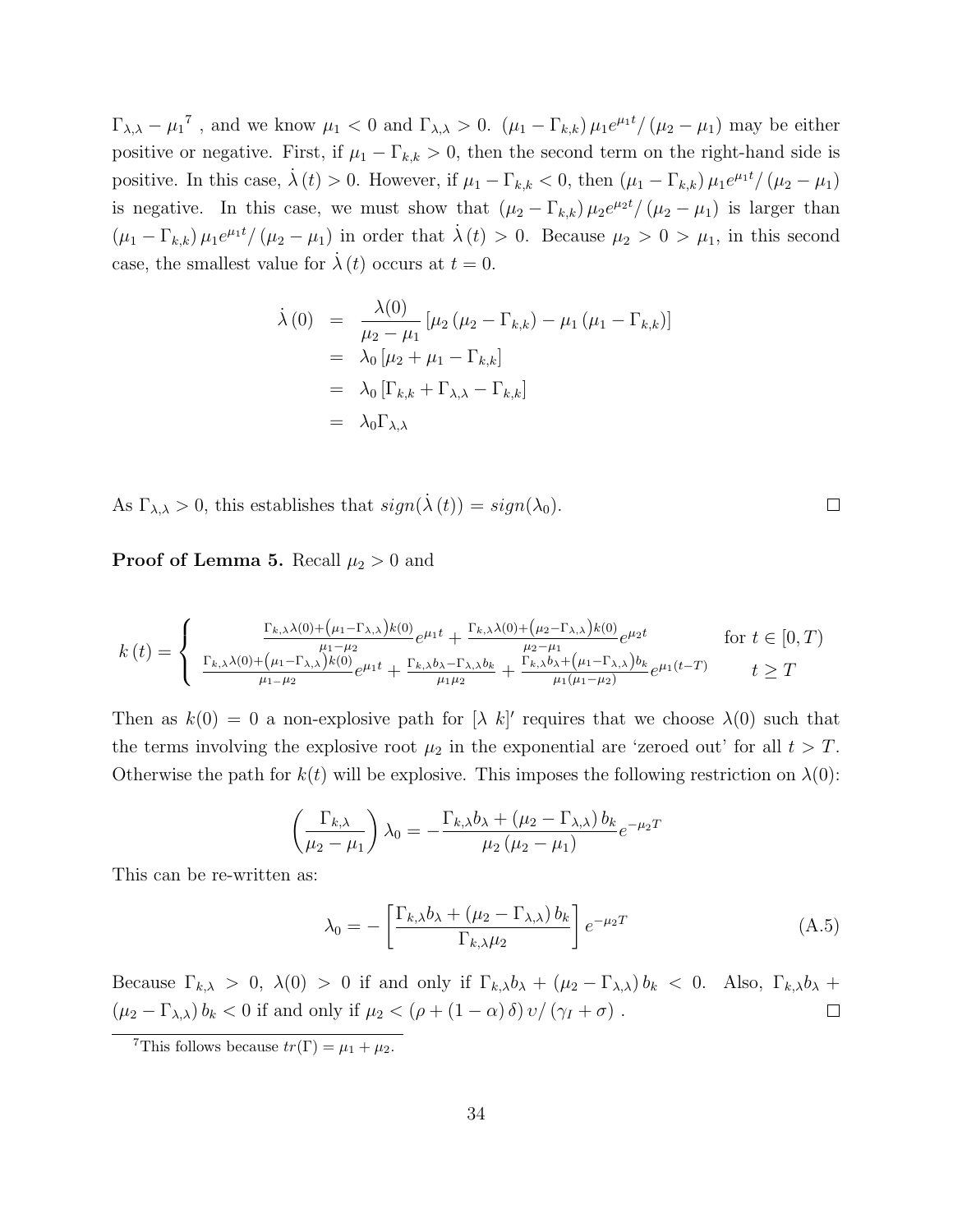$\Gamma_{\lambda,\lambda} - \mu_1$[7] , and we know $\mu_1 < 0$ and $\Gamma_{\lambda,\lambda} > 0$. $(\mu_1 - \Gamma_{k,k})\,\mu_1 e^{\mu_1 t}/(\mu_2 - \mu_1)$ may be either positive or negative. First, if $\mu_1 - \Gamma_{k,k} > 0$, then the second term on the right-hand side is positive. In this case, $\dot{\lambda}(t) > 0$. However, if $\mu_1 - \Gamma_{k,k} < 0$, then $(\mu_1 - \Gamma_{k,k})\,\mu_1 e^{\mu_1 t}/(\mu_2 - \mu_1)$ is negative. In this case, we must show that $(\mu_2 - \Gamma_{k,k})\,\mu_2 e^{\mu_2 t}/(\mu_2 - \mu_1)$ is larger than $(\mu_1 - \Gamma_{k,k})\,\mu_1 e^{\mu_1 t}/(\mu_2 - \mu_1)$ in order that $\dot{\lambda}(t) > 0$. Because $\mu_2 > 0 > \mu_1$, in this second case, the smallest value for $\dot{\lambda}(t)$ occurs at $t = 0$.

$$
\begin{aligned}
\dot{\lambda}(0) &= \frac{\lambda(0)}{\mu_2 - \mu_1}\left[\mu_2(\mu_2 - \Gamma_{k,k}) - \mu_1(\mu_1 - \Gamma_{k,k})\right] \\
&= \lambda_0\left[\mu_2 + \mu_1 - \Gamma_{k,k}\right] \\
&= \lambda_0\left[\Gamma_{k,k} + \Gamma_{\lambda,\lambda} - \Gamma_{k,k}\right] \\
&= \lambda_0 \Gamma_{\lambda,\lambda}
\end{aligned}
$$

As $\Gamma_{\lambda,\lambda} > 0$, this establishes that $sign(\dot{\lambda}(t)) = sign(\lambda_0)$. □

**Proof of Lemma 5.** Recall $\mu_2 > 0$ and

$$
k(t) = \begin{cases}
\frac{\Gamma_{k,\lambda}\lambda(0) + (\mu_1 - \Gamma_{\lambda,\lambda})k(0)}{\mu_1 - \mu_2} e^{\mu_1 t} + \frac{\Gamma_{k,\lambda}\lambda(0) + (\mu_2 - \Gamma_{\lambda,\lambda})k(0)}{\mu_2 - \mu_1} e^{\mu_2 t} & \text{for } t \in [0, T) \\
\frac{\Gamma_{k,\lambda}\lambda(0) + (\mu_1 - \Gamma_{\lambda,\lambda})k(0)}{\mu_1 - \mu_2} e^{\mu_1 t} + \frac{\Gamma_{k,\lambda} b_k - \Gamma_{\lambda,\lambda} b_k}{\mu_1 \mu_2} + \frac{\Gamma_{k,\lambda} b_\lambda + (\mu_1 - \Gamma_{\lambda,\lambda}) b_k}{\mu_1(\mu_1 - \mu_2)} e^{\mu_1 (t-T)} & t \geq T
\end{cases}
$$

Then as $k(0) = 0$ a non-explosive path for $[\lambda\ k]'$ requires that we choose $\lambda(0)$ such that the terms involving the explosive root $\mu_2$ in the exponential are 'zeroed out' for all $t > T$. Otherwise the path for $k(t)$ will be explosive. This imposes the following restriction on $\lambda(0)$:

$$
\left(\frac{\Gamma_{k,\lambda}}{\mu_2 - \mu_1}\right)\lambda_0 = -\frac{\Gamma_{k,\lambda} b_\lambda + (\mu_2 - \Gamma_{\lambda,\lambda})\, b_k}{\mu_2(\mu_2 - \mu_1)} e^{-\mu_2 T}
$$

This can be re-written as:

$$
\lambda_0 = -\left[\frac{\Gamma_{k,\lambda} b_\lambda + (\mu_2 - \Gamma_{\lambda,\lambda})\, b_k}{\Gamma_{k,\lambda}\mu_2}\right] e^{-\mu_2 T} \tag{A.5}
$$

Because $\Gamma_{k,\lambda} > 0$, $\lambda(0) > 0$ if and only if $\Gamma_{k,\lambda} b_\lambda + (\mu_2 - \Gamma_{\lambda,\lambda})\, b_k < 0$. Also, $\Gamma_{k,\lambda} b_\lambda + (\mu_2 - \Gamma_{\lambda,\lambda})\, b_k < 0$ if and only if $\mu_2 < (\rho + (1 - \alpha)\,\delta)\,\upsilon/(\gamma_I + \sigma)$ . □

[7] This follows because $tr(\Gamma) = \mu_1 + \mu_2$.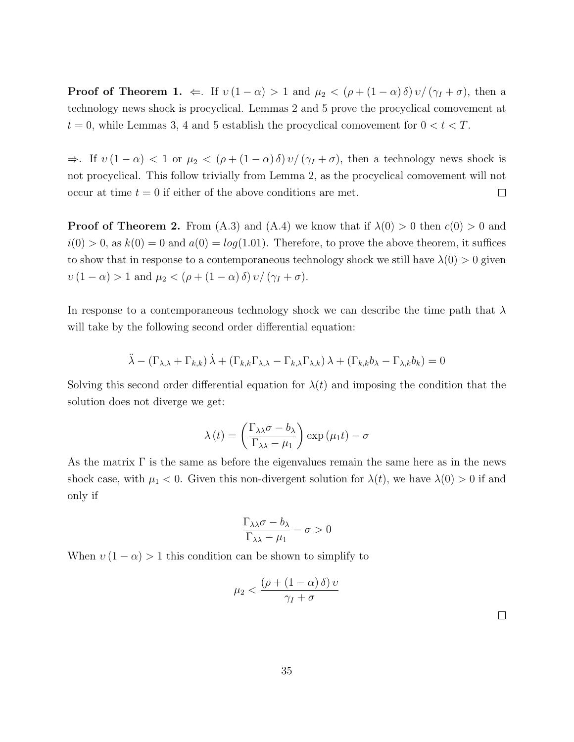**Proof of Theorem 1.** $\Leftarrow$. If $\upsilon(1-\alpha) > 1$ and $\mu_2 < (\rho + (1-\alpha)\delta)\upsilon/(\gamma_I + \sigma)$, then a technology news shock is procyclical. Lemmas 2 and 5 prove the procyclical comovement at $t = 0$, while Lemmas 3, 4 and 5 establish the procyclical comovement for $0 < t < T$.

$\Rightarrow$. If $\upsilon(1-\alpha) < 1$ or $\mu_2 < (\rho + (1-\alpha)\delta)\upsilon/(\gamma_I + \sigma)$, then a technology news shock is not procyclical. This follow trivially from Lemma 2, as the procyclical comovement will not occur at time $t = 0$ if either of the above conditions are met. $\square$

**Proof of Theorem 2.** From (A.3) and (A.4) we know that if $\lambda(0) > 0$ then $c(0) > 0$ and $i(0) > 0$, as $k(0) = 0$ and $a(0) = log(1.01)$. Therefore, to prove the above theorem, it suffices to show that in response to a contemporaneous technology shock we still have $\lambda(0) > 0$ given $\upsilon(1-\alpha) > 1$ and $\mu_2 < (\rho + (1-\alpha)\delta)\upsilon/(\gamma_I + \sigma)$.

In response to a contemporaneous technology shock we can describe the time path that $\lambda$ will take by the following second order differential equation:

$$\ddot{\lambda} - (\Gamma_{\lambda,\lambda} + \Gamma_{k,k})\dot{\lambda} + (\Gamma_{k,k}\Gamma_{\lambda,\lambda} - \Gamma_{k,\lambda}\Gamma_{\lambda,k})\lambda + (\Gamma_{k,k}b_\lambda - \Gamma_{\lambda,k}b_k) = 0$$

Solving this second order differential equation for $\lambda(t)$ and imposing the condition that the solution does not diverge we get:

$$\lambda(t) = \left(\frac{\Gamma_{\lambda\lambda}\sigma - b_\lambda}{\Gamma_{\lambda\lambda} - \mu_1}\right)\exp(\mu_1 t) - \sigma$$

As the matrix $\Gamma$ is the same as before the eigenvalues remain the same here as in the news shock case, with $\mu_1 < 0$. Given this non-divergent solution for $\lambda(t)$, we have $\lambda(0) > 0$ if and only if

$$\frac{\Gamma_{\lambda\lambda}\sigma - b_\lambda}{\Gamma_{\lambda\lambda} - \mu_1} - \sigma > 0$$

When $\upsilon(1-\alpha) > 1$ this condition can be shown to simplify to

$$\mu_2 < \frac{(\rho + (1-\alpha)\delta)\upsilon}{\gamma_I + \sigma}$$

$\square$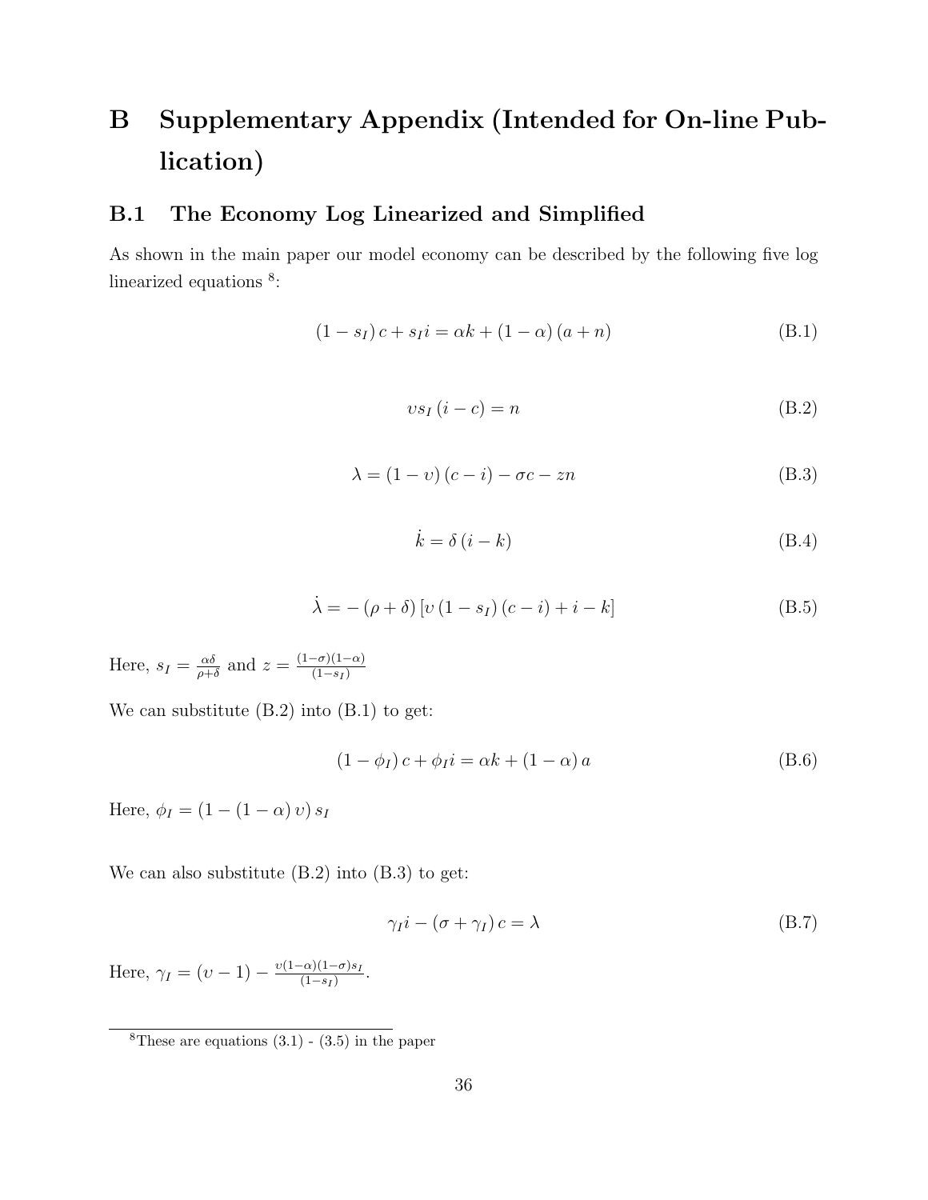# B Supplementary Appendix (Intended for On-line Publication)

## B.1 The Economy Log Linearized and Simplified

As shown in the main paper our model economy can be described by the following five log linearized equations [8]:

$$(1 - s_I)\, c + s_I i = \alpha k + (1 - \alpha)(a + n) \tag{B.1}$$

$$\upsilon s_I (i - c) = n \tag{B.2}$$

$$\lambda = (1 - \upsilon)(c - i) - \sigma c - z n \tag{B.3}$$

$$\dot{k} = \delta (i - k) \tag{B.4}$$

$$\dot{\lambda} = -(\rho + \delta)\left[\upsilon (1 - s_I)(c - i) + i - k\right] \tag{B.5}$$

Here, $s_I = \frac{\alpha \delta}{\rho + \delta}$ and $z = \frac{(1-\sigma)(1-\alpha)}{(1-s_I)}$

We can substitute (B.2) into (B.1) to get:

$$(1 - \phi_I)\, c + \phi_I i = \alpha k + (1 - \alpha)\, a \tag{B.6}$$

Here, $\phi_I = (1 - (1 - \alpha)\upsilon)\, s_I$

We can also substitute (B.2) into (B.3) to get:

$$\gamma_I i - (\sigma + \gamma_I)\, c = \lambda \tag{B.7}$$

Here, $\gamma_I = (\upsilon - 1) - \frac{\upsilon(1-\alpha)(1-\sigma)s_I}{(1-s_I)}$.

[8] These are equations (3.1) - (3.5) in the paper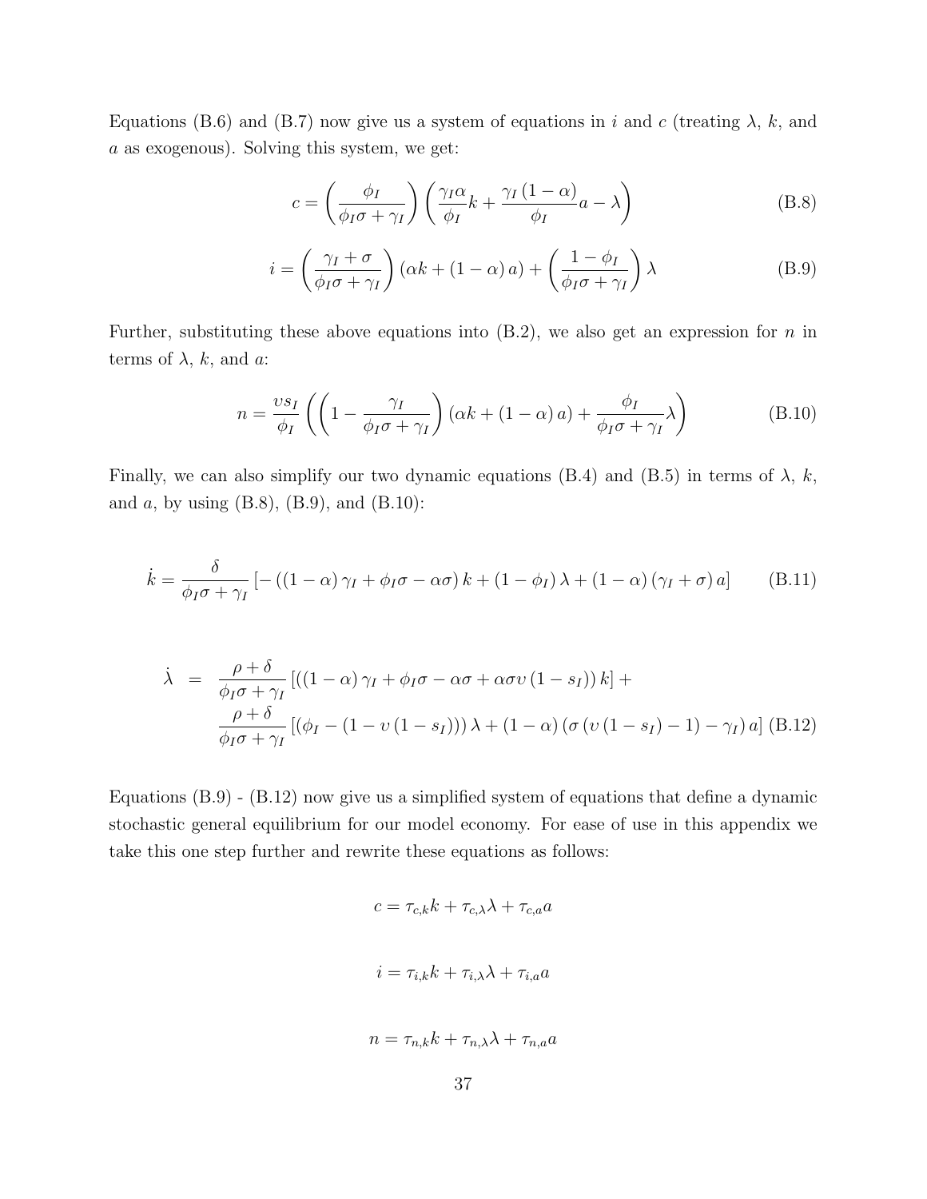Equations (B.6) and (B.7) now give us a system of equations in $i$ and $c$ (treating $\lambda$, $k$, and $a$ as exogenous). Solving this system, we get:

$$c = \left(\frac{\phi_I}{\phi_I \sigma + \gamma_I}\right)\left(\frac{\gamma_I \alpha}{\phi_I} k + \frac{\gamma_I (1-\alpha)}{\phi_I} a - \lambda\right) \tag{B.8}$$

$$i = \left(\frac{\gamma_I + \sigma}{\phi_I \sigma + \gamma_I}\right)(\alpha k + (1-\alpha) a) + \left(\frac{1-\phi_I}{\phi_I \sigma + \gamma_I}\right)\lambda \tag{B.9}$$

Further, substituting these above equations into (B.2), we also get an expression for $n$ in terms of $\lambda$, $k$, and $a$:

$$n = \frac{\upsilon s_I}{\phi_I}\left(\left(1 - \frac{\gamma_I}{\phi_I \sigma + \gamma_I}\right)(\alpha k + (1-\alpha) a) + \frac{\phi_I}{\phi_I \sigma + \gamma_I}\lambda\right) \tag{B.10}$$

Finally, we can also simplify our two dynamic equations (B.4) and (B.5) in terms of $\lambda$, $k$, and $a$, by using (B.8), (B.9), and (B.10):

$$\dot{k} = \frac{\delta}{\phi_I \sigma + \gamma_I}\left[-\left((1-\alpha)\gamma_I + \phi_I \sigma - \alpha\sigma\right) k + (1-\phi_I)\lambda + (1-\alpha)(\gamma_I + \sigma) a\right] \tag{B.11}$$

$$\begin{aligned}
\dot{\lambda} \quad = \quad & \frac{\rho + \delta}{\phi_I \sigma + \gamma_I}\left[\left((1-\alpha)\gamma_I + \phi_I \sigma - \alpha\sigma + \alpha\sigma\upsilon(1-s_I)\right) k\right] + \\
& \frac{\rho + \delta}{\phi_I \sigma + \gamma_I}\left[\left(\phi_I - (1 - \upsilon(1-s_I))\right)\lambda + (1-\alpha)\left(\sigma(\upsilon(1-s_I) - 1) - \gamma_I\right) a\right]
\end{aligned} \tag{B.12}$$

Equations (B.9) - (B.12) now give us a simplified system of equations that define a dynamic stochastic general equilibrium for our model economy. For ease of use in this appendix we take this one step further and rewrite these equations as follows:

$$c = \tau_{c,k} k + \tau_{c,\lambda}\lambda + \tau_{c,a} a$$

$$i = \tau_{i,k} k + \tau_{i,\lambda}\lambda + \tau_{i,a} a$$

$$n = \tau_{n,k} k + \tau_{n,\lambda}\lambda + \tau_{n,a} a$$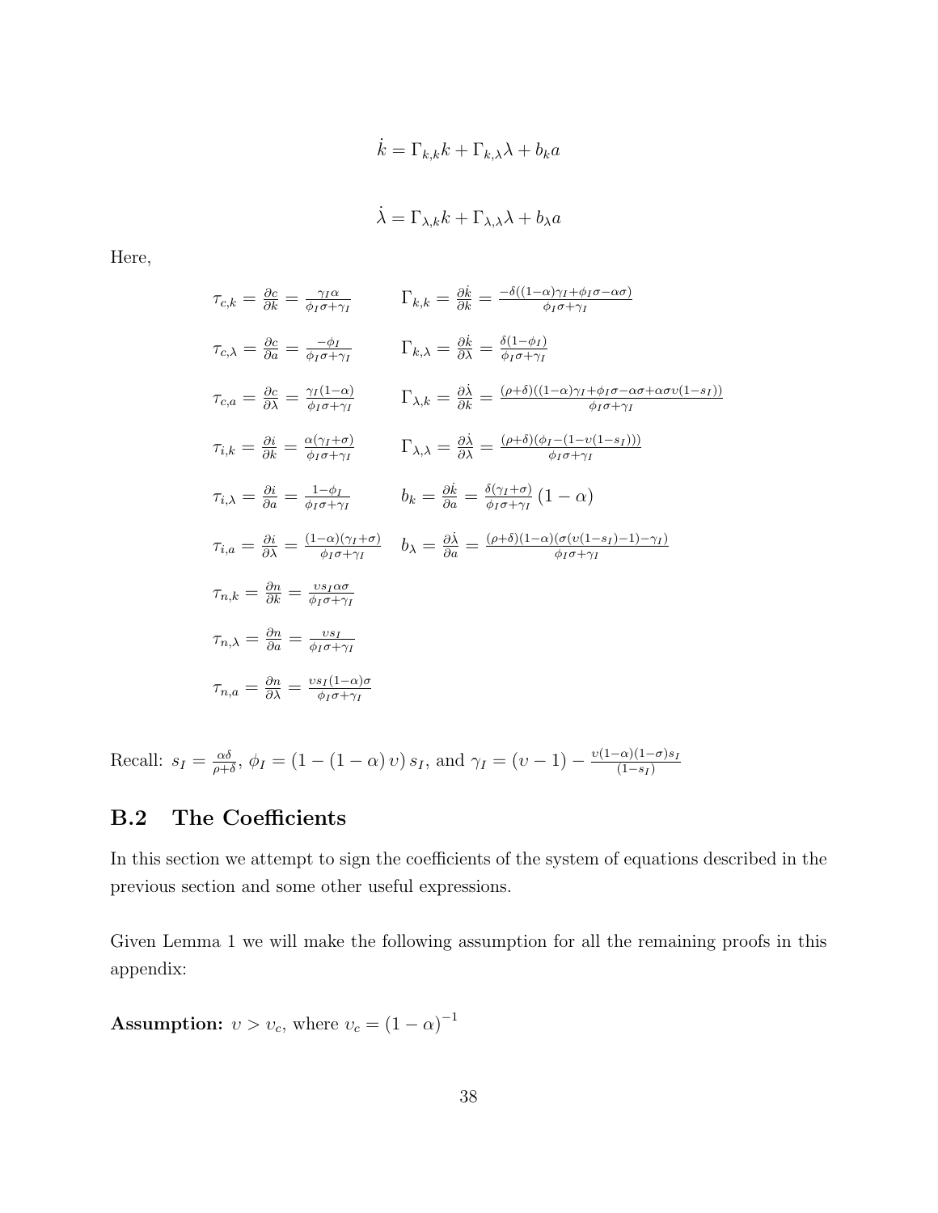$$\dot{k} = \Gamma_{k,k} k + \Gamma_{k,\lambda} \lambda + b_k a$$

$$\dot{\lambda} = \Gamma_{\lambda,k} k + \Gamma_{\lambda,\lambda} \lambda + b_\lambda a$$

Here,

$$\tau_{c,k} = \frac{\partial c}{\partial k} = \frac{\gamma_I \alpha}{\phi_I \sigma + \gamma_I} \qquad \Gamma_{k,k} = \frac{\partial \dot{k}}{\partial k} = \frac{-\delta((1-\alpha)\gamma_I + \phi_I \sigma - \alpha\sigma)}{\phi_I \sigma + \gamma_I}$$

$$\tau_{c,\lambda} = \frac{\partial c}{\partial a} = \frac{-\phi_I}{\phi_I \sigma + \gamma_I} \qquad \Gamma_{k,\lambda} = \frac{\partial \dot{k}}{\partial \lambda} = \frac{\delta(1-\phi_I)}{\phi_I \sigma + \gamma_I}$$

$$\tau_{c,a} = \frac{\partial c}{\partial \lambda} = \frac{\gamma_I (1-\alpha)}{\phi_I \sigma + \gamma_I} \qquad \Gamma_{\lambda,k} = \frac{\partial \dot{\lambda}}{\partial k} = \frac{(\rho+\delta)((1-\alpha)\gamma_I + \phi_I \sigma - \alpha\sigma + \alpha\sigma\upsilon(1-s_I))}{\phi_I \sigma + \gamma_I}$$

$$\tau_{i,k} = \frac{\partial i}{\partial k} = \frac{\alpha(\gamma_I + \sigma)}{\phi_I \sigma + \gamma_I} \qquad \Gamma_{\lambda,\lambda} = \frac{\partial \dot{\lambda}}{\partial \lambda} = \frac{(\rho+\delta)(\phi_I - (1-\upsilon(1-s_I)))}{\phi_I \sigma + \gamma_I}$$

$$\tau_{i,\lambda} = \frac{\partial i}{\partial a} = \frac{1-\phi_I}{\phi_I \sigma + \gamma_I} \qquad b_k = \frac{\partial \dot{k}}{\partial a} = \frac{\delta(\gamma_I + \sigma)}{\phi_I \sigma + \gamma_I}(1-\alpha)$$

$$\tau_{i,a} = \frac{\partial i}{\partial \lambda} = \frac{(1-\alpha)(\gamma_I + \sigma)}{\phi_I \sigma + \gamma_I} \qquad b_\lambda = \frac{\partial \dot{\lambda}}{\partial a} = \frac{(\rho+\delta)(1-\alpha)(\sigma(\upsilon(1-s_I)-1) - \gamma_I)}{\phi_I \sigma + \gamma_I}$$

$$\tau_{n,k} = \frac{\partial n}{\partial k} = \frac{\upsilon s_I \alpha \sigma}{\phi_I \sigma + \gamma_I}$$

$$\tau_{n,\lambda} = \frac{\partial n}{\partial a} = \frac{\upsilon s_I}{\phi_I \sigma + \gamma_I}$$

$$\tau_{n,a} = \frac{\partial n}{\partial \lambda} = \frac{\upsilon s_I (1-\alpha)\sigma}{\phi_I \sigma + \gamma_I}$$

Recall: $s_I = \frac{\alpha\delta}{\rho+\delta}$, $\phi_I = (1-(1-\alpha)\upsilon)\, s_I$, and $\gamma_I = (\upsilon - 1) - \frac{\upsilon(1-\alpha)(1-\sigma)s_I}{(1-s_I)}$

## B.2 The Coefficients

In this section we attempt to sign the coefficients of the system of equations described in the previous section and some other useful expressions.

Given Lemma 1 we will make the following assumption for all the remaining proofs in this appendix:

**Assumption:** $\upsilon > \upsilon_c$, where $\upsilon_c = (1-\alpha)^{-1}$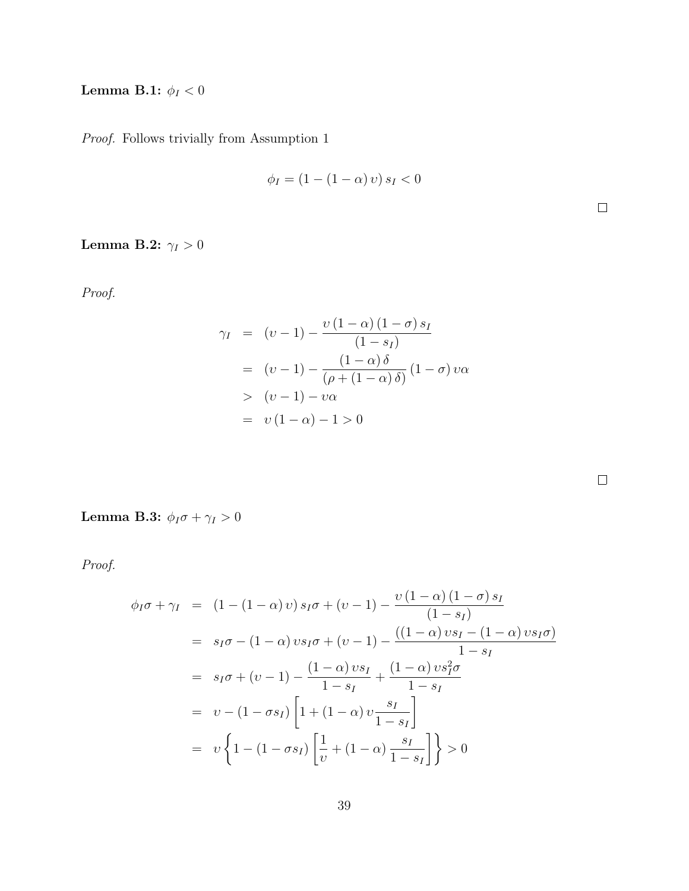**Lemma B.1:** $\phi_I < 0$

*Proof.* Follows trivially from Assumption 1

$$\phi_I = (1 - (1-\alpha)\upsilon) s_I < 0$$

□

**Lemma B.2:** $\gamma_I > 0$

*Proof.*

$$\begin{aligned}
\gamma_I &= (\upsilon - 1) - \frac{\upsilon(1-\alpha)(1-\sigma)s_I}{(1-s_I)} \\
&= (\upsilon - 1) - \frac{(1-\alpha)\delta}{(\rho + (1-\alpha)\delta)}(1-\sigma)\upsilon\alpha \\
&> (\upsilon - 1) - \upsilon\alpha \\
&= \upsilon(1-\alpha) - 1 > 0
\end{aligned}$$

□

**Lemma B.3:** $\phi_I\sigma + \gamma_I > 0$

*Proof.*

$$\begin{aligned}
\phi_I\sigma + \gamma_I &= (1-(1-\alpha)\upsilon)s_I\sigma + (\upsilon - 1) - \frac{\upsilon(1-\alpha)(1-\sigma)s_I}{(1-s_I)} \\
&= s_I\sigma - (1-\alpha)\upsilon s_I\sigma + (\upsilon - 1) - \frac{((1-\alpha)\upsilon s_I - (1-\alpha)\upsilon s_I\sigma)}{1-s_I} \\
&= s_I\sigma + (\upsilon - 1) - \frac{(1-\alpha)\upsilon s_I}{1-s_I} + \frac{(1-\alpha)\upsilon s_I^2\sigma}{1-s_I} \\
&= \upsilon - (1-\sigma s_I)\left[1 + (1-\alpha)\upsilon\frac{s_I}{1-s_I}\right] \\
&= \upsilon\left\{1 - (1-\sigma s_I)\left[\frac{1}{\upsilon} + (1-\alpha)\frac{s_I}{1-s_I}\right]\right\} > 0
\end{aligned}$$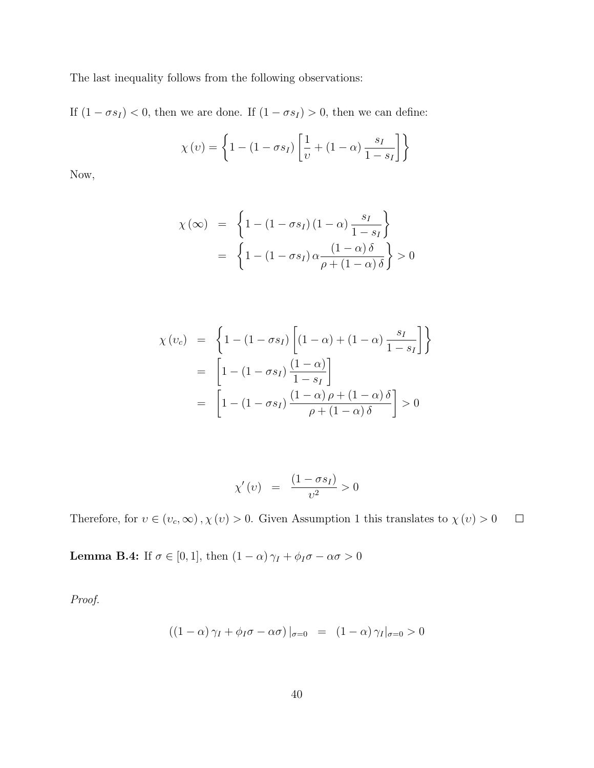The last inequality follows from the following observations:

If $(1 - \sigma s_I) < 0$, then we are done. If $(1 - \sigma s_I) > 0$, then we can define:

$$\chi(\upsilon) = \left\{ 1 - (1 - \sigma s_I) \left[ \frac{1}{\upsilon} + (1 - \alpha) \frac{s_I}{1 - s_I} \right] \right\}$$

Now,

$$\begin{aligned}
\chi(\infty) &= \left\{ 1 - (1 - \sigma s_I)(1 - \alpha) \frac{s_I}{1 - s_I} \right\} \\
&= \left\{ 1 - (1 - \sigma s_I) \alpha \frac{(1 - \alpha) \delta}{\rho + (1 - \alpha) \delta} \right\} > 0
\end{aligned}$$

$$\begin{aligned}
\chi(\upsilon_c) &= \left\{ 1 - (1 - \sigma s_I) \left[ (1 - \alpha) + (1 - \alpha) \frac{s_I}{1 - s_I} \right] \right\} \\
&= \left[ 1 - (1 - \sigma s_I) \frac{(1 - \alpha)}{1 - s_I} \right] \\
&= \left[ 1 - (1 - \sigma s_I) \frac{(1 - \alpha) \rho + (1 - \alpha) \delta}{\rho + (1 - \alpha) \delta} \right] > 0
\end{aligned}$$

$$\chi'(\upsilon) = \frac{(1 - \sigma s_I)}{\upsilon^2} > 0$$

Therefore, for $\upsilon \in (\upsilon_c, \infty)$, $\chi(\upsilon) > 0$. Given Assumption 1 this translates to $\chi(\upsilon) > 0$ $\square$

**Lemma B.4:** If $\sigma \in [0, 1]$, then $(1 - \alpha) \gamma_I + \phi_I \sigma - \alpha \sigma > 0$

*Proof.*

$$((1 - \alpha) \gamma_I + \phi_I \sigma - \alpha \sigma)|_{\sigma = 0} = (1 - \alpha) \gamma_I|_{\sigma = 0} > 0$$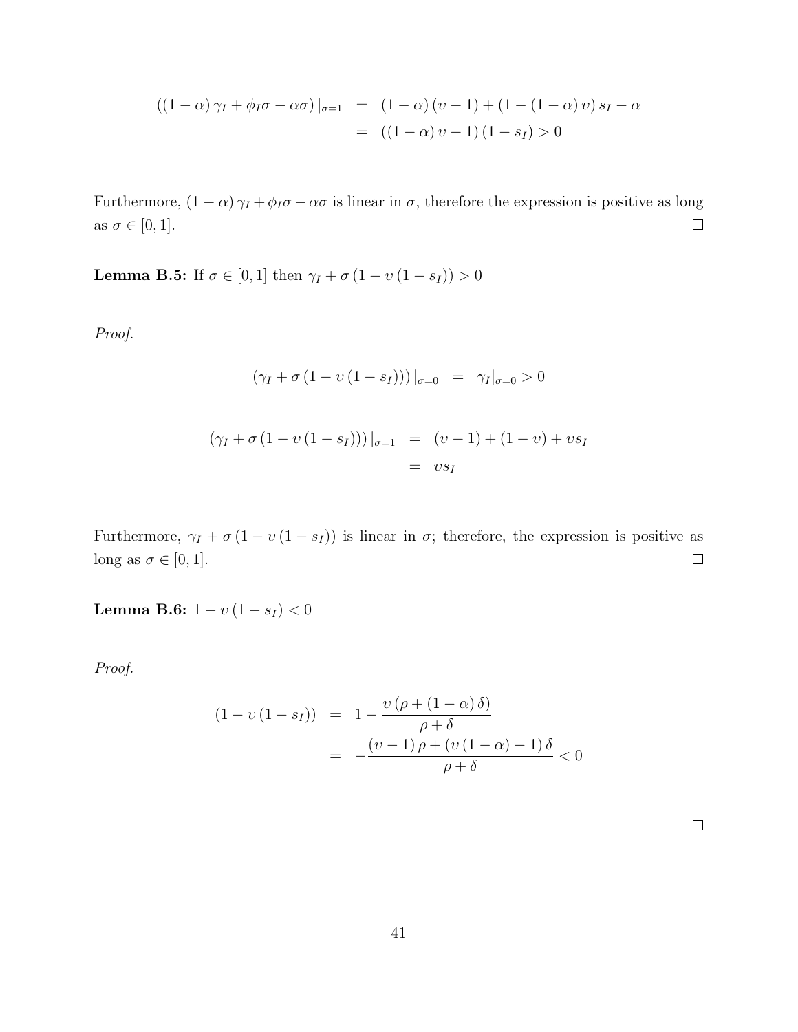$$
\begin{aligned}
\left((1-\alpha)\gamma_I + \phi_I\sigma - \alpha\sigma\right)|_{\sigma=1} &= (1-\alpha)(\upsilon-1) + (1-(1-\alpha)\upsilon)s_I - \alpha \\
&= ((1-\alpha)\upsilon - 1)(1-s_I) > 0
\end{aligned}
$$

Furthermore, $(1-\alpha)\gamma_I + \phi_I\sigma - \alpha\sigma$ is linear in $\sigma$, therefore the expression is positive as long as $\sigma \in [0,1]$. □

**Lemma B.5:** If $\sigma \in [0,1]$ then $\gamma_I + \sigma(1-\upsilon(1-s_I)) > 0$

*Proof.*

$$
\left(\gamma_I + \sigma(1-\upsilon(1-s_I))\right)|_{\sigma=0} = \gamma_I|_{\sigma=0} > 0
$$

$$
\begin{aligned}
\left(\gamma_I + \sigma(1-\upsilon(1-s_I))\right)|_{\sigma=1} &= (\upsilon-1) + (1-\upsilon) + \upsilon s_I \\
&= \upsilon s_I
\end{aligned}
$$

Furthermore, $\gamma_I + \sigma(1-\upsilon(1-s_I))$ is linear in $\sigma$; therefore, the expression is positive as long as $\sigma \in [0,1]$. □

**Lemma B.6:** $1-\upsilon(1-s_I) < 0$

*Proof.*

$$
\begin{aligned}
(1-\upsilon(1-s_I)) &= 1 - \frac{\upsilon(\rho + (1-\alpha)\delta)}{\rho+\delta} \\
&= -\frac{(\upsilon-1)\rho + (\upsilon(1-\alpha)-1)\delta}{\rho+\delta} < 0
\end{aligned}
$$

□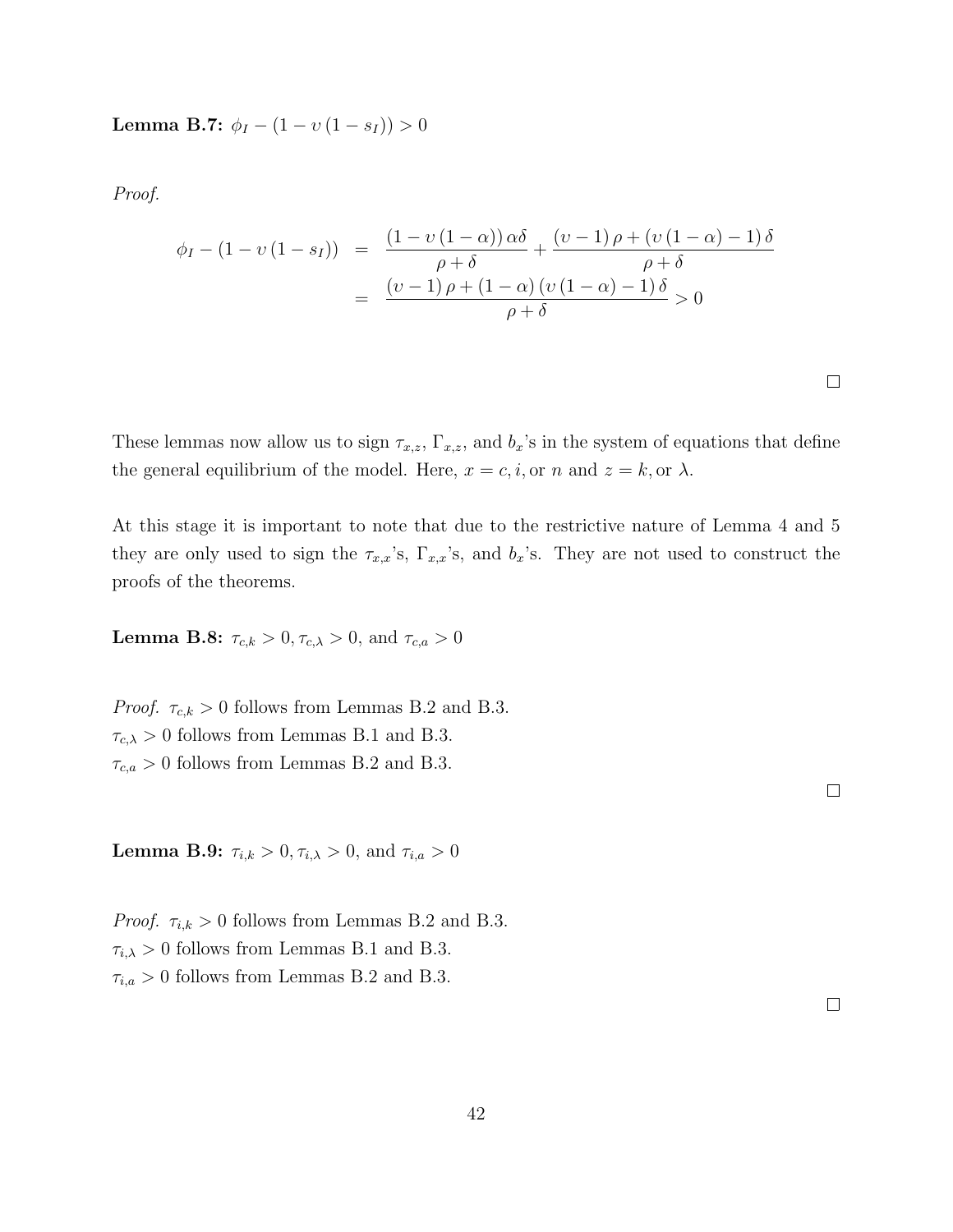**Lemma B.7:** $\phi_I - (1 - \upsilon(1 - s_I)) > 0$

*Proof.*

$$
\begin{aligned}
\phi_I - (1 - \upsilon(1 - s_I)) &= \frac{(1 - \upsilon(1 - \alpha))\alpha\delta}{\rho + \delta} + \frac{(\upsilon - 1)\rho + (\upsilon(1 - \alpha) - 1)\delta}{\rho + \delta} \\
&= \frac{(\upsilon - 1)\rho + (1 - \alpha)(\upsilon(1 - \alpha) - 1)\delta}{\rho + \delta} > 0
\end{aligned}
$$

□

These lemmas now allow us to sign $\tau_{x,z}$, $\Gamma_{x,z}$, and $b_x$'s in the system of equations that define the general equilibrium of the model. Here, $x = c, i,$ or $n$ and $z = k,$ or $\lambda$.

At this stage it is important to note that due to the restrictive nature of Lemma 4 and 5 they are only used to sign the $\tau_{x,x}$'s, $\Gamma_{x,x}$'s, and $b_x$'s. They are not used to construct the proofs of the theorems.

**Lemma B.8:** $\tau_{c,k} > 0, \tau_{c,\lambda} > 0$, and $\tau_{c,a} > 0$

*Proof.* $\tau_{c,k} > 0$ follows from Lemmas B.2 and B.3.
$\tau_{c,\lambda} > 0$ follows from Lemmas B.1 and B.3.
$\tau_{c,a} > 0$ follows from Lemmas B.2 and B.3.

□

**Lemma B.9:** $\tau_{i,k} > 0, \tau_{i,\lambda} > 0$, and $\tau_{i,a} > 0$

*Proof.* $\tau_{i,k} > 0$ follows from Lemmas B.2 and B.3.
$\tau_{i,\lambda} > 0$ follows from Lemmas B.1 and B.3.
$\tau_{i,a} > 0$ follows from Lemmas B.2 and B.3.

□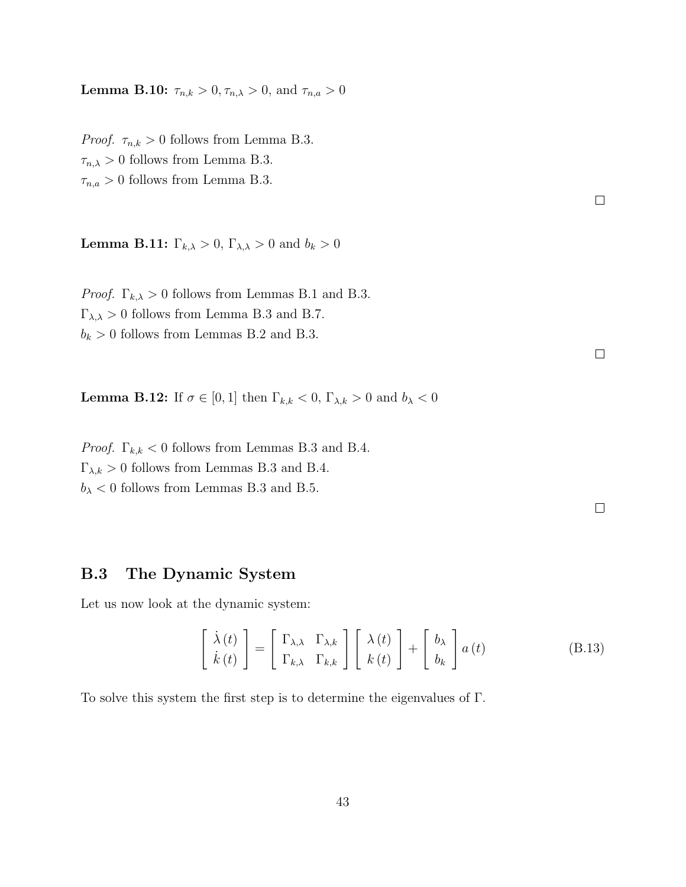**Lemma B.10:** $\tau_{n,k} > 0, \tau_{n,\lambda} > 0$, and $\tau_{n,a} > 0$

*Proof.* $\tau_{n,k} > 0$ follows from Lemma B.3.
$\tau_{n,\lambda} > 0$ follows from Lemma B.3.
$\tau_{n,a} > 0$ follows from Lemma B.3.

□

**Lemma B.11:** $\Gamma_{k,\lambda} > 0$, $\Gamma_{\lambda,\lambda} > 0$ and $b_k > 0$

*Proof.* $\Gamma_{k,\lambda} > 0$ follows from Lemmas B.1 and B.3.
$\Gamma_{\lambda,\lambda} > 0$ follows from Lemma B.3 and B.7.
$b_k > 0$ follows from Lemmas B.2 and B.3.

□

**Lemma B.12:** If $\sigma \in [0, 1]$ then $\Gamma_{k,k} < 0$, $\Gamma_{\lambda,k} > 0$ and $b_\lambda < 0$

*Proof.* $\Gamma_{k,k} < 0$ follows from Lemmas B.3 and B.4.
$\Gamma_{\lambda,k} > 0$ follows from Lemmas B.3 and B.4.
$b_\lambda < 0$ follows from Lemmas B.3 and B.5.

□

## B.3 The Dynamic System

Let us now look at the dynamic system:

$$\begin{bmatrix} \dot{\lambda}(t) \\ \dot{k}(t) \end{bmatrix} = \begin{bmatrix} \Gamma_{\lambda,\lambda} & \Gamma_{\lambda,k} \\ \Gamma_{k,\lambda} & \Gamma_{k,k} \end{bmatrix} \begin{bmatrix} \lambda(t) \\ k(t) \end{bmatrix} + \begin{bmatrix} b_\lambda \\ b_k \end{bmatrix} a(t) \tag{B.13}$$

To solve this system the first step is to determine the eigenvalues of $\Gamma$.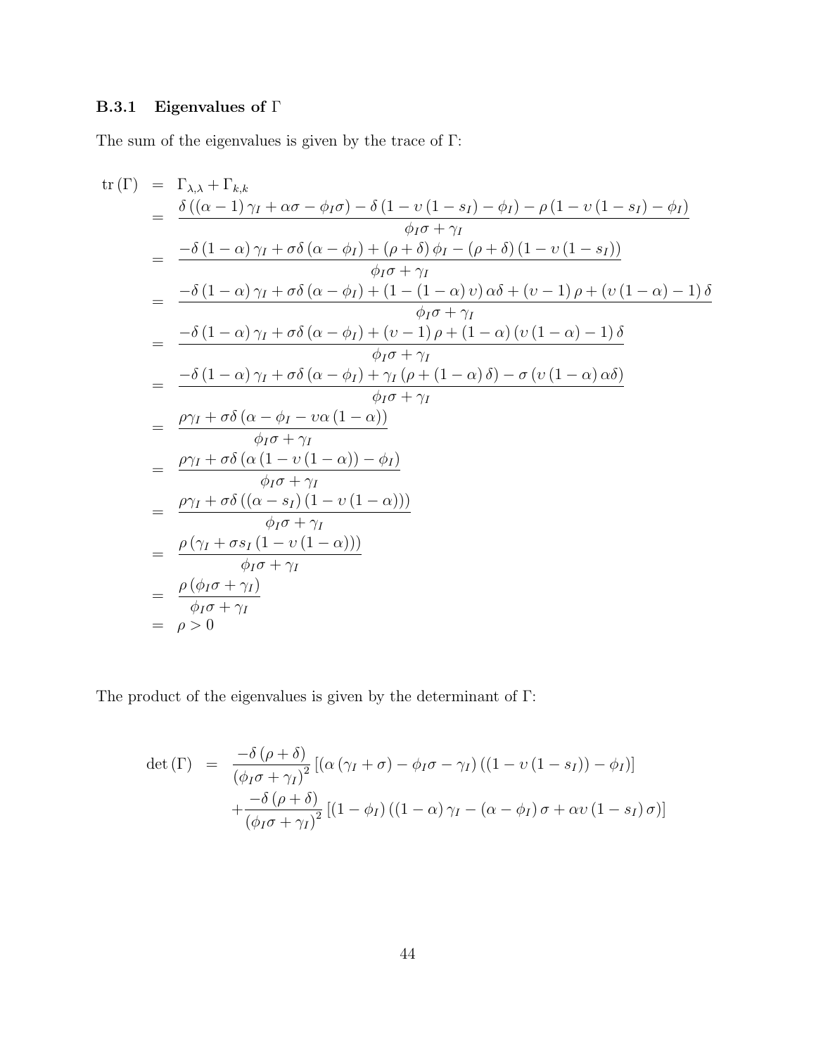### B.3.1 Eigenvalues of $\Gamma$

The sum of the eigenvalues is given by the trace of $\Gamma$:

$$
\begin{aligned}
\operatorname{tr}(\Gamma) &= \Gamma_{\lambda,\lambda} + \Gamma_{k,k} \\
&= \frac{\delta\left((\alpha-1)\gamma_I + \alpha\sigma - \phi_I\sigma\right) - \delta\left(1-\upsilon\left(1-s_I\right)-\phi_I\right) - \rho\left(1-\upsilon\left(1-s_I\right)-\phi_I\right)}{\phi_I\sigma+\gamma_I} \\
&= \frac{-\delta\left(1-\alpha\right)\gamma_I + \sigma\delta\left(\alpha-\phi_I\right) + \left(\rho+\delta\right)\phi_I - \left(\rho+\delta\right)\left(1-\upsilon\left(1-s_I\right)\right)}{\phi_I\sigma+\gamma_I} \\
&= \frac{-\delta\left(1-\alpha\right)\gamma_I + \sigma\delta\left(\alpha-\phi_I\right) + \left(1-\left(1-\alpha\right)\upsilon\right)\alpha\delta + \left(\upsilon-1\right)\rho + \left(\upsilon\left(1-\alpha\right)-1\right)\delta}{\phi_I\sigma+\gamma_I} \\
&= \frac{-\delta\left(1-\alpha\right)\gamma_I + \sigma\delta\left(\alpha-\phi_I\right) + \left(\upsilon-1\right)\rho + \left(1-\alpha\right)\left(\upsilon\left(1-\alpha\right)-1\right)\delta}{\phi_I\sigma+\gamma_I} \\
&= \frac{-\delta\left(1-\alpha\right)\gamma_I + \sigma\delta\left(\alpha-\phi_I\right) + \gamma_I\left(\rho+\left(1-\alpha\right)\delta\right) - \sigma\left(\upsilon\left(1-\alpha\right)\alpha\delta\right)}{\phi_I\sigma+\gamma_I} \\
&= \frac{\rho\gamma_I + \sigma\delta\left(\alpha-\phi_I-\upsilon\alpha\left(1-\alpha\right)\right)}{\phi_I\sigma+\gamma_I} \\
&= \frac{\rho\gamma_I + \sigma\delta\left(\alpha\left(1-\upsilon\left(1-\alpha\right)\right)-\phi_I\right)}{\phi_I\sigma+\gamma_I} \\
&= \frac{\rho\gamma_I + \sigma\delta\left(\left(\alpha-s_I\right)\left(1-\upsilon\left(1-\alpha\right)\right)\right)}{\phi_I\sigma+\gamma_I} \\
&= \frac{\rho\left(\gamma_I + \sigma s_I\left(1-\upsilon\left(1-\alpha\right)\right)\right)}{\phi_I\sigma+\gamma_I} \\
&= \frac{\rho\left(\phi_I\sigma+\gamma_I\right)}{\phi_I\sigma+\gamma_I} \\
&= \rho > 0
\end{aligned}
$$

The product of the eigenvalues is given by the determinant of $\Gamma$:

$$
\begin{aligned}
\det(\Gamma) &= \frac{-\delta\left(\rho+\delta\right)}{\left(\phi_I\sigma+\gamma_I\right)^2}\left[\left(\alpha\left(\gamma_I+\sigma\right)-\phi_I\sigma-\gamma_I\right)\left(\left(1-\upsilon\left(1-s_I\right)\right)-\phi_I\right)\right] \\
&\quad + \frac{-\delta\left(\rho+\delta\right)}{\left(\phi_I\sigma+\gamma_I\right)^2}\left[\left(1-\phi_I\right)\left(\left(1-\alpha\right)\gamma_I-\left(\alpha-\phi_I\right)\sigma+\alpha\upsilon\left(1-s_I\right)\sigma\right)\right]
\end{aligned}
$$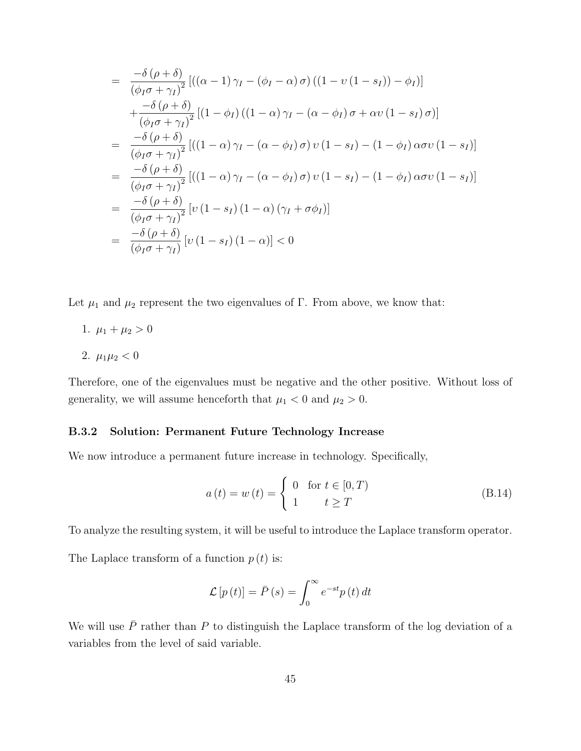$$
\begin{aligned}
&= \frac{-\delta(\rho+\delta)}{(\phi_I\sigma+\gamma_I)^2}\left[\left((\alpha-1)\gamma_I-(\phi_I-\alpha)\sigma\right)\left((1-\upsilon(1-s_I))-\phi_I\right)\right] \\
&\quad + \frac{-\delta(\rho+\delta)}{(\phi_I\sigma+\gamma_I)^2}\left[(1-\phi_I)\left((1-\alpha)\gamma_I-(\alpha-\phi_I)\sigma+\alpha\upsilon(1-s_I)\sigma\right)\right] \\
&= \frac{-\delta(\rho+\delta)}{(\phi_I\sigma+\gamma_I)^2}\left[\left((1-\alpha)\gamma_I-(\alpha-\phi_I)\sigma\right)\upsilon(1-s_I)-(1-\phi_I)\alpha\sigma\upsilon(1-s_I)\right] \\
&= \frac{-\delta(\rho+\delta)}{(\phi_I\sigma+\gamma_I)^2}\left[\left((1-\alpha)\gamma_I-(\alpha-\phi_I)\sigma\right)\upsilon(1-s_I)-(1-\phi_I)\alpha\sigma\upsilon(1-s_I)\right] \\
&= \frac{-\delta(\rho+\delta)}{(\phi_I\sigma+\gamma_I)^2}\left[\upsilon(1-s_I)(1-\alpha)(\gamma_I+\sigma\phi_I)\right] \\
&= \frac{-\delta(\rho+\delta)}{(\phi_I\sigma+\gamma_I)}\left[\upsilon(1-s_I)(1-\alpha)\right] < 0
\end{aligned}
$$

Let $\mu_1$ and $\mu_2$ represent the two eigenvalues of $\Gamma$. From above, we know that:

1. $\mu_1 + \mu_2 > 0$
2. $\mu_1 \mu_2 < 0$

Therefore, one of the eigenvalues must be negative and the other positive. Without loss of generality, we will assume henceforth that $\mu_1 < 0$ and $\mu_2 > 0$.

### B.3.2 Solution: Permanent Future Technology Increase

We now introduce a permanent future increase in technology. Specifically,

$$
a(t) = w(t) = \begin{cases} 0 & \text{for } t \in [0, T) \\ 1 & t \geq T \end{cases} \tag{B.14}
$$

To analyze the resulting system, it will be useful to introduce the Laplace transform operator.

The Laplace transform of a function $p(t)$ is:

$$
\mathcal{L}[p(t)] = \bar{P}(s) = \int_0^\infty e^{-st} p(t)\, dt
$$

We will use $\bar{P}$ rather than $P$ to distinguish the Laplace transform of the log deviation of a variables from the level of said variable.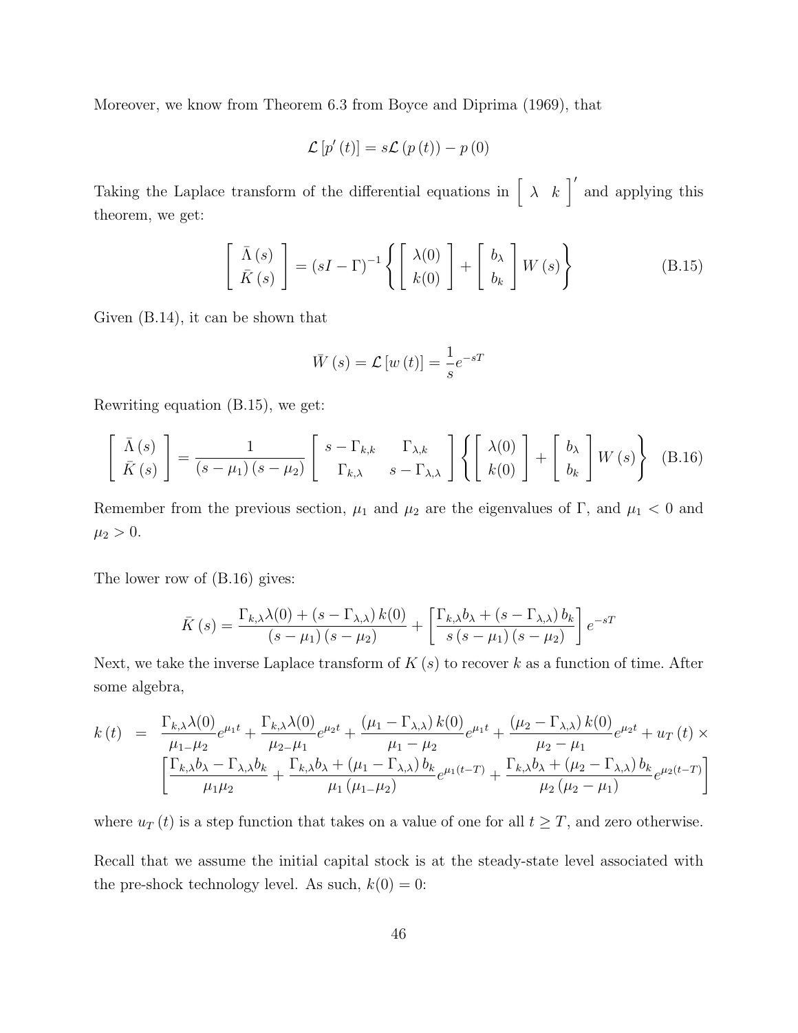Moreover, we know from Theorem 6.3 from Boyce and Diprima (1969), that

$$\mathcal{L}\left[p'\left(t\right)\right] = s\mathcal{L}\left(p\left(t\right)\right) - p\left(0\right)$$

Taking the Laplace transform of the differential equations in $\left[\begin{array}{cc} \lambda & k \end{array}\right]'$ and applying this theorem, we get:

$$\left[\begin{array}{c} \bar{\Lambda}\left(s\right) \\ \bar{K}\left(s\right) \end{array}\right] = \left(sI - \Gamma\right)^{-1}\left\{\left[\begin{array}{c} \lambda(0) \\ k(0) \end{array}\right] + \left[\begin{array}{c} b_\lambda \\ b_k \end{array}\right] W\left(s\right)\right\} \tag{B.15}$$

Given (B.14), it can be shown that

$$\bar{W}\left(s\right) = \mathcal{L}\left[w\left(t\right)\right] = \frac{1}{s}e^{-sT}$$

Rewriting equation (B.15), we get:

$$\left[\begin{array}{c} \bar{\Lambda}\left(s\right) \\ \bar{K}\left(s\right) \end{array}\right] = \frac{1}{\left(s-\mu_1\right)\left(s-\mu_2\right)}\left[\begin{array}{cc} s-\Gamma_{k,k} & \Gamma_{\lambda,k} \\ \Gamma_{k,\lambda} & s-\Gamma_{\lambda,\lambda} \end{array}\right]\left\{\left[\begin{array}{c} \lambda(0) \\ k(0) \end{array}\right] + \left[\begin{array}{c} b_\lambda \\ b_k \end{array}\right] W\left(s\right)\right\} \tag{B.16}$$

Remember from the previous section, $\mu_1$ and $\mu_2$ are the eigenvalues of $\Gamma$, and $\mu_1 < 0$ and $\mu_2 > 0$.

The lower row of (B.16) gives:

$$\bar{K}\left(s\right) = \frac{\Gamma_{k,\lambda}\lambda(0) + \left(s-\Gamma_{\lambda,\lambda}\right)k(0)}{\left(s-\mu_1\right)\left(s-\mu_2\right)} + \left[\frac{\Gamma_{k,\lambda}b_\lambda + \left(s-\Gamma_{\lambda,\lambda}\right)b_k}{s\left(s-\mu_1\right)\left(s-\mu_2\right)}\right]e^{-sT}$$

Next, we take the inverse Laplace transform of $K\left(s\right)$ to recover $k$ as a function of time. After some algebra,

$$\begin{aligned} k\left(t\right) \;\; = \;\; & \frac{\Gamma_{k,\lambda}\lambda(0)}{\mu_1-\mu_2}e^{\mu_1 t} + \frac{\Gamma_{k,\lambda}\lambda(0)}{\mu_2-\mu_1}e^{\mu_2 t} + \frac{\left(\mu_1-\Gamma_{\lambda,\lambda}\right)k(0)}{\mu_1-\mu_2}e^{\mu_1 t} + \frac{\left(\mu_2-\Gamma_{\lambda,\lambda}\right)k(0)}{\mu_2-\mu_1}e^{\mu_2 t} + u_T\left(t\right) \times \\ & \left[\frac{\Gamma_{k,\lambda}b_\lambda - \Gamma_{\lambda,\lambda}b_k}{\mu_1\mu_2} + \frac{\Gamma_{k,\lambda}b_\lambda + \left(\mu_1-\Gamma_{\lambda,\lambda}\right)b_k}{\mu_1\left(\mu_1-\mu_2\right)}e^{\mu_1(t-T)} + \frac{\Gamma_{k,\lambda}b_\lambda + \left(\mu_2-\Gamma_{\lambda,\lambda}\right)b_k}{\mu_2\left(\mu_2-\mu_1\right)}e^{\mu_2(t-T)}\right] \end{aligned}$$

where $u_T\left(t\right)$ is a step function that takes on a value of one for all $t \geq T$, and zero otherwise.

Recall that we assume the initial capital stock is at the steady-state level associated with the pre-shock technology level. As such, $k(0) = 0$: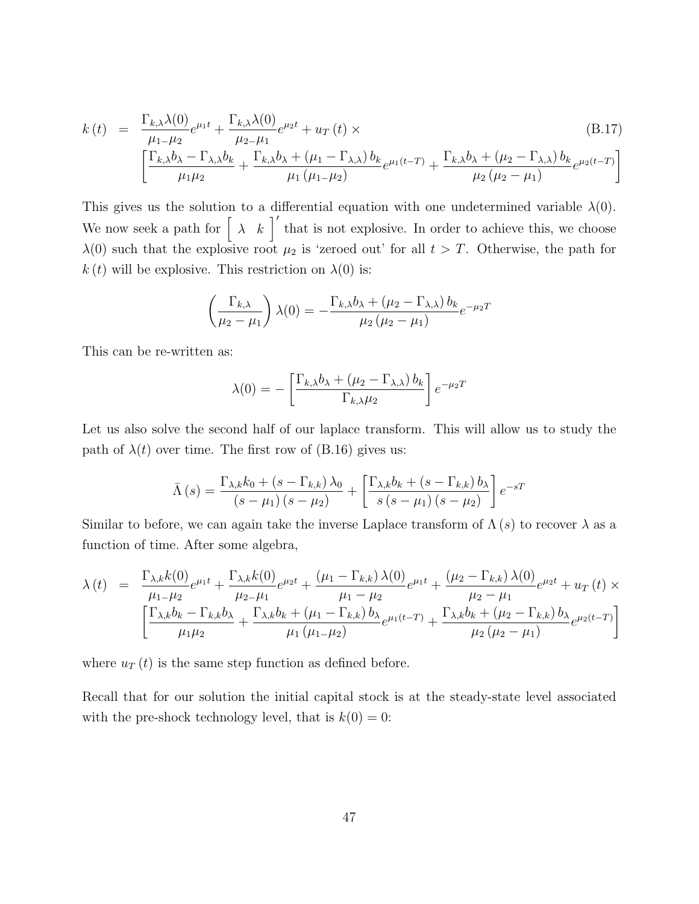$$
\begin{aligned}
k(t) \;=\;& \frac{\Gamma_{k,\lambda}\lambda(0)}{\mu_1 - \mu_2} e^{\mu_1 t} + \frac{\Gamma_{k,\lambda}\lambda(0)}{\mu_2 - \mu_1} e^{\mu_2 t} + u_T(t) \times \\
& \left[ \frac{\Gamma_{k,\lambda} b_\lambda - \Gamma_{\lambda,\lambda} b_k}{\mu_1 \mu_2} + \frac{\Gamma_{k,\lambda} b_\lambda + (\mu_1 - \Gamma_{\lambda,\lambda}) b_k}{\mu_1 (\mu_1 - \mu_2)} e^{\mu_1 (t-T)} + \frac{\Gamma_{k,\lambda} b_\lambda + (\mu_2 - \Gamma_{\lambda,\lambda}) b_k}{\mu_2 (\mu_2 - \mu_1)} e^{\mu_2 (t-T)} \right]
\end{aligned}
\tag{B.17}
$$

This gives us the solution to a differential equation with one undetermined variable $\lambda(0)$. We now seek a path for $\begin{bmatrix} \lambda & k \end{bmatrix}'$ that is not explosive. In order to achieve this, we choose $\lambda(0)$ such that the explosive root $\mu_2$ is 'zeroed out' for all $t > T$. Otherwise, the path for $k(t)$ will be explosive. This restriction on $\lambda(0)$ is:

$$
\left( \frac{\Gamma_{k,\lambda}}{\mu_2 - \mu_1} \right) \lambda(0) = - \frac{\Gamma_{k,\lambda} b_\lambda + (\mu_2 - \Gamma_{\lambda,\lambda}) b_k}{\mu_2 (\mu_2 - \mu_1)} e^{-\mu_2 T}
$$

This can be re-written as:

$$
\lambda(0) = - \left[ \frac{\Gamma_{k,\lambda} b_\lambda + (\mu_2 - \Gamma_{\lambda,\lambda}) b_k}{\Gamma_{k,\lambda} \mu_2} \right] e^{-\mu_2 T}
$$

Let us also solve the second half of our laplace transform. This will allow us to study the path of $\lambda(t)$ over time. The first row of (B.16) gives us:

$$
\bar{\Lambda}(s) = \frac{\Gamma_{\lambda,k} k_0 + (s - \Gamma_{k,k}) \lambda_0}{(s - \mu_1)(s - \mu_2)} + \left[ \frac{\Gamma_{\lambda,k} b_k + (s - \Gamma_{k,k}) b_\lambda}{s (s - \mu_1)(s - \mu_2)} \right] e^{-sT}
$$

Similar to before, we can again take the inverse Laplace transform of $\Lambda(s)$ to recover $\lambda$ as a function of time. After some algebra,

$$
\begin{aligned}
\lambda(t) \;=\;& \frac{\Gamma_{\lambda,k} k(0)}{\mu_1 - \mu_2} e^{\mu_1 t} + \frac{\Gamma_{\lambda,k} k(0)}{\mu_2 - \mu_1} e^{\mu_2 t} + \frac{(\mu_1 - \Gamma_{k,k}) \lambda(0)}{\mu_1 - \mu_2} e^{\mu_1 t} + \frac{(\mu_2 - \Gamma_{k,k}) \lambda(0)}{\mu_2 - \mu_1} e^{\mu_2 t} + u_T(t) \times \\
& \left[ \frac{\Gamma_{\lambda,k} b_k - \Gamma_{k,k} b_\lambda}{\mu_1 \mu_2} + \frac{\Gamma_{\lambda,k} b_k + (\mu_1 - \Gamma_{k,k}) b_\lambda}{\mu_1 (\mu_1 - \mu_2)} e^{\mu_1 (t-T)} + \frac{\Gamma_{\lambda,k} b_k + (\mu_2 - \Gamma_{k,k}) b_\lambda}{\mu_2 (\mu_2 - \mu_1)} e^{\mu_2 (t-T)} \right]
\end{aligned}
$$

where $u_T(t)$ is the same step function as defined before.

Recall that for our solution the initial capital stock is at the steady-state level associated with the pre-shock technology level, that is $k(0) = 0$: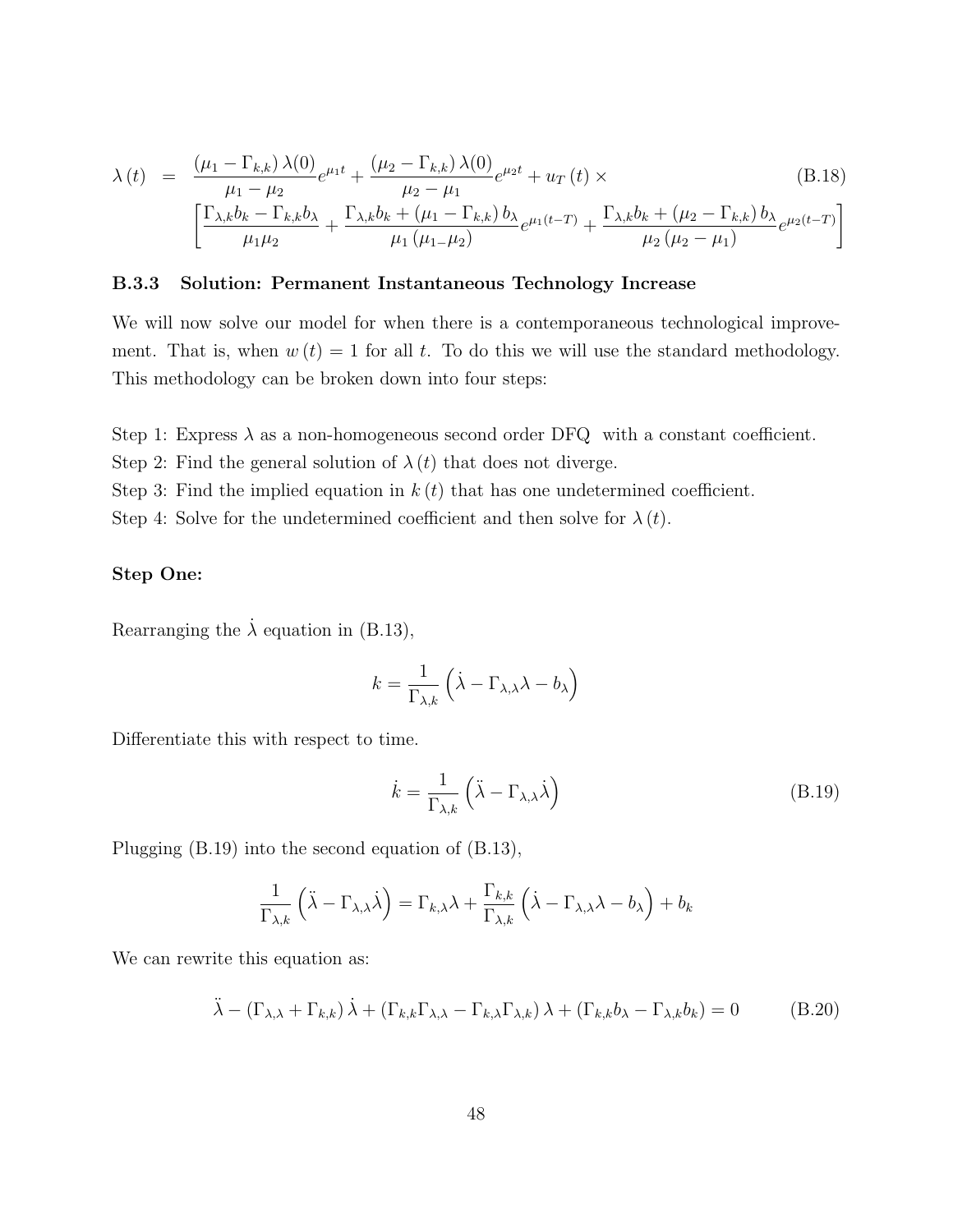$$
\begin{aligned}
\lambda(t) \;=\;& \frac{(\mu_1 - \Gamma_{k,k})\,\lambda(0)}{\mu_1 - \mu_2} e^{\mu_1 t} + \frac{(\mu_2 - \Gamma_{k,k})\,\lambda(0)}{\mu_2 - \mu_1} e^{\mu_2 t} + u_T(t) \times \\
& \left[ \frac{\Gamma_{\lambda,k} b_k - \Gamma_{k,k} b_\lambda}{\mu_1 \mu_2} + \frac{\Gamma_{\lambda,k} b_k + (\mu_1 - \Gamma_{k,k})\, b_\lambda}{\mu_1 (\mu_{1-} \mu_2)} e^{\mu_1 (t-T)} + \frac{\Gamma_{\lambda,k} b_k + (\mu_2 - \Gamma_{k,k})\, b_\lambda}{\mu_2 (\mu_2 - \mu_1)} e^{\mu_2 (t-T)} \right]
\end{aligned}
\tag{B.18}
$$

### B.3.3 Solution: Permanent Instantaneous Technology Increase

We will now solve our model for when there is a contemporaneous technological improvement. That is, when $w(t) = 1$ for all $t$. To do this we will use the standard methodology. This methodology can be broken down into four steps:

Step 1: Express $\lambda$ as a non-homogeneous second order DFQ with a constant coefficient.
Step 2: Find the general solution of $\lambda(t)$ that does not diverge.
Step 3: Find the implied equation in $k(t)$ that has one undetermined coefficient.
Step 4: Solve for the undetermined coefficient and then solve for $\lambda(t)$.

**Step One:**

Rearranging the $\dot{\lambda}$ equation in (B.13),

$$
k = \frac{1}{\Gamma_{\lambda,k}} \left( \dot{\lambda} - \Gamma_{\lambda,\lambda} \lambda - b_\lambda \right)
$$

Differentiate this with respect to time.

$$
\dot{k} = \frac{1}{\Gamma_{\lambda,k}} \left( \ddot{\lambda} - \Gamma_{\lambda,\lambda} \dot{\lambda} \right) \tag{B.19}
$$

Plugging (B.19) into the second equation of (B.13),

$$
\frac{1}{\Gamma_{\lambda,k}} \left( \ddot{\lambda} - \Gamma_{\lambda,\lambda} \dot{\lambda} \right) = \Gamma_{k,\lambda} \lambda + \frac{\Gamma_{k,k}}{\Gamma_{\lambda,k}} \left( \dot{\lambda} - \Gamma_{\lambda,\lambda} \lambda - b_\lambda \right) + b_k
$$

We can rewrite this equation as:

$$
\ddot{\lambda} - (\Gamma_{\lambda,\lambda} + \Gamma_{k,k})\, \dot{\lambda} + (\Gamma_{k,k} \Gamma_{\lambda,\lambda} - \Gamma_{k,\lambda} \Gamma_{\lambda,k})\, \lambda + (\Gamma_{k,k} b_\lambda - \Gamma_{\lambda,k} b_k) = 0 \tag{B.20}
$$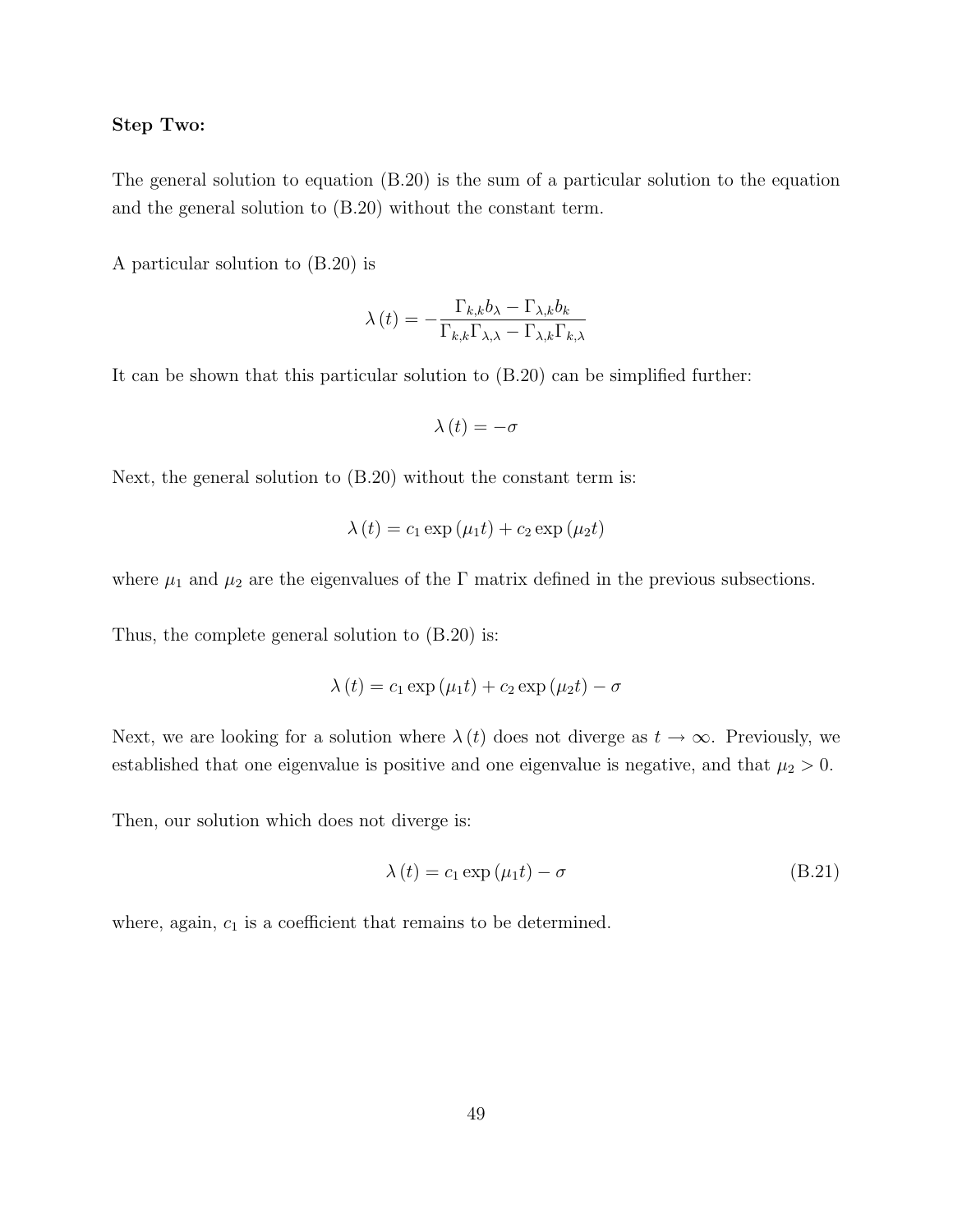**Step Two:**

The general solution to equation (B.20) is the sum of a particular solution to the equation and the general solution to (B.20) without the constant term.

A particular solution to (B.20) is

$$\lambda(t) = -\frac{\Gamma_{k,k} b_{\lambda} - \Gamma_{\lambda,k} b_k}{\Gamma_{k,k} \Gamma_{\lambda,\lambda} - \Gamma_{\lambda,k} \Gamma_{k,\lambda}}$$

It can be shown that this particular solution to (B.20) can be simplified further:

$$\lambda(t) = -\sigma$$

Next, the general solution to (B.20) without the constant term is:

$$\lambda(t) = c_1 \exp(\mu_1 t) + c_2 \exp(\mu_2 t)$$

where $\mu_1$ and $\mu_2$ are the eigenvalues of the $\Gamma$ matrix defined in the previous subsections.

Thus, the complete general solution to (B.20) is:

$$\lambda(t) = c_1 \exp(\mu_1 t) + c_2 \exp(\mu_2 t) - \sigma$$

Next, we are looking for a solution where $\lambda(t)$ does not diverge as $t \to \infty$. Previously, we established that one eigenvalue is positive and one eigenvalue is negative, and that $\mu_2 > 0$.

Then, our solution which does not diverge is:

$$\lambda(t) = c_1 \exp(\mu_1 t) - \sigma \tag{B.21}$$

where, again, $c_1$ is a coefficient that remains to be determined.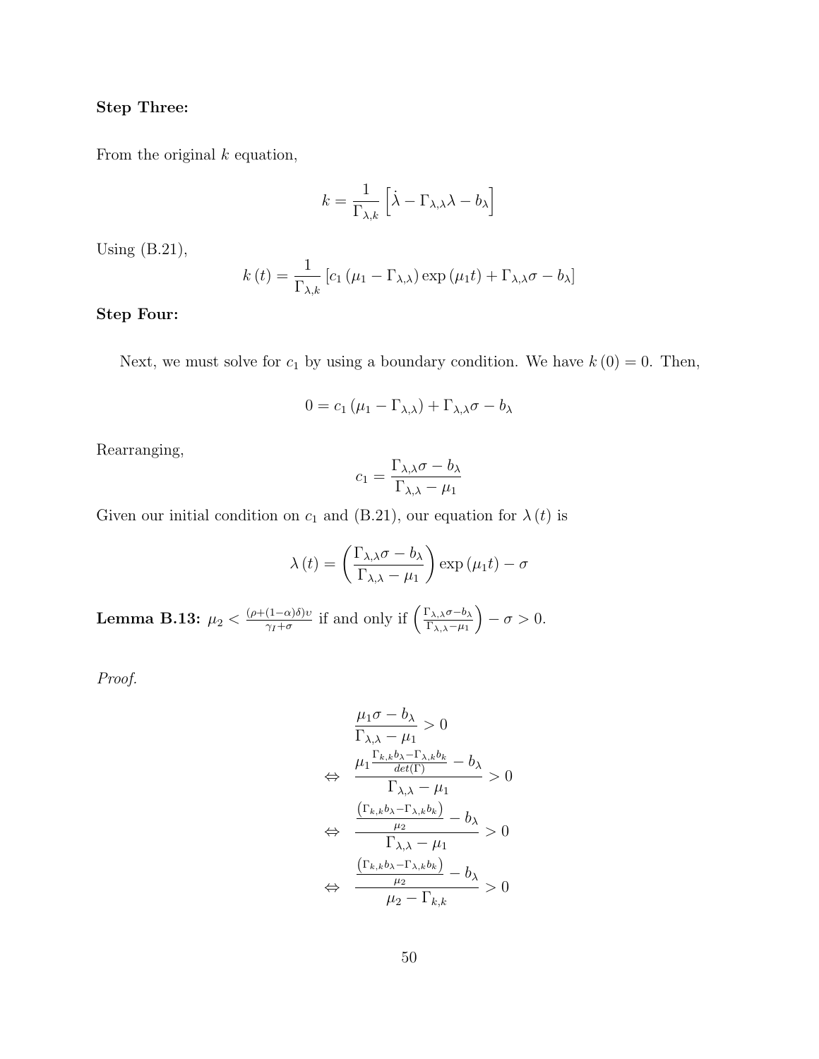**Step Three:**

From the original $k$ equation,

$$k = \frac{1}{\Gamma_{\lambda,k}} \left[ \dot{\lambda} - \Gamma_{\lambda,\lambda}\lambda - b_\lambda \right]$$

Using (B.21),

$$k(t) = \frac{1}{\Gamma_{\lambda,k}} \left[ c_1 \left( \mu_1 - \Gamma_{\lambda,\lambda} \right) \exp\left( \mu_1 t \right) + \Gamma_{\lambda,\lambda}\sigma - b_\lambda \right]$$

**Step Four:**

Next, we must solve for $c_1$ by using a boundary condition. We have $k(0) = 0$. Then,

$$0 = c_1 \left( \mu_1 - \Gamma_{\lambda,\lambda} \right) + \Gamma_{\lambda,\lambda}\sigma - b_\lambda$$

Rearranging,

$$c_1 = \frac{\Gamma_{\lambda,\lambda}\sigma - b_\lambda}{\Gamma_{\lambda,\lambda} - \mu_1}$$

Given our initial condition on $c_1$ and (B.21), our equation for $\lambda(t)$ is

$$\lambda(t) = \left( \frac{\Gamma_{\lambda,\lambda}\sigma - b_\lambda}{\Gamma_{\lambda,\lambda} - \mu_1} \right) \exp\left( \mu_1 t \right) - \sigma$$

**Lemma B.13:** $\mu_2 < \frac{(\rho+(1-\alpha)\delta)v}{\gamma_I+\sigma}$ if and only if $\left( \frac{\Gamma_{\lambda,\lambda}\sigma - b_\lambda}{\Gamma_{\lambda,\lambda} - \mu_1} \right) - \sigma > 0$.

*Proof.*

$$\begin{aligned}
& \frac{\mu_1 \sigma - b_\lambda}{\Gamma_{\lambda,\lambda} - \mu_1} > 0 \\
\Leftrightarrow \quad & \frac{\mu_1 \frac{\Gamma_{k,k} b_\lambda - \Gamma_{\lambda,k} b_k}{det(\Gamma)} - b_\lambda}{\Gamma_{\lambda,\lambda} - \mu_1} > 0 \\
\Leftrightarrow \quad & \frac{\frac{\left( \Gamma_{k,k} b_\lambda - \Gamma_{\lambda,k} b_k \right)}{\mu_2} - b_\lambda}{\Gamma_{\lambda,\lambda} - \mu_1} > 0 \\
\Leftrightarrow \quad & \frac{\frac{\left( \Gamma_{k,k} b_\lambda - \Gamma_{\lambda,k} b_k \right)}{\mu_2} - b_\lambda}{\mu_2 - \Gamma_{k,k}} > 0
\end{aligned}$$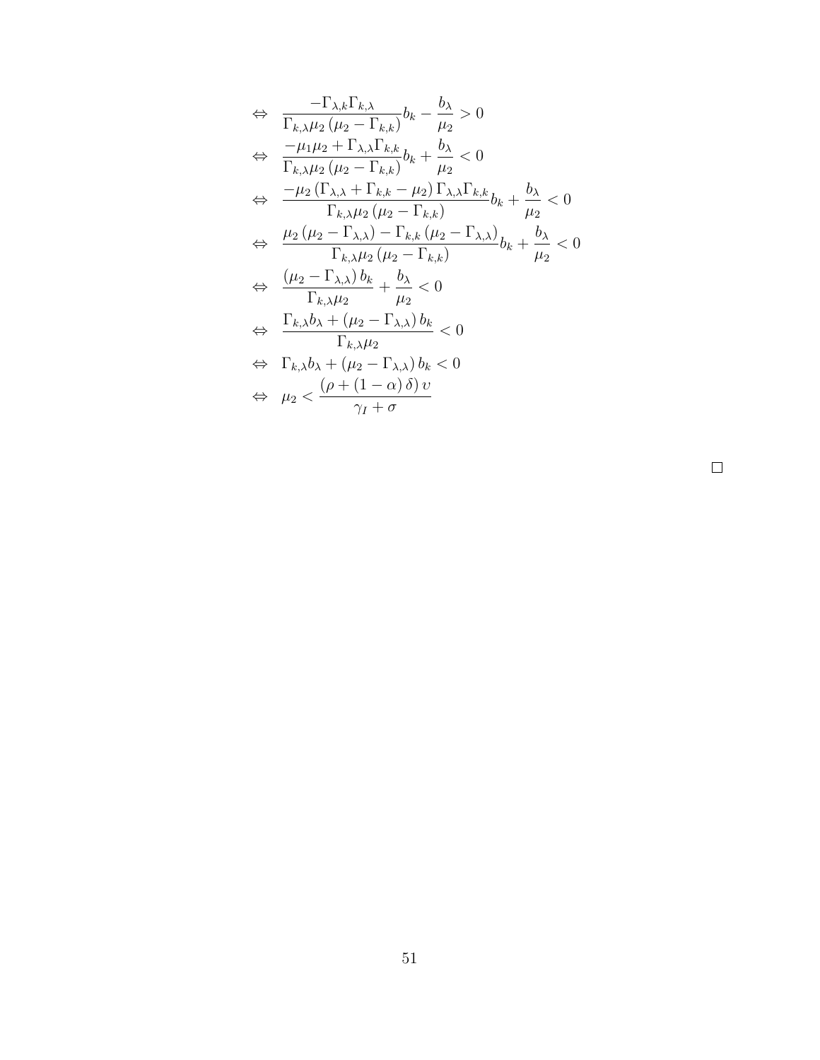$$
\begin{aligned}
\Leftrightarrow\quad & \frac{-\Gamma_{\lambda,k}\Gamma_{k,\lambda}}{\Gamma_{k,\lambda}\mu_2\left(\mu_2-\Gamma_{k,k}\right)}b_k-\frac{b_\lambda}{\mu_2}>0\\
\Leftrightarrow\quad & \frac{-\mu_1\mu_2+\Gamma_{\lambda,\lambda}\Gamma_{k,k}}{\Gamma_{k,\lambda}\mu_2\left(\mu_2-\Gamma_{k,k}\right)}b_k+\frac{b_\lambda}{\mu_2}<0\\
\Leftrightarrow\quad & \frac{-\mu_2\left(\Gamma_{\lambda,\lambda}+\Gamma_{k,k}-\mu_2\right)\Gamma_{\lambda,\lambda}\Gamma_{k,k}}{\Gamma_{k,\lambda}\mu_2\left(\mu_2-\Gamma_{k,k}\right)}b_k+\frac{b_\lambda}{\mu_2}<0\\
\Leftrightarrow\quad & \frac{\mu_2\left(\mu_2-\Gamma_{\lambda,\lambda}\right)-\Gamma_{k,k}\left(\mu_2-\Gamma_{\lambda,\lambda}\right)}{\Gamma_{k,\lambda}\mu_2\left(\mu_2-\Gamma_{k,k}\right)}b_k+\frac{b_\lambda}{\mu_2}<0\\
\Leftrightarrow\quad & \frac{\left(\mu_2-\Gamma_{\lambda,\lambda}\right)b_k}{\Gamma_{k,\lambda}\mu_2}+\frac{b_\lambda}{\mu_2}<0\\
\Leftrightarrow\quad & \frac{\Gamma_{k,\lambda}b_\lambda+\left(\mu_2-\Gamma_{\lambda,\lambda}\right)b_k}{\Gamma_{k,\lambda}\mu_2}<0\\
\Leftrightarrow\quad & \Gamma_{k,\lambda}b_\lambda+\left(\mu_2-\Gamma_{\lambda,\lambda}\right)b_k<0\\
\Leftrightarrow\quad & \mu_2<\frac{\left(\rho+(1-\alpha)\,\delta\right)\upsilon}{\gamma_I+\sigma}
\end{aligned}
$$

□